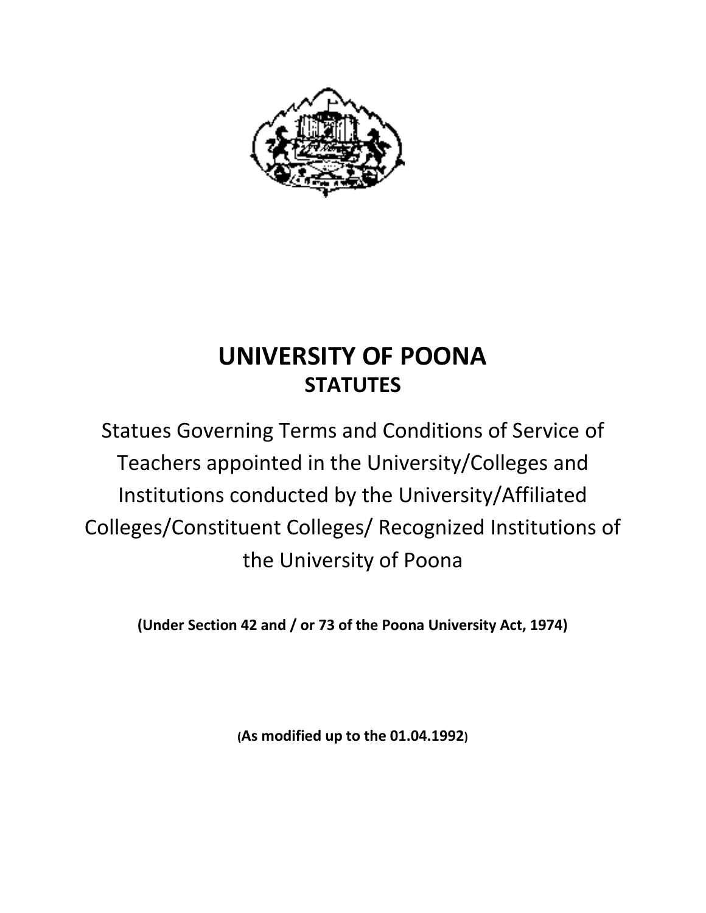# UNIVERSITY OF POONA

## STATUTES

Statues Governing Terms and Conditions of Service of Teachers appointed in the University/Colleges and Institutions conducted by the University/Affiliated Colleges/Constituent Colleges/ Recognized Institutions of the University of Poona

**(Under Section 42 and / or 73 of the Poona University Act, 1974)**

**(As modified up to the 01.04.1992)**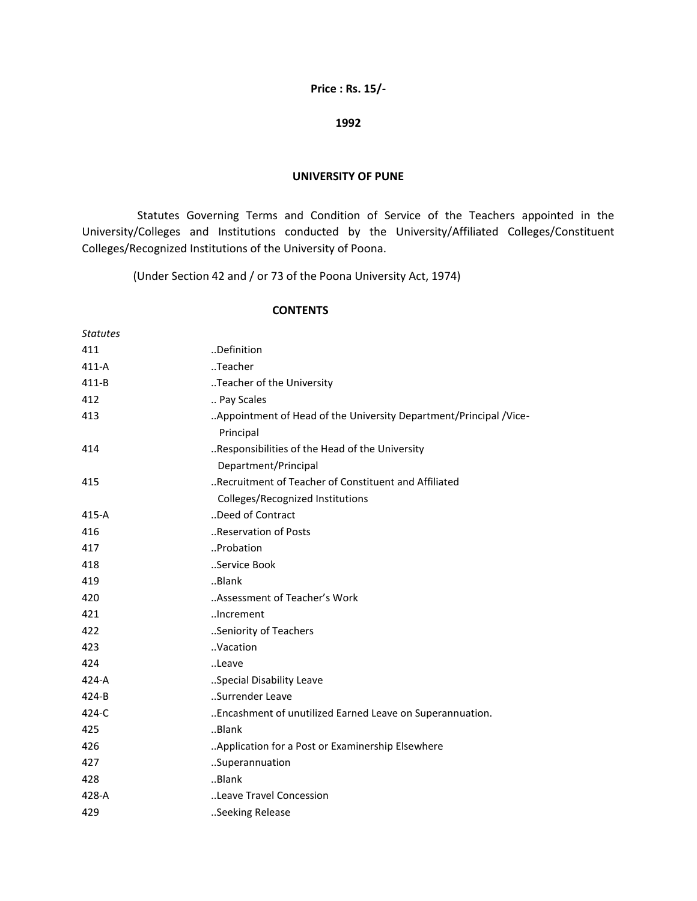**Price : Rs. 15/-**

**1992**

## UNIVERSITY OF PUNE

Statutes Governing Terms and Condition of Service of the Teachers appointed in the University/Colleges and Institutions conducted by the University/Affiliated Colleges/Constituent Colleges/Recognized Institutions of the University of Poona.

(Under Section 42 and / or 73 of the Poona University Act, 1974)

### CONTENTS

| *Statutes* | |
|---|---|
| 411 | ..Definition |
| 411-A | ..Teacher |
| 411-B | ..Teacher of the University |
| 412 | .. Pay Scales |
| 413 | ..Appointment of Head of the University Department/Principal /Vice-Principal |
| 414 | ..Responsibilities of the Head of the University Department/Principal |
| 415 | ..Recruitment of Teacher of Constituent and Affiliated Colleges/Recognized Institutions |
| 415-A | ..Deed of Contract |
| 416 | ..Reservation of Posts |
| 417 | ..Probation |
| 418 | ..Service Book |
| 419 | ..Blank |
| 420 | ..Assessment of Teacher's Work |
| 421 | ..Increment |
| 422 | ..Seniority of Teachers |
| 423 | ..Vacation |
| 424 | ..Leave |
| 424-A | ..Special Disability Leave |
| 424-B | ..Surrender Leave |
| 424-C | ..Encashment of unutilized Earned Leave on Superannuation. |
| 425 | ..Blank |
| 426 | ..Application for a Post or Examinership Elsewhere |
| 427 | ..Superannuation |
| 428 | ..Blank |
| 428-A | ..Leave Travel Concession |
| 429 | ..Seeking Release |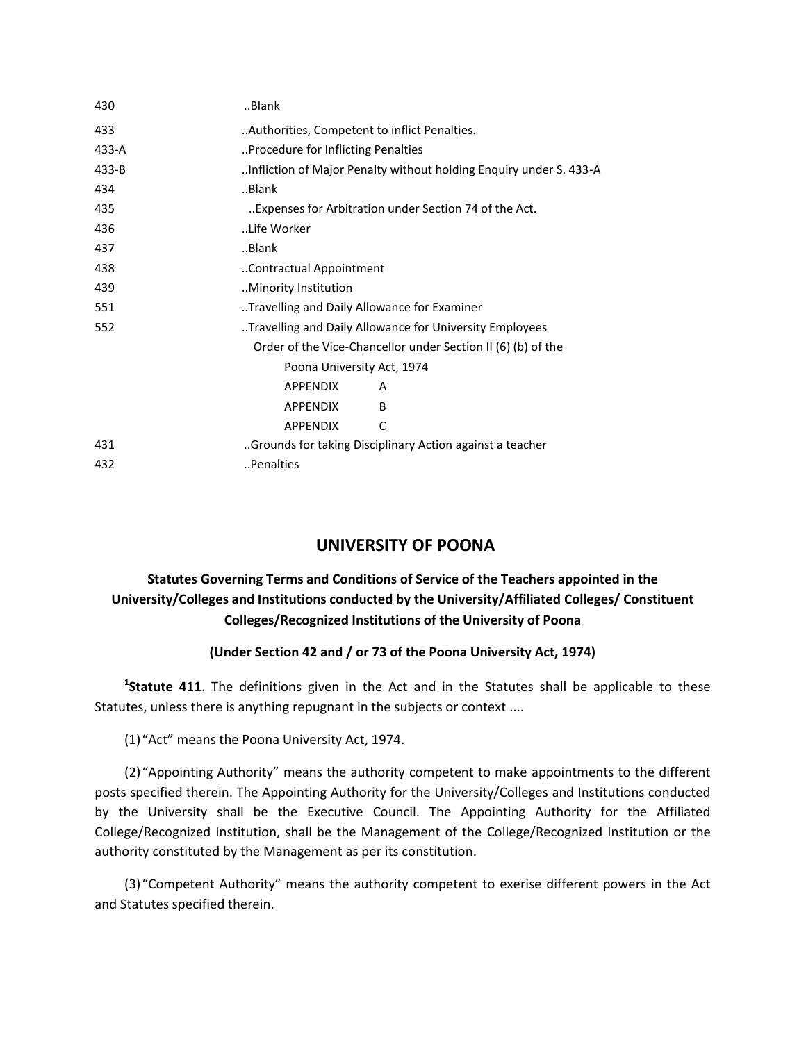| | |
|---|---|
| 430 | ..Blank |
| 433 | ..Authorities, Competent to inflict Penalties. |
| 433-A | ..Procedure for Inflicting Penalties |
| 433-B | ..Infliction of Major Penalty without holding Enquiry under S. 433-A |
| 434 | ..Blank |
| 435 | ..Expenses for Arbitration under Section 74 of the Act. |
| 436 | ..Life Worker |
| 437 | ..Blank |
| 438 | ..Contractual Appointment |
| 439 | ..Minority Institution |
| 551 | ..Travelling and Daily Allowance for Examiner |
| 552 | ..Travelling and Daily Allowance for University Employees |
| | Order of the Vice-Chancellor under Section II (6) (b) of the Poona University Act, 1974 |
| | APPENDIX A |
| | APPENDIX B |
| | APPENDIX C |
| 431 | ..Grounds for taking Disciplinary Action against a teacher |
| 432 | ..Penalties |

## UNIVERSITY OF POONA

### Statutes Governing Terms and Conditions of Service of the Teachers appointed in the University/Colleges and Institutions conducted by the University/Affiliated Colleges/ Constituent Colleges/Recognized Institutions of the University of Poona

**(Under Section 42 and / or 73 of the Poona University Act, 1974)**

[1]**Statute 411**. The definitions given in the Act and in the Statutes shall be applicable to these Statutes, unless there is anything repugnant in the subjects or context ....

(1) "Act" means the Poona University Act, 1974.

(2) "Appointing Authority" means the authority competent to make appointments to the different posts specified therein. The Appointing Authority for the University/Colleges and Institutions conducted by the University shall be the Executive Council. The Appointing Authority for the Affiliated College/Recognized Institution, shall be the Management of the College/Recognized Institution or the authority constituted by the Management as per its constitution.

(3) "Competent Authority" means the authority competent to exerise different powers in the Act and Statutes specified therein.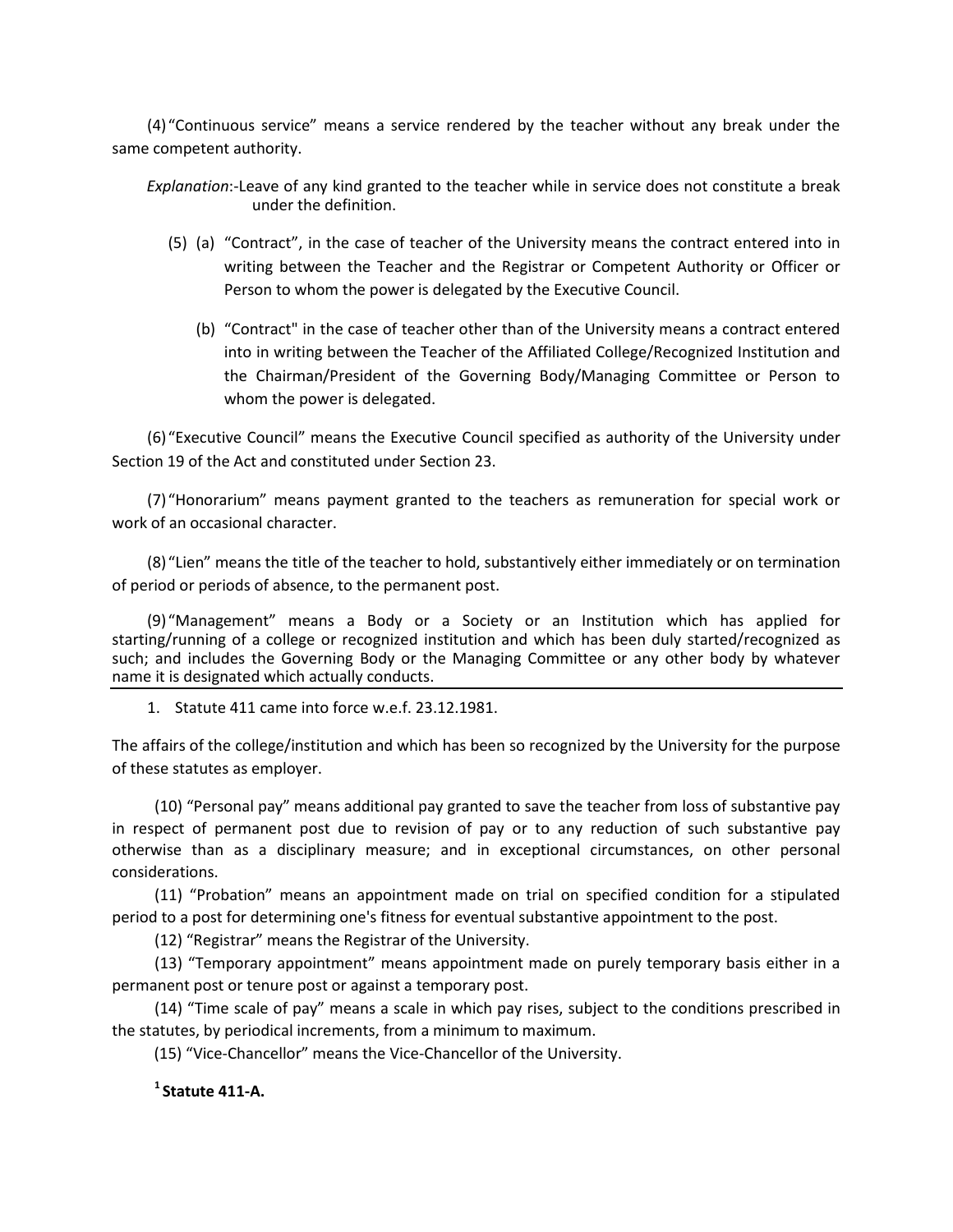(4) "Continuous service" means a service rendered by the teacher without any break under the same competent authority.

*Explanation*:-Leave of any kind granted to the teacher while in service does not constitute a break under the definition.

(5) (a) "Contract", in the case of teacher of the University means the contract entered into in writing between the Teacher and the Registrar or Competent Authority or Officer or Person to whom the power is delegated by the Executive Council.

(b) "Contract" in the case of teacher other than of the University means a contract entered into in writing between the Teacher of the Affiliated College/Recognized Institution and the Chairman/President of the Governing Body/Managing Committee or Person to whom the power is delegated.

(6) "Executive Council" means the Executive Council specified as authority of the University under Section 19 of the Act and constituted under Section 23.

(7) "Honorarium" means payment granted to the teachers as remuneration for special work or work of an occasional character.

(8) "Lien" means the title of the teacher to hold, substantively either immediately or on termination of period or periods of absence, to the permanent post.

(9) "Management" means a Body or a Society or an Institution which has applied for starting/running of a college or recognized institution and which has been duly started/recognized as such; and includes the Governing Body or the Managing Committee or any other body by whatever name it is designated which actually conducts.

1. Statute 411 came into force w.e.f. 23.12.1981.

The affairs of the college/institution and which has been so recognized by the University for the purpose of these statutes as employer.

(10) "Personal pay" means additional pay granted to save the teacher from loss of substantive pay in respect of permanent post due to revision of pay or to any reduction of such substantive pay otherwise than as a disciplinary measure; and in exceptional circumstances, on other personal considerations.

(11) "Probation" means an appointment made on trial on specified condition for a stipulated period to a post for determining one's fitness for eventual substantive appointment to the post.

(12) "Registrar" means the Registrar of the University.

(13) "Temporary appointment" means appointment made on purely temporary basis either in a permanent post or tenure post or against a temporary post.

(14) "Time scale of pay" means a scale in which pay rises, subject to the conditions prescribed in the statutes, by periodical increments, from a minimum to maximum.

(15) "Vice-Chancellor" means the Vice-Chancellor of the University.

[1] **Statute 411-A.**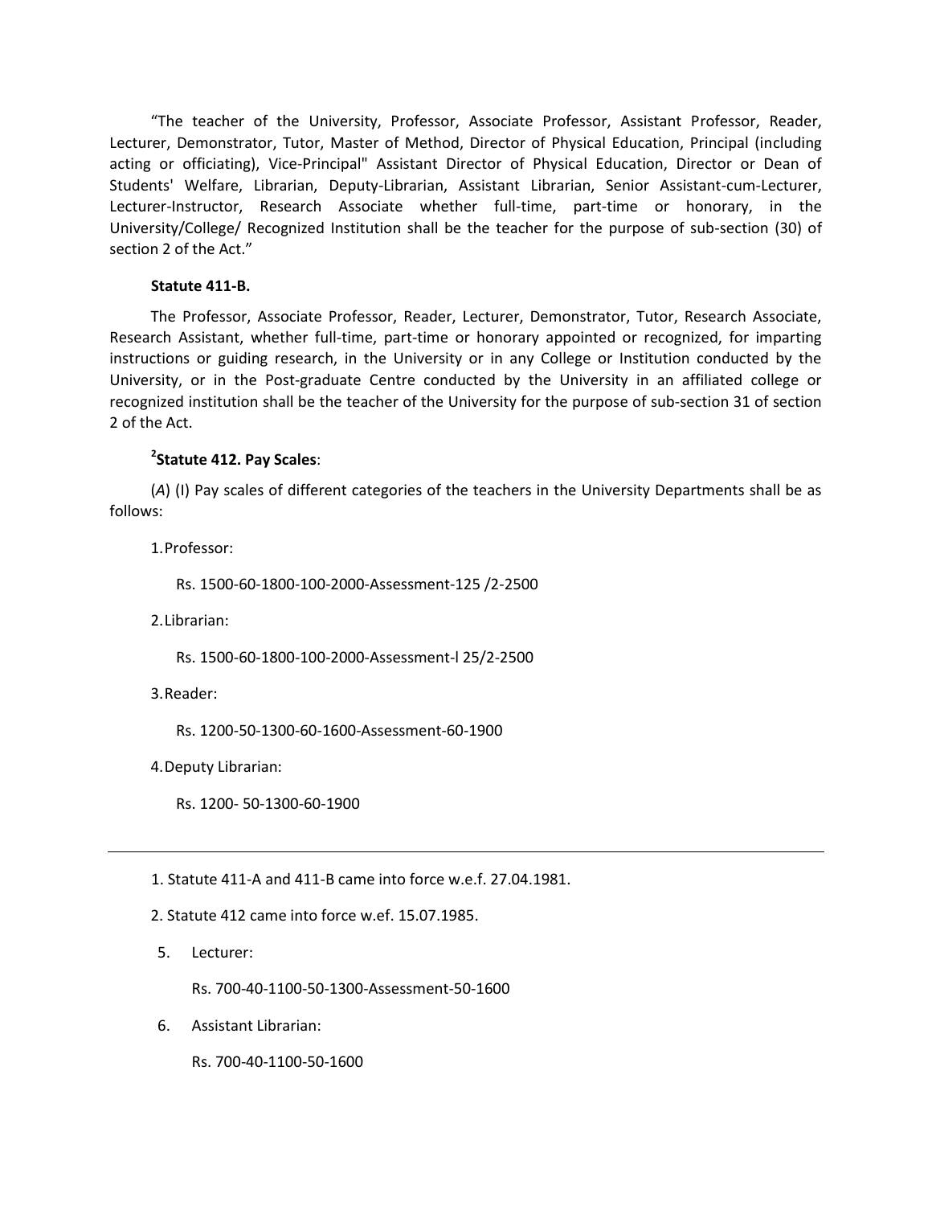"The teacher of the University, Professor, Associate Professor, Assistant Professor, Reader, Lecturer, Demonstrator, Tutor, Master of Method, Director of Physical Education, Principal (including acting or officiating), Vice-Principal" Assistant Director of Physical Education, Director or Dean of Students' Welfare, Librarian, Deputy-Librarian, Assistant Librarian, Senior Assistant-cum-Lecturer, Lecturer-Instructor, Research Associate whether full-time, part-time or honorary, in the University/College/ Recognized Institution shall be the teacher for the purpose of sub-section (30) of section 2 of the Act."

**Statute 411-B.**

The Professor, Associate Professor, Reader, Lecturer, Demonstrator, Tutor, Research Associate, Research Assistant, whether full-time, part-time or honorary appointed or recognized, for imparting instructions or guiding research, in the University or in any College or Institution conducted by the University, or in the Post-graduate Centre conducted by the University in an affiliated college or recognized institution shall be the teacher of the University for the purpose of sub-section 31 of section 2 of the Act.

[2]**Statute 412. Pay Scales**:

(*A*) (I) Pay scales of different categories of the teachers in the University Departments shall be as follows:

1. Professor:

   Rs. 1500-60-1800-100-2000-Assessment-125 /2-2500

2. Librarian:

   Rs. 1500-60-1800-100-2000-Assessment-l 25/2-2500

3. Reader:

   Rs. 1200-50-1300-60-1600-Assessment-60-1900

4. Deputy Librarian:

   Rs. 1200- 50-1300-60-1900

---

1. Statute 411-A and 411-B came into force w.e.f. 27.04.1981.

2. Statute 412 came into force w.ef. 15.07.1985.

5. Lecturer:

   Rs. 700-40-1100-50-1300-Assessment-50-1600

6. Assistant Librarian:

   Rs. 700-40-1100-50-1600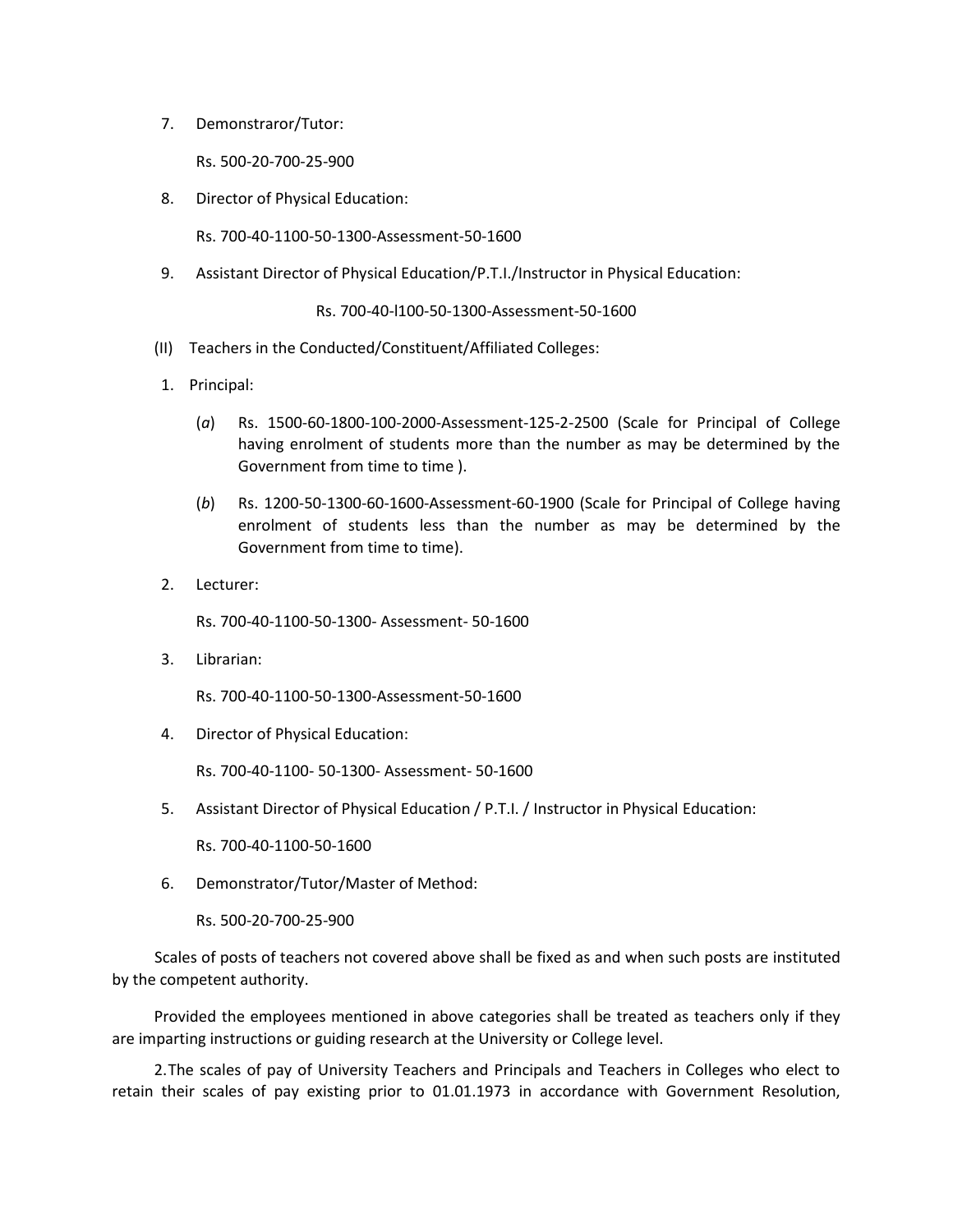7. Demonstraror/Tutor:

   Rs. 500-20-700-25-900

8. Director of Physical Education:

   Rs. 700-40-1100-50-1300-Assessment-50-1600

9. Assistant Director of Physical Education/P.T.I./Instructor in Physical Education:

   Rs. 700-40-l100-50-1300-Assessment-50-1600

(II) Teachers in the Conducted/Constituent/Affiliated Colleges:

1. Principal:

   (*a*) Rs. 1500-60-1800-100-2000-Assessment-125-2-2500 (Scale for Principal of College having enrolment of students more than the number as may be determined by the Government from time to time ).

   (*b*) Rs. 1200-50-1300-60-1600-Assessment-60-1900 (Scale for Principal of College having enrolment of students less than the number as may be determined by the Government from time to time).

2. Lecturer:

   Rs. 700-40-1100-50-1300- Assessment- 50-1600

3. Librarian:

   Rs. 700-40-1100-50-1300-Assessment-50-1600

4. Director of Physical Education:

   Rs. 700-40-1100- 50-1300- Assessment- 50-1600

5. Assistant Director of Physical Education / P.T.I. / Instructor in Physical Education:

   Rs. 700-40-1100-50-1600

6. Demonstrator/Tutor/Master of Method:

   Rs. 500-20-700-25-900

Scales of posts of teachers not covered above shall be fixed as and when such posts are instituted by the competent authority.

Provided the employees mentioned in above categories shall be treated as teachers only if they are imparting instructions or guiding research at the University or College level.

2.The scales of pay of University Teachers and Principals and Teachers in Colleges who elect to retain their scales of pay existing prior to 01.01.1973 in accordance with Government Resolution,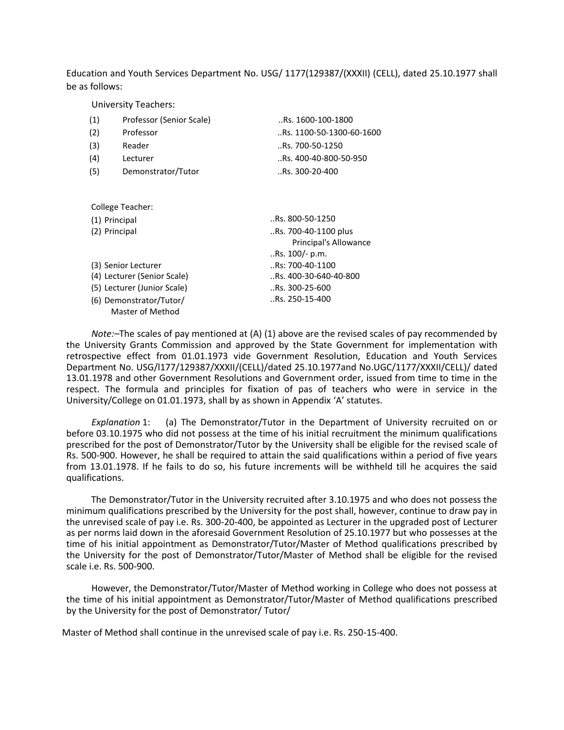Education and Youth Services Department No. USG/ 1177(129387/(XXXII) (CELL), dated 25.10.1977 shall be as follows:

University Teachers:

| | | |
|---|---|---|
| (1) | Professor (Senior Scale) | ..Rs. 1600-100-1800 |
| (2) | Professor | ..Rs. 1100-50-1300-60-1600 |
| (3) | Reader | ..Rs. 700-50-1250 |
| (4) | Lecturer | ..Rs. 400-40-800-50-950 |
| (5) | Demonstrator/Tutor | ..Rs. 300-20-400 |

College Teacher:

| | |
|---|---|
| (1) Principal | ..Rs. 800-50-1250 |
| (2) Principal | ..Rs. 700-40-1100 plus Principal's Allowance ..Rs. 100/- p.m. |
| (3) Senior Lecturer | ..Rs: 700-40-1100 |
| (4) Lecturer (Senior Scale) | ..Rs. 400-30-640-40-800 |
| (5) Lecturer (Junior Scale) | ..Rs. 300-25-600 |
| (6) Demonstrator/Tutor/ Master of Method | ..Rs. 250-15-400 |

*Note:*–The scales of pay mentioned at (A) (1) above are the revised scales of pay recommended by the University Grants Commission and approved by the State Government for implementation with retrospective effect from 01.01.1973 vide Government Resolution, Education and Youth Services Department No. USG/l177/129387/XXXII/(CELL)/dated 25.10.1977and No.UGC/1177/XXXII/CELL)/ dated 13.01.1978 and other Government Resolutions and Government order, issued from time to time in the respect. The formula and principles for fixation of pas of teachers who were in service in the University/College on 01.01.1973, shall by as shown in Appendix 'A' statutes.

*Explanation* 1: (a) The Demonstrator/Tutor in the Department of University recruited on or before 03.10.1975 who did not possess at the time of his initial recruitment the minimum qualifications prescribed for the post of Demonstrator/Tutor by the University shall be eligible for the revised scale of Rs. 500-900. However, he shall be required to attain the said qualifications within a period of five years from 13.01.1978. If he fails to do so, his future increments will be withheld till he acquires the said qualifications.

The Demonstrator/Tutor in the University recruited after 3.10.1975 and who does not possess the minimum qualifications prescribed by the University for the post shall, however, continue to draw pay in the unrevised scale of pay i.e. Rs. 300-20-400, be appointed as Lecturer in the upgraded post of Lecturer as per norms laid down in the aforesaid Government Resolution of 25.10.1977 but who possesses at the time of his initial appointment as Demonstrator/Tutor/Master of Method qualifications prescribed by the University for the post of Demonstrator/Tutor/Master of Method shall be eligible for the revised scale i.e. Rs. 500-900.

However, the Demonstrator/Tutor/Master of Method working in College who does not possess at the time of his initial appointment as Demonstrator/Tutor/Master of Method qualifications prescribed by the University for the post of Demonstrator/ Tutor/

Master of Method shall continue in the unrevised scale of pay i.e. Rs. 250-15-400.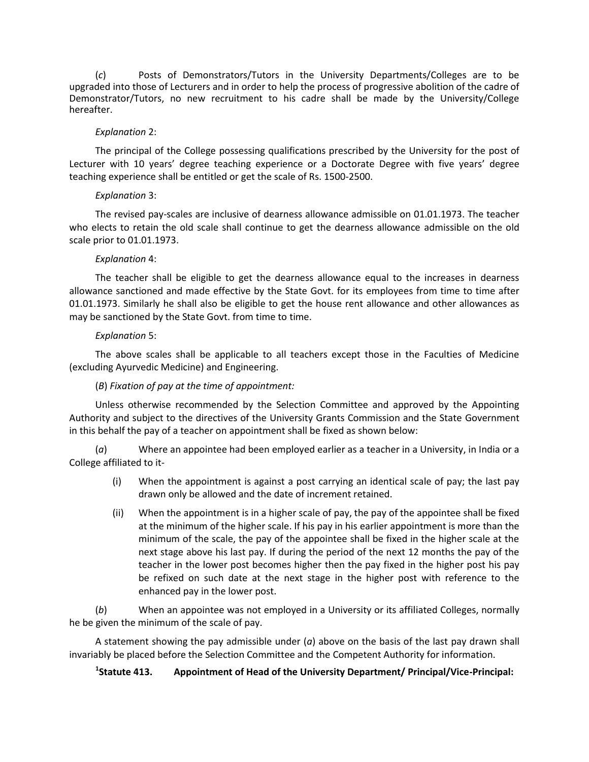(*c*) Posts of Demonstrators/Tutors in the University Departments/Colleges are to be upgraded into those of Lecturers and in order to help the process of progressive abolition of the cadre of Demonstrator/Tutors, no new recruitment to his cadre shall be made by the University/College hereafter.

*Explanation* 2:

The principal of the College possessing qualifications prescribed by the University for the post of Lecturer with 10 years' degree teaching experience or a Doctorate Degree with five years' degree teaching experience shall be entitled or get the scale of Rs. 1500-2500.

*Explanation* 3:

The revised pay-scales are inclusive of dearness allowance admissible on 01.01.1973. The teacher who elects to retain the old scale shall continue to get the dearness allowance admissible on the old scale prior to 01.01.1973.

*Explanation* 4:

The teacher shall be eligible to get the dearness allowance equal to the increases in dearness allowance sanctioned and made effective by the State Govt. for its employees from time to time after 01.01.1973. Similarly he shall also be eligible to get the house rent allowance and other allowances as may be sanctioned by the State Govt. from time to time.

*Explanation* 5:

The above scales shall be applicable to all teachers except those in the Faculties of Medicine (excluding Ayurvedic Medicine) and Engineering.

(*B*) *Fixation of pay at the time of appointment:*

Unless otherwise recommended by the Selection Committee and approved by the Appointing Authority and subject to the directives of the University Grants Commission and the State Government in this behalf the pay of a teacher on appointment shall be fixed as shown below:

(*a*) Where an appointee had been employed earlier as a teacher in a University, in India or a College affiliated to it-

- (i) When the appointment is against a post carrying an identical scale of pay; the last pay drawn only be allowed and the date of increment retained.
- (ii) When the appointment is in a higher scale of pay, the pay of the appointee shall be fixed at the minimum of the higher scale. If his pay in his earlier appointment is more than the minimum of the scale, the pay of the appointee shall be fixed in the higher scale at the next stage above his last pay. If during the period of the next 12 months the pay of the teacher in the lower post becomes higher then the pay fixed in the higher post his pay be refixed on such date at the next stage in the higher post with reference to the enhanced pay in the lower post.

(*b*) When an appointee was not employed in a University or its affiliated Colleges, normally he be given the minimum of the scale of pay.

A statement showing the pay admissible under (*a*) above on the basis of the last pay drawn shall invariably be placed before the Selection Committee and the Competent Authority for information.

**[1]Statute 413. Appointment of Head of the University Department/ Principal/Vice-Principal:**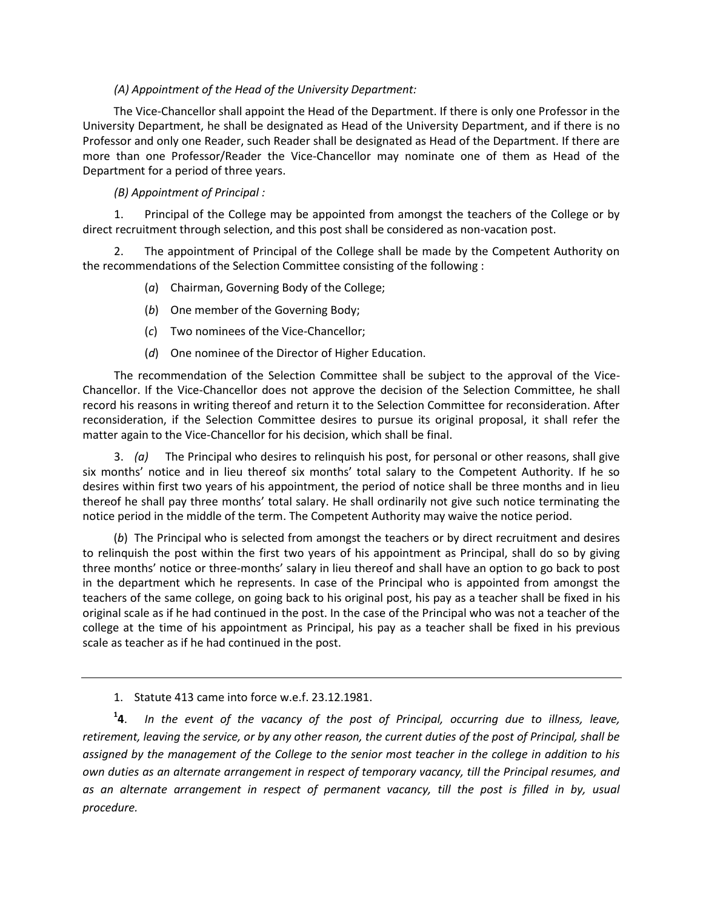*(A) Appointment of the Head of the University Department:*

The Vice-Chancellor shall appoint the Head of the Department. If there is only one Professor in the University Department, he shall be designated as Head of the University Department, and if there is no Professor and only one Reader, such Reader shall be designated as Head of the Department. If there are more than one Professor/Reader the Vice-Chancellor may nominate one of them as Head of the Department for a period of three years.

*(B) Appointment of Principal :*

1. Principal of the College may be appointed from amongst the teachers of the College or by direct recruitment through selection, and this post shall be considered as non-vacation post.

2. The appointment of Principal of the College shall be made by the Competent Authority on the recommendations of the Selection Committee consisting of the following :

(*a*) Chairman, Governing Body of the College;

(*b*) One member of the Governing Body;

(*c*) Two nominees of the Vice-Chancellor;

(*d*) One nominee of the Director of Higher Education.

The recommendation of the Selection Committee shall be subject to the approval of the Vice-Chancellor. If the Vice-Chancellor does not approve the decision of the Selection Committee, he shall record his reasons in writing thereof and return it to the Selection Committee for reconsideration. After reconsideration, if the Selection Committee desires to pursue its original proposal, it shall refer the matter again to the Vice-Chancellor for his decision, which shall be final.

3. *(a)* The Principal who desires to relinquish his post, for personal or other reasons, shall give six months' notice and in lieu thereof six months' total salary to the Competent Authority. If he so desires within first two years of his appointment, the period of notice shall be three months and in lieu thereof he shall pay three months' total salary. He shall ordinarily not give such notice terminating the notice period in the middle of the term. The Competent Authority may waive the notice period.

(*b*) The Principal who is selected from amongst the teachers or by direct recruitment and desires to relinquish the post within the first two years of his appointment as Principal, shall do so by giving three months' notice or three-months' salary in lieu thereof and shall have an option to go back to post in the department which he represents. In case of the Principal who is appointed from amongst the teachers of the same college, on going back to his original post, his pay as a teacher shall be fixed in his original scale as if he had continued in the post. In the case of the Principal who was not a teacher of the college at the time of his appointment as Principal, his pay as a teacher shall be fixed in his previous scale as teacher as if he had continued in the post.

---

1. Statute 413 came into force w.e.f. 23.12.1981.

[1]**4**. *In the event of the vacancy of the post of Principal, occurring due to illness, leave, retirement, leaving the service, or by any other reason, the current duties of the post of Principal, shall be assigned by the management of the College to the senior most teacher in the college in addition to his own duties as an alternate arrangement in respect of temporary vacancy, till the Principal resumes, and as an alternate arrangement in respect of permanent vacancy, till the post is filled in by, usual procedure.*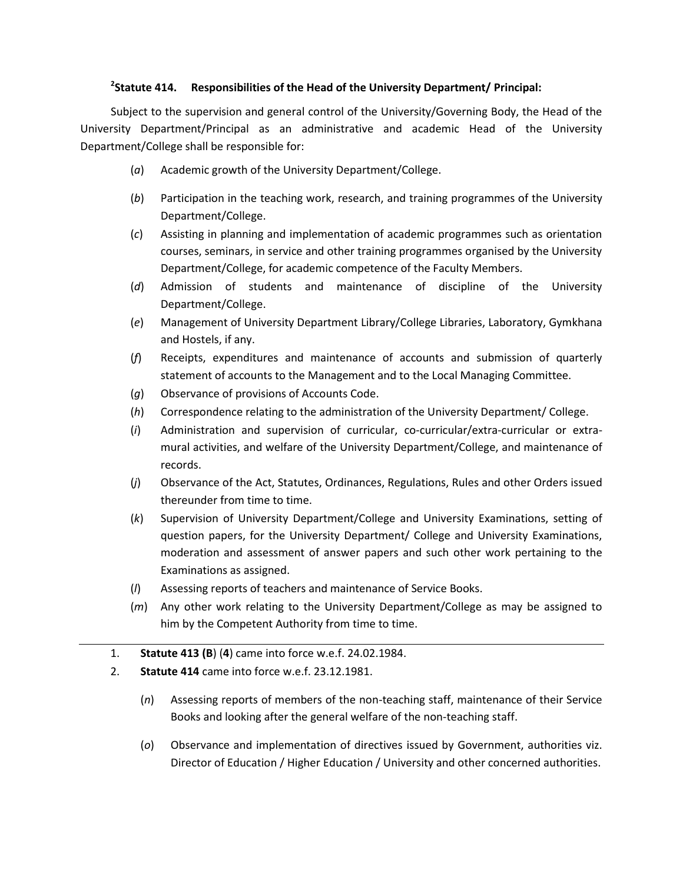### [2]Statute 414. Responsibilities of the Head of the University Department/ Principal:

Subject to the supervision and general control of the University/Governing Body, the Head of the University Department/Principal as an administrative and academic Head of the University Department/College shall be responsible for:

(*a*) Academic growth of the University Department/College.

(*b*) Participation in the teaching work, research, and training programmes of the University Department/College.

(*c*) Assisting in planning and implementation of academic programmes such as orientation courses, seminars, in service and other training programmes organised by the University Department/College, for academic competence of the Faculty Members.

(*d*) Admission of students and maintenance of discipline of the University Department/College.

(*e*) Management of University Department Library/College Libraries, Laboratory, Gymkhana and Hostels, if any.

(*f*) Receipts, expenditures and maintenance of accounts and submission of quarterly statement of accounts to the Management and to the Local Managing Committee.

(*g*) Observance of provisions of Accounts Code.

(*h*) Correspondence relating to the administration of the University Department/ College.

(*i*) Administration and supervision of curricular, co-curricular/extra-curricular or extra-mural activities, and welfare of the University Department/College, and maintenance of records.

(*j*) Observance of the Act, Statutes, Ordinances, Regulations, Rules and other Orders issued thereunder from time to time.

(*k*) Supervision of University Department/College and University Examinations, setting of question papers, for the University Department/ College and University Examinations, moderation and assessment of answer papers and such other work pertaining to the Examinations as assigned.

(*l*) Assessing reports of teachers and maintenance of Service Books.

(*m*) Any other work relating to the University Department/College as may be assigned to him by the Competent Authority from time to time.

---

1. **Statute 413 (B**) (**4**) came into force w.e.f. 24.02.1984.
2. **Statute 414** came into force w.e.f. 23.12.1981.

(*n*) Assessing reports of members of the non-teaching staff, maintenance of their Service Books and looking after the general welfare of the non-teaching staff.

(*o*) Observance and implementation of directives issued by Government, authorities viz. Director of Education / Higher Education / University and other concerned authorities.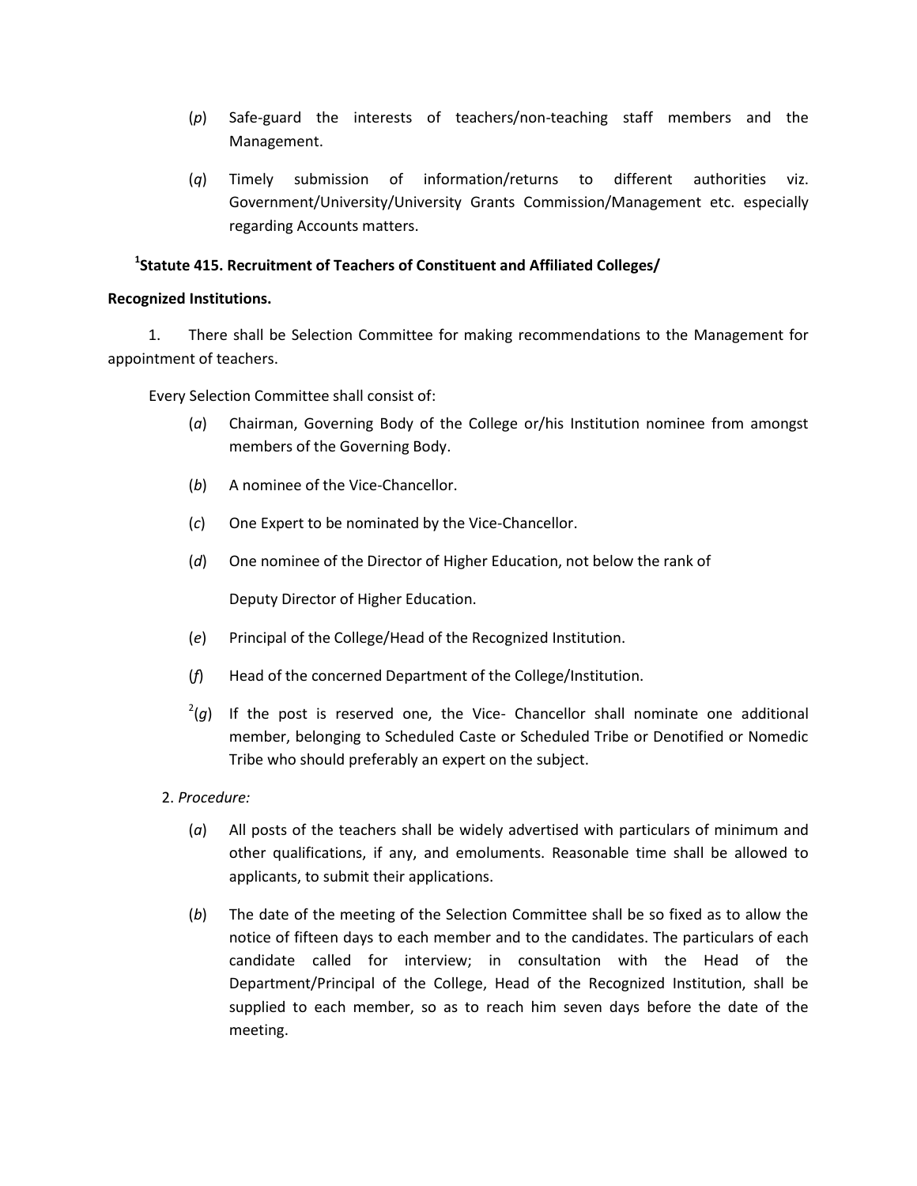(*p*) Safe-guard the interests of teachers/non-teaching staff members and the Management.

(*q*) Timely submission of information/returns to different authorities viz. Government/University/University Grants Commission/Management etc. especially regarding Accounts matters.

**[1]Statute 415. Recruitment of Teachers of Constituent and Affiliated Colleges/ Recognized Institutions.**

1. There shall be Selection Committee for making recommendations to the Management for appointment of teachers.

Every Selection Committee shall consist of:

(*a*) Chairman, Governing Body of the College or/his Institution nominee from amongst members of the Governing Body.

(*b*) A nominee of the Vice-Chancellor.

(*c*) One Expert to be nominated by the Vice-Chancellor.

(*d*) One nominee of the Director of Higher Education, not below the rank of Deputy Director of Higher Education.

(*e*) Principal of the College/Head of the Recognized Institution.

(*f*) Head of the concerned Department of the College/Institution.

[2](*g*) If the post is reserved one, the Vice- Chancellor shall nominate one additional member, belonging to Scheduled Caste or Scheduled Tribe or Denotified or Nomedic Tribe who should preferably an expert on the subject.

2. *Procedure:*

(*a*) All posts of the teachers shall be widely advertised with particulars of minimum and other qualifications, if any, and emoluments. Reasonable time shall be allowed to applicants, to submit their applications.

(*b*) The date of the meeting of the Selection Committee shall be so fixed as to allow the notice of fifteen days to each member and to the candidates. The particulars of each candidate called for interview; in consultation with the Head of the Department/Principal of the College, Head of the Recognized Institution, shall be supplied to each member, so as to reach him seven days before the date of the meeting.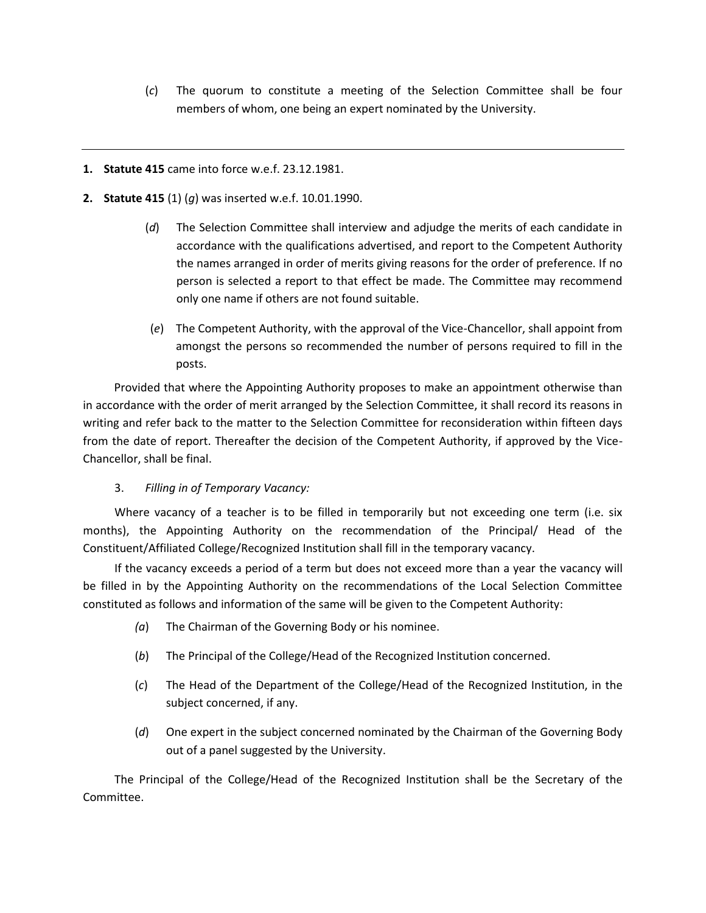(*c*) The quorum to constitute a meeting of the Selection Committee shall be four members of whom, one being an expert nominated by the University.

---

1. **Statute 415** came into force w.e.f. 23.12.1981.
2. **Statute 415** (1) (*g*) was inserted w.e.f. 10.01.1990.

(*d*) The Selection Committee shall interview and adjudge the merits of each candidate in accordance with the qualifications advertised, and report to the Competent Authority the names arranged in order of merits giving reasons for the order of preference. If no person is selected a report to that effect be made. The Committee may recommend only one name if others are not found suitable.

(*e*) The Competent Authority, with the approval of the Vice-Chancellor, shall appoint from amongst the persons so recommended the number of persons required to fill in the posts.

Provided that where the Appointing Authority proposes to make an appointment otherwise than in accordance with the order of merit arranged by the Selection Committee, it shall record its reasons in writing and refer back to the matter to the Selection Committee for reconsideration within fifteen days from the date of report. Thereafter the decision of the Competent Authority, if approved by the Vice-Chancellor, shall be final.

3. *Filling in of Temporary Vacancy:*

Where vacancy of a teacher is to be filled in temporarily but not exceeding one term (i.e. six months), the Appointing Authority on the recommendation of the Principal/ Head of the Constituent/Affiliated College/Recognized Institution shall fill in the temporary vacancy.

If the vacancy exceeds a period of a term but does not exceed more than a year the vacancy will be filled in by the Appointing Authority on the recommendations of the Local Selection Committee constituted as follows and information of the same will be given to the Competent Authority:

(*a*) The Chairman of the Governing Body or his nominee.

(*b*) The Principal of the College/Head of the Recognized Institution concerned.

(*c*) The Head of the Department of the College/Head of the Recognized Institution, in the subject concerned, if any.

(*d*) One expert in the subject concerned nominated by the Chairman of the Governing Body out of a panel suggested by the University.

The Principal of the College/Head of the Recognized Institution shall be the Secretary of the Committee.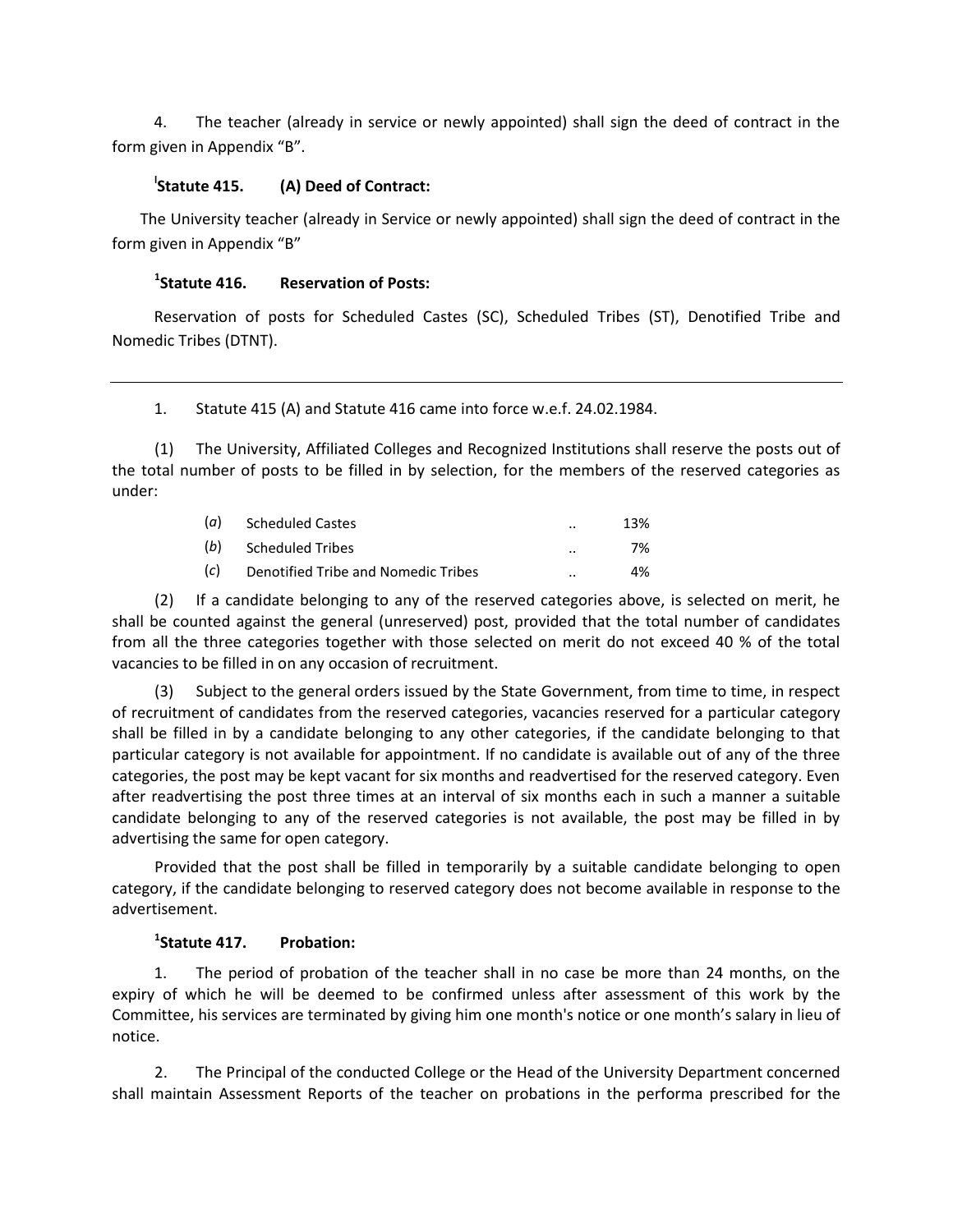4. The teacher (already in service or newly appointed) shall sign the deed of contract in the form given in Appendix "B".

### [l]Statute 415. (A) Deed of Contract:

The University teacher (already in Service or newly appointed) shall sign the deed of contract in the form given in Appendix "B"

### [1]Statute 416. Reservation of Posts:

Reservation of posts for Scheduled Castes (SC), Scheduled Tribes (ST), Denotified Tribe and Nomedic Tribes (DTNT).

---

1. Statute 415 (A) and Statute 416 came into force w.e.f. 24.02.1984.

(1) The University, Affiliated Colleges and Recognized Institutions shall reserve the posts out of the total number of posts to be filled in by selection, for the members of the reserved categories as under:

| | | | |
|---|---|---|---|
| (*a*) | Scheduled Castes | .. | 13% |
| (*b*) | Scheduled Tribes | .. | 7% |
| (*c*) | Denotified Tribe and Nomedic Tribes | .. | 4% |

(2) If a candidate belonging to any of the reserved categories above, is selected on merit, he shall be counted against the general (unreserved) post, provided that the total number of candidates from all the three categories together with those selected on merit do not exceed 40 % of the total vacancies to be filled in on any occasion of recruitment.

(3) Subject to the general orders issued by the State Government, from time to time, in respect of recruitment of candidates from the reserved categories, vacancies reserved for a particular category shall be filled in by a candidate belonging to any other categories, if the candidate belonging to that particular category is not available for appointment. If no candidate is available out of any of the three categories, the post may be kept vacant for six months and readvertised for the reserved category. Even after readvertising the post three times at an interval of six months each in such a manner a suitable candidate belonging to any of the reserved categories is not available, the post may be filled in by advertising the same for open category.

Provided that the post shall be filled in temporarily by a suitable candidate belonging to open category, if the candidate belonging to reserved category does not become available in response to the advertisement.

### [1]Statute 417. Probation:

1. The period of probation of the teacher shall in no case be more than 24 months, on the expiry of which he will be deemed to be confirmed unless after assessment of this work by the Committee, his services are terminated by giving him one month's notice or one month's salary in lieu of notice.

2. The Principal of the conducted College or the Head of the University Department concerned shall maintain Assessment Reports of the teacher on probations in the performa prescribed for the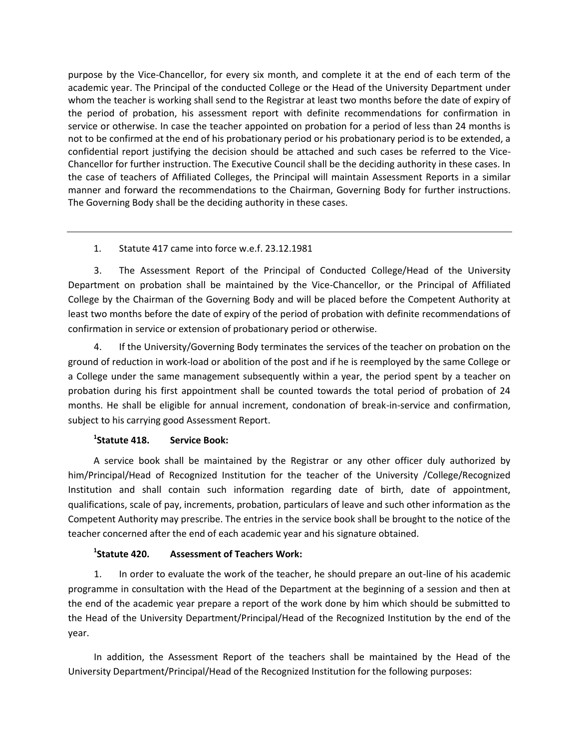purpose by the Vice-Chancellor, for every six month, and complete it at the end of each term of the academic year. The Principal of the conducted College or the Head of the University Department under whom the teacher is working shall send to the Registrar at least two months before the date of expiry of the period of probation, his assessment report with definite recommendations for confirmation in service or otherwise. In case the teacher appointed on probation for a period of less than 24 months is not to be confirmed at the end of his probationary period or his probationary period is to be extended, a confidential report justifying the decision should be attached and such cases be referred to the Vice-Chancellor for further instruction. The Executive Council shall be the deciding authority in these cases. In the case of teachers of Affiliated Colleges, the Principal will maintain Assessment Reports in a similar manner and forward the recommendations to the Chairman, Governing Body for further instructions. The Governing Body shall be the deciding authority in these cases.

---

1. Statute 417 came into force w.e.f. 23.12.1981

3. The Assessment Report of the Principal of Conducted College/Head of the University Department on probation shall be maintained by the Vice-Chancellor, or the Principal of Affiliated College by the Chairman of the Governing Body and will be placed before the Competent Authority at least two months before the date of expiry of the period of probation with definite recommendations of confirmation in service or extension of probationary period or otherwise.

4. If the University/Governing Body terminates the services of the teacher on probation on the ground of reduction in work-load or abolition of the post and if he is reemployed by the same College or a College under the same management subsequently within a year, the period spent by a teacher on probation during his first appointment shall be counted towards the total period of probation of 24 months. He shall be eligible for annual increment, condonation of break-in-service and confirmation, subject to his carrying good Assessment Report.

### [1]Statute 418. Service Book:

A service book shall be maintained by the Registrar or any other officer duly authorized by him/Principal/Head of Recognized Institution for the teacher of the University /College/Recognized Institution and shall contain such information regarding date of birth, date of appointment, qualifications, scale of pay, increments, probation, particulars of leave and such other information as the Competent Authority may prescribe. The entries in the service book shall be brought to the notice of the teacher concerned after the end of each academic year and his signature obtained.

### [1]Statute 420. Assessment of Teachers Work:

1. In order to evaluate the work of the teacher, he should prepare an out-line of his academic programme in consultation with the Head of the Department at the beginning of a session and then at the end of the academic year prepare a report of the work done by him which should be submitted to the Head of the University Department/Principal/Head of the Recognized Institution by the end of the year.

In addition, the Assessment Report of the teachers shall be maintained by the Head of the University Department/Principal/Head of the Recognized Institution for the following purposes: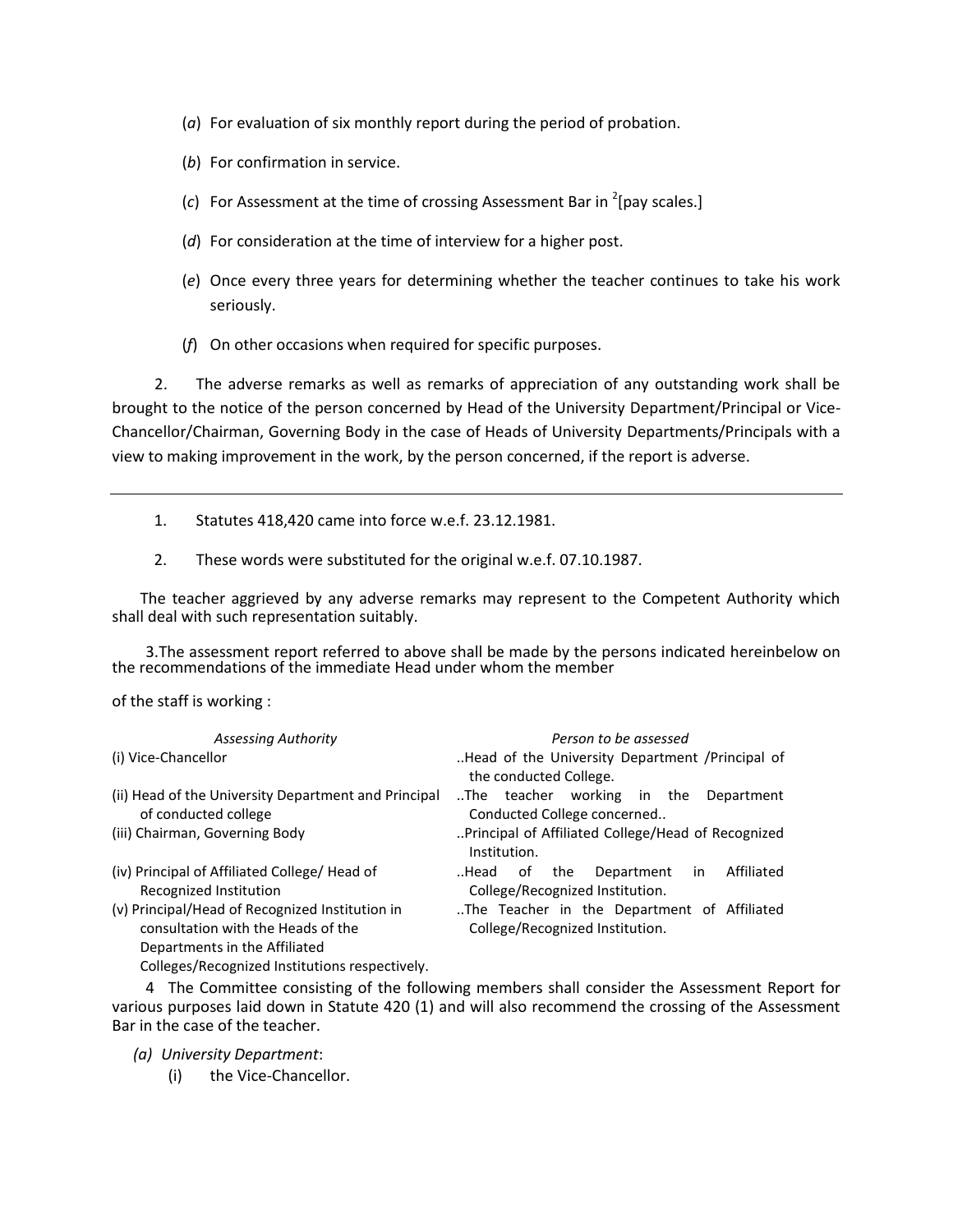(*a*) For evaluation of six monthly report during the period of probation.

(*b*) For confirmation in service.

(*c*) For Assessment at the time of crossing Assessment Bar in [2][pay scales.]

(*d*) For consideration at the time of interview for a higher post.

(*e*) Once every three years for determining whether the teacher continues to take his work seriously.

(*f*) On other occasions when required for specific purposes.

2. The adverse remarks as well as remarks of appreciation of any outstanding work shall be brought to the notice of the person concerned by Head of the University Department/Principal or Vice-Chancellor/Chairman, Governing Body in the case of Heads of University Departments/Principals with a view to making improvement in the work, by the person concerned, if the report is adverse.

---

1. Statutes 418,420 came into force w.e.f. 23.12.1981.
2. These words were substituted for the original w.e.f. 07.10.1987.

The teacher aggrieved by any adverse remarks may represent to the Competent Authority which shall deal with such representation suitably.

3. The assessment report referred to above shall be made by the persons indicated hereinbelow on the recommendations of the immediate Head under whom the member of the staff is working :

| *Assessing Authority* | *Person to be assessed* |
|---|---|
| (i) Vice-Chancellor | ..Head of the University Department /Principal of the conducted College. |
| (ii) Head of the University Department and Principal of conducted college | ..The teacher working in the Department Conducted College concerned.. |
| (iii) Chairman, Governing Body | ..Principal of Affiliated College/Head of Recognized Institution. |
| (iv) Principal of Affiliated College/ Head of Recognized Institution | ..Head of the Department in Affiliated College/Recognized Institution. |
| (v) Principal/Head of Recognized Institution in consultation with the Heads of the Departments in the Affiliated Colleges/Recognized Institutions respectively. | ..The Teacher in the Department of Affiliated College/Recognized Institution. |

4 The Committee consisting of the following members shall consider the Assessment Report for various purposes laid down in Statute 420 (1) and will also recommend the crossing of the Assessment Bar in the case of the teacher.

*(a) University Department*:

(i) the Vice-Chancellor.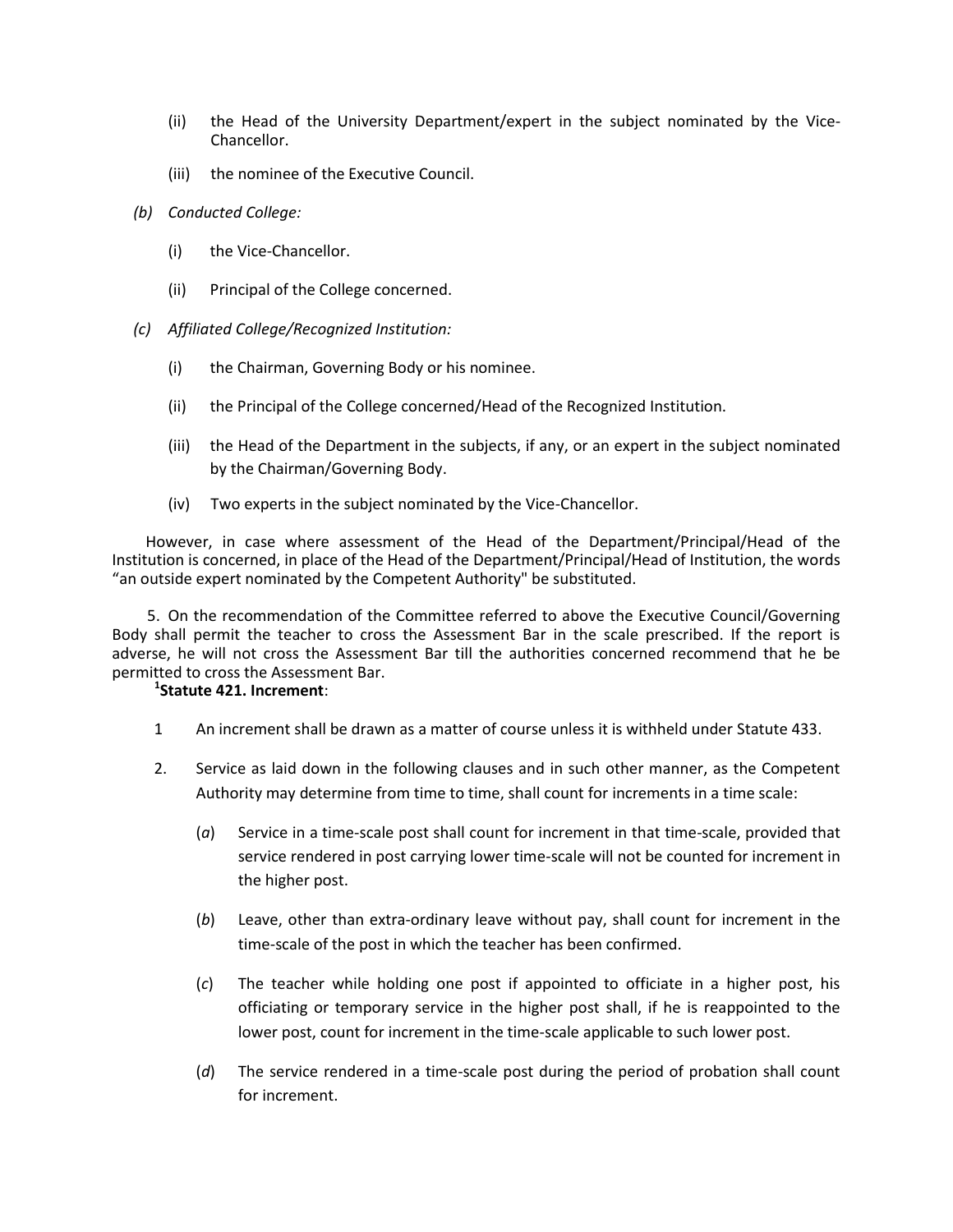(ii) the Head of the University Department/expert in the subject nominated by the Vice-Chancellor.

(iii) the nominee of the Executive Council.

*(b) Conducted College:*

(i) the Vice-Chancellor.

(ii) Principal of the College concerned.

*(c) Affiliated College/Recognized Institution:*

(i) the Chairman, Governing Body or his nominee.

(ii) the Principal of the College concerned/Head of the Recognized Institution.

(iii) the Head of the Department in the subjects, if any, or an expert in the subject nominated by the Chairman/Governing Body.

(iv) Two experts in the subject nominated by the Vice-Chancellor.

However, in case where assessment of the Head of the Department/Principal/Head of the Institution is concerned, in place of the Head of the Department/Principal/Head of Institution, the words "an outside expert nominated by the Competent Authority" be substituted.

5. On the recommendation of the Committee referred to above the Executive Council/Governing Body shall permit the teacher to cross the Assessment Bar in the scale prescribed. If the report is adverse, he will not cross the Assessment Bar till the authorities concerned recommend that he be permitted to cross the Assessment Bar.

[1]**Statute 421. Increment**:

1 An increment shall be drawn as a matter of course unless it is withheld under Statute 433.

2. Service as laid down in the following clauses and in such other manner, as the Competent Authority may determine from time to time, shall count for increments in a time scale:

(*a*) Service in a time-scale post shall count for increment in that time-scale, provided that service rendered in post carrying lower time-scale will not be counted for increment in the higher post.

(*b*) Leave, other than extra-ordinary leave without pay, shall count for increment in the time-scale of the post in which the teacher has been confirmed.

(*c*) The teacher while holding one post if appointed to officiate in a higher post, his officiating or temporary service in the higher post shall, if he is reappointed to the lower post, count for increment in the time-scale applicable to such lower post.

(*d*) The service rendered in a time-scale post during the period of probation shall count for increment.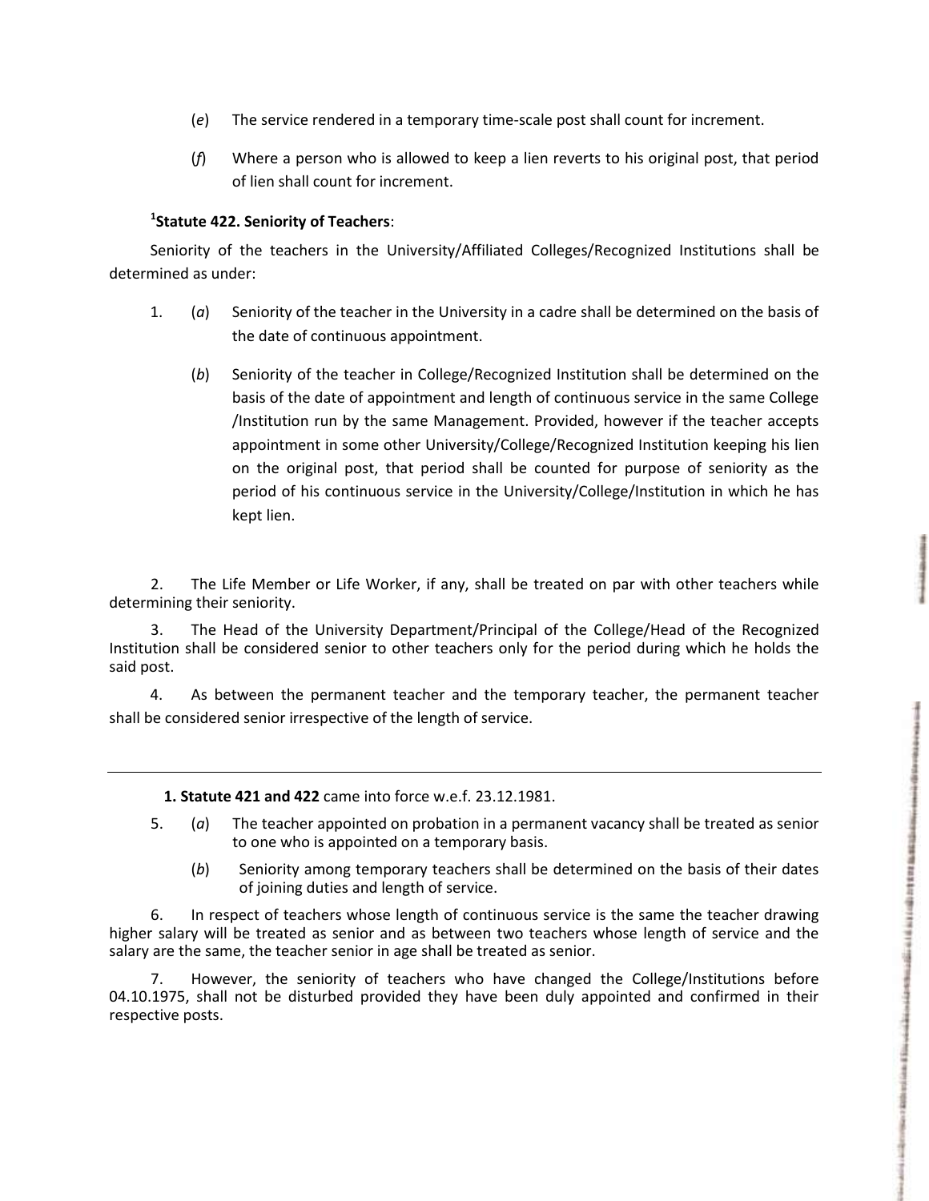(*e*) The service rendered in a temporary time-scale post shall count for increment.

(*f*) Where a person who is allowed to keep a lien reverts to his original post, that period of lien shall count for increment.

### [1]Statute 422. Seniority of Teachers:

Seniority of the teachers in the University/Affiliated Colleges/Recognized Institutions shall be determined as under:

1. (*a*) Seniority of the teacher in the University in a cadre shall be determined on the basis of the date of continuous appointment.

   (*b*) Seniority of the teacher in College/Recognized Institution shall be determined on the basis of the date of appointment and length of continuous service in the same College /Institution run by the same Management. Provided, however if the teacher accepts appointment in some other University/College/Recognized Institution keeping his lien on the original post, that period shall be counted for purpose of seniority as the period of his continuous service in the University/College/Institution in which he has kept lien.

2. The Life Member or Life Worker, if any, shall be treated on par with other teachers while determining their seniority.

3. The Head of the University Department/Principal of the College/Head of the Recognized Institution shall be considered senior to other teachers only for the period during which he holds the said post.

4. As between the permanent teacher and the temporary teacher, the permanent teacher shall be considered senior irrespective of the length of service.

---

**1. Statute 421 and 422** came into force w.e.f. 23.12.1981.

5. (*a*) The teacher appointed on probation in a permanent vacancy shall be treated as senior to one who is appointed on a temporary basis.

   (*b*) Seniority among temporary teachers shall be determined on the basis of their dates of joining duties and length of service.

6. In respect of teachers whose length of continuous service is the same the teacher drawing higher salary will be treated as senior and as between two teachers whose length of service and the salary are the same, the teacher senior in age shall be treated as senior.

7. However, the seniority of teachers who have changed the College/Institutions before 04.10.1975, shall not be disturbed provided they have been duly appointed and confirmed in their respective posts.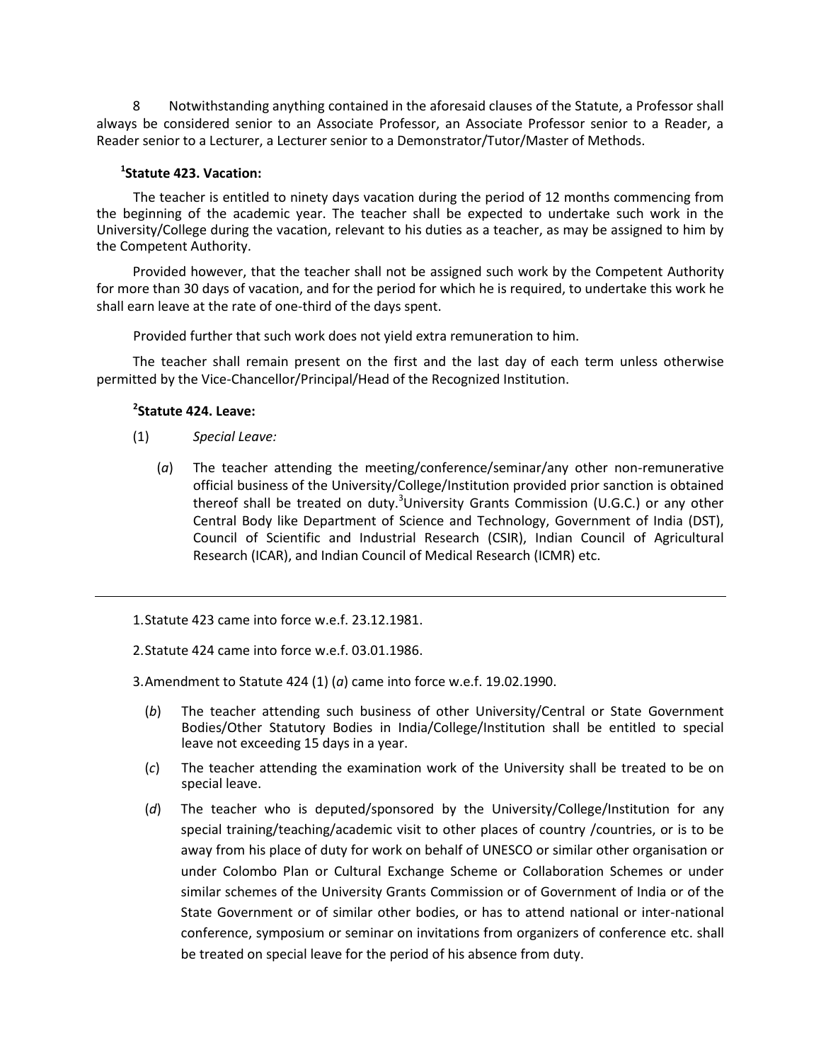8 Notwithstanding anything contained in the aforesaid clauses of the Statute, a Professor shall always be considered senior to an Associate Professor, an Associate Professor senior to a Reader, a Reader senior to a Lecturer, a Lecturer senior to a Demonstrator/Tutor/Master of Methods.

### [1]Statute 423. Vacation:

The teacher is entitled to ninety days vacation during the period of 12 months commencing from the beginning of the academic year. The teacher shall be expected to undertake such work in the University/College during the vacation, relevant to his duties as a teacher, as may be assigned to him by the Competent Authority.

Provided however, that the teacher shall not be assigned such work by the Competent Authority for more than 30 days of vacation, and for the period for which he is required, to undertake this work he shall earn leave at the rate of one-third of the days spent.

Provided further that such work does not yield extra remuneration to him.

The teacher shall remain present on the first and the last day of each term unless otherwise permitted by the Vice-Chancellor/Principal/Head of the Recognized Institution.

### [2]Statute 424. Leave:

(1) *Special Leave:*

(*a*) The teacher attending the meeting/conference/seminar/any other non-remunerative official business of the University/College/Institution provided prior sanction is obtained thereof shall be treated on duty.[3]University Grants Commission (U.G.C.) or any other Central Body like Department of Science and Technology, Government of India (DST), Council of Scientific and Industrial Research (CSIR), Indian Council of Agricultural Research (ICAR), and Indian Council of Medical Research (ICMR) etc.

---

1. Statute 423 came into force w.e.f. 23.12.1981.

2. Statute 424 came into force w.e.f. 03.01.1986.

3. Amendment to Statute 424 (1) (*a*) came into force w.e.f. 19.02.1990.

(*b*) The teacher attending such business of other University/Central or State Government Bodies/Other Statutory Bodies in India/College/Institution shall be entitled to special leave not exceeding 15 days in a year.

(*c*) The teacher attending the examination work of the University shall be treated to be on special leave.

(*d*) The teacher who is deputed/sponsored by the University/College/Institution for any special training/teaching/academic visit to other places of country /countries, or is to be away from his place of duty for work on behalf of UNESCO or similar other organisation or under Colombo Plan or Cultural Exchange Scheme or Collaboration Schemes or under similar schemes of the University Grants Commission or of Government of India or of the State Government or of similar other bodies, or has to attend national or inter-national conference, symposium or seminar on invitations from organizers of conference etc. shall be treated on special leave for the period of his absence from duty.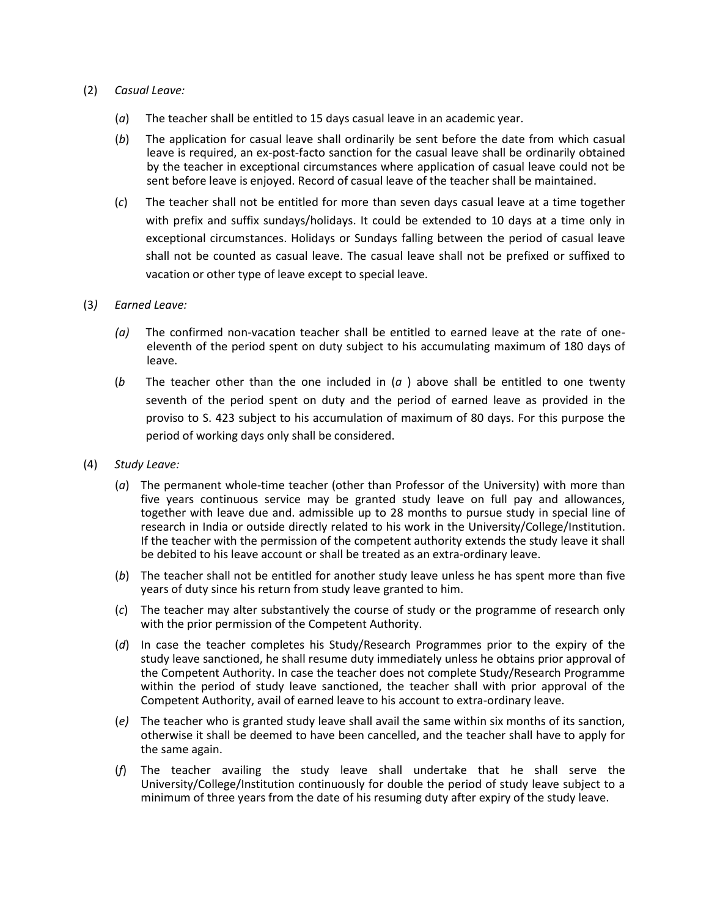(2) *Casual Leave:*

(*a*) The teacher shall be entitled to 15 days casual leave in an academic year.

(*b*) The application for casual leave shall ordinarily be sent before the date from which casual leave is required, an ex-post-facto sanction for the casual leave shall be ordinarily obtained by the teacher in exceptional circumstances where application of casual leave could not be sent before leave is enjoyed. Record of casual leave of the teacher shall be maintained.

(*c*) The teacher shall not be entitled for more than seven days casual leave at a time together with prefix and suffix sundays/holidays. It could be extended to 10 days at a time only in exceptional circumstances. Holidays or Sundays falling between the period of casual leave shall not be counted as casual leave. The casual leave shall not be prefixed or suffixed to vacation or other type of leave except to special leave.

(3*) Earned Leave:*

*(a)* The confirmed non-vacation teacher shall be entitled to earned leave at the rate of one-eleventh of the period spent on duty subject to his accumulating maximum of 180 days of leave.

(*b* The teacher other than the one included in (*a* ) above shall be entitled to one twenty seventh of the period spent on duty and the period of earned leave as provided in the proviso to S. 423 subject to his accumulation of maximum of 80 days. For this purpose the period of working days only shall be considered.

(4) *Study Leave:*

(*a*) The permanent whole-time teacher (other than Professor of the University) with more than five years continuous service may be granted study leave on full pay and allowances, together with leave due and. admissible up to 28 months to pursue study in special line of research in India or outside directly related to his work in the University/College/Institution. If the teacher with the permission of the competent authority extends the study leave it shall be debited to his leave account or shall be treated as an extra-ordinary leave.

(*b*) The teacher shall not be entitled for another study leave unless he has spent more than five years of duty since his return from study leave granted to him.

(*c*) The teacher may alter substantively the course of study or the programme of research only with the prior permission of the Competent Authority.

(*d*) In case the teacher completes his Study/Research Programmes prior to the expiry of the study leave sanctioned, he shall resume duty immediately unless he obtains prior approval of the Competent Authority. In case the teacher does not complete Study/Research Programme within the period of study leave sanctioned, the teacher shall with prior approval of the Competent Authority, avail of earned leave to his account to extra-ordinary leave.

(*e)* The teacher who is granted study leave shall avail the same within six months of its sanction, otherwise it shall be deemed to have been cancelled, and the teacher shall have to apply for the same again.

(*f*) The teacher availing the study leave shall undertake that he shall serve the University/College/Institution continuously for double the period of study leave subject to a minimum of three years from the date of his resuming duty after expiry of the study leave.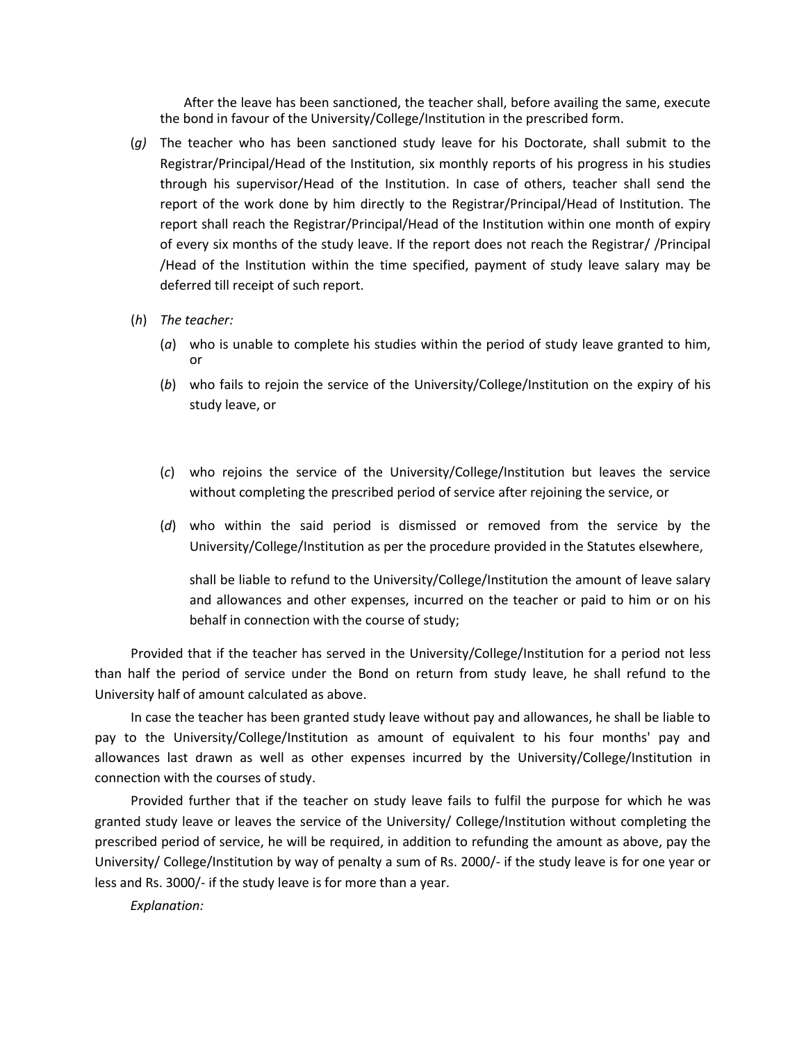After the leave has been sanctioned, the teacher shall, before availing the same, execute the bond in favour of the University/College/Institution in the prescribed form.

(*g)* The teacher who has been sanctioned study leave for his Doctorate, shall submit to the Registrar/Principal/Head of the Institution, six monthly reports of his progress in his studies through his supervisor/Head of the Institution. In case of others, teacher shall send the report of the work done by him directly to the Registrar/Principal/Head of Institution. The report shall reach the Registrar/Principal/Head of the Institution within one month of expiry of every six months of the study leave. If the report does not reach the Registrar/ /Principal /Head of the Institution within the time specified, payment of study leave salary may be deferred till receipt of such report.

(*h*) *The teacher:*

(*a*) who is unable to complete his studies within the period of study leave granted to him, or

(*b*) who fails to rejoin the service of the University/College/Institution on the expiry of his study leave, or

(*c*) who rejoins the service of the University/College/Institution but leaves the service without completing the prescribed period of service after rejoining the service, or

(*d*) who within the said period is dismissed or removed from the service by the University/College/Institution as per the procedure provided in the Statutes elsewhere,

shall be liable to refund to the University/College/Institution the amount of leave salary and allowances and other expenses, incurred on the teacher or paid to him or on his behalf in connection with the course of study;

Provided that if the teacher has served in the University/College/Institution for a period not less than half the period of service under the Bond on return from study leave, he shall refund to the University half of amount calculated as above.

In case the teacher has been granted study leave without pay and allowances, he shall be liable to pay to the University/College/Institution as amount of equivalent to his four months' pay and allowances last drawn as well as other expenses incurred by the University/College/Institution in connection with the courses of study.

Provided further that if the teacher on study leave fails to fulfil the purpose for which he was granted study leave or leaves the service of the University/ College/Institution without completing the prescribed period of service, he will be required, in addition to refunding the amount as above, pay the University/ College/Institution by way of penalty a sum of Rs. 2000/- if the study leave is for one year or less and Rs. 3000/- if the study leave is for more than a year.

*Explanation:*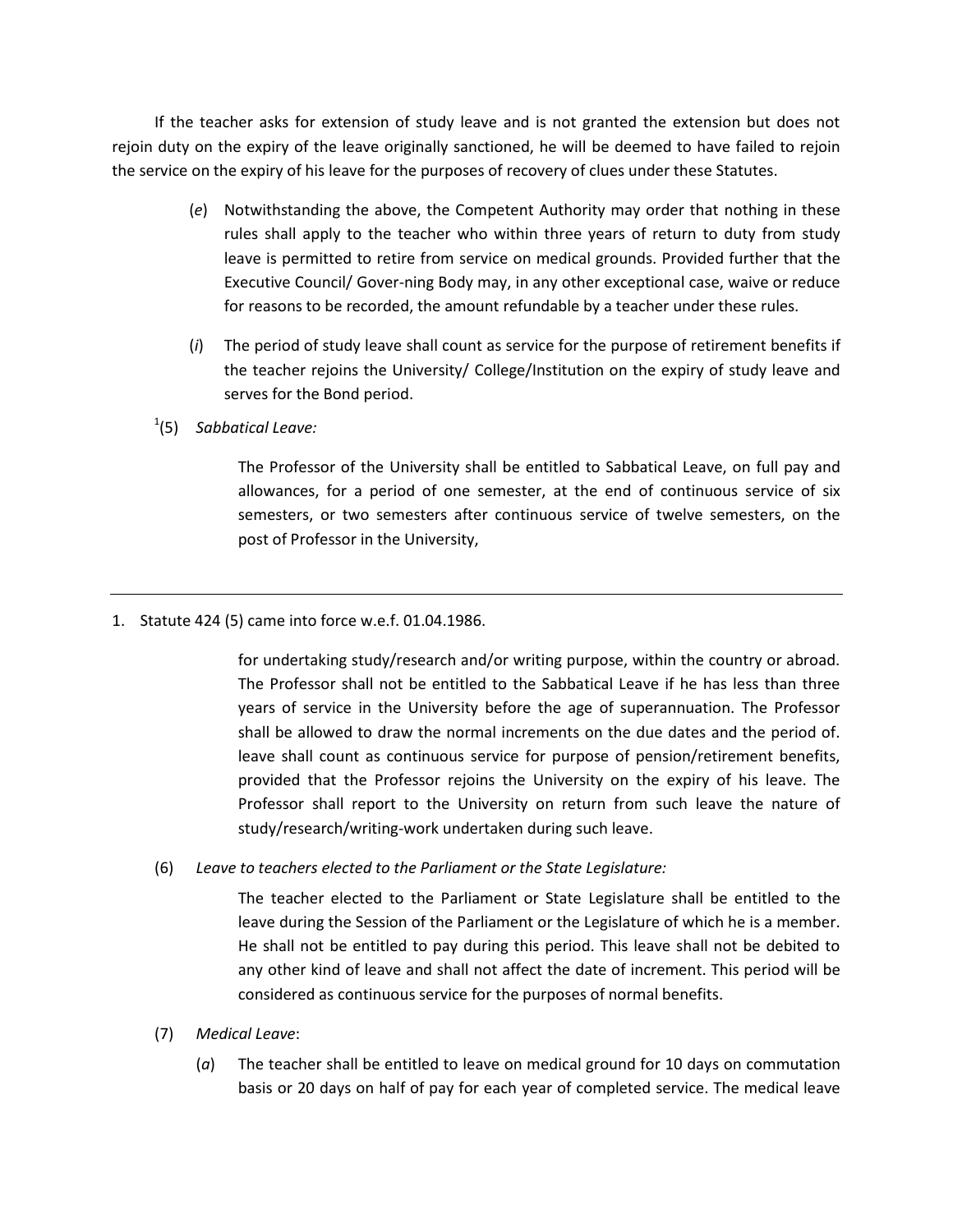If the teacher asks for extension of study leave and is not granted the extension but does not rejoin duty on the expiry of the leave originally sanctioned, he will be deemed to have failed to rejoin the service on the expiry of his leave for the purposes of recovery of clues under these Statutes.

(*e*) Notwithstanding the above, the Competent Authority may order that nothing in these rules shall apply to the teacher who within three years of return to duty from study leave is permitted to retire from service on medical grounds. Provided further that the Executive Council/ Gover-ning Body may, in any other exceptional case, waive or reduce for reasons to be recorded, the amount refundable by a teacher under these rules.

(*i*) The period of study leave shall count as service for the purpose of retirement benefits if the teacher rejoins the University/ College/Institution on the expiry of study leave and serves for the Bond period.

[1](5) *Sabbatical Leave:*

The Professor of the University shall be entitled to Sabbatical Leave, on full pay and allowances, for a period of one semester, at the end of continuous service of six semesters, or two semesters after continuous service of twelve semesters, on the post of Professor in the University, for undertaking study/research and/or writing purpose, within the country or abroad. The Professor shall not be entitled to the Sabbatical Leave if he has less than three years of service in the University before the age of superannuation. The Professor shall be allowed to draw the normal increments on the due dates and the period of. leave shall count as continuous service for purpose of pension/retirement benefits, provided that the Professor rejoins the University on the expiry of his leave. The Professor shall report to the University on return from such leave the nature of study/research/writing-work undertaken during such leave.

(6) *Leave to teachers elected to the Parliament or the State Legislature:*

The teacher elected to the Parliament or State Legislature shall be entitled to the leave during the Session of the Parliament or the Legislature of which he is a member. He shall not be entitled to pay during this period. This leave shall not be debited to any other kind of leave and shall not affect the date of increment. This period will be considered as continuous service for the purposes of normal benefits.

(7) *Medical Leave*:

(*a*) The teacher shall be entitled to leave on medical ground for 10 days on commutation basis or 20 days on half of pay for each year of completed service. The medical leave

---

1. Statute 424 (5) came into force w.e.f. 01.04.1986.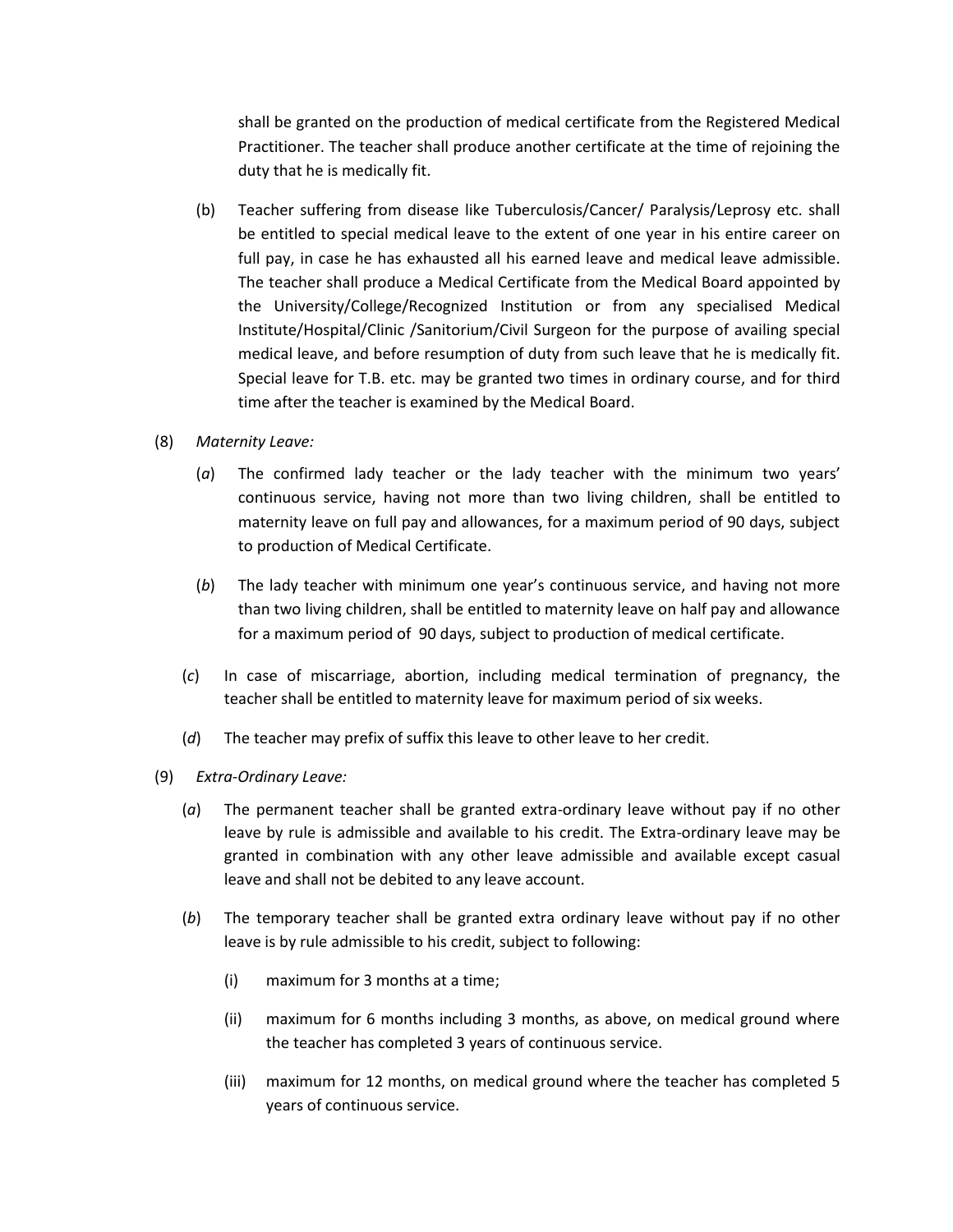shall be granted on the production of medical certificate from the Registered Medical Practitioner. The teacher shall produce another certificate at the time of rejoining the duty that he is medically fit.

(b) Teacher suffering from disease like Tuberculosis/Cancer/ Paralysis/Leprosy etc. shall be entitled to special medical leave to the extent of one year in his entire career on full pay, in case he has exhausted all his earned leave and medical leave admissible. The teacher shall produce a Medical Certificate from the Medical Board appointed by the University/College/Recognized Institution or from any specialised Medical Institute/Hospital/Clinic /Sanitorium/Civil Surgeon for the purpose of availing special medical leave, and before resumption of duty from such leave that he is medically fit. Special leave for T.B. etc. may be granted two times in ordinary course, and for third time after the teacher is examined by the Medical Board.

(8) *Maternity Leave:*

(*a*) The confirmed lady teacher or the lady teacher with the minimum two years' continuous service, having not more than two living children, shall be entitled to maternity leave on full pay and allowances, for a maximum period of 90 days, subject to production of Medical Certificate.

(*b*) The lady teacher with minimum one year's continuous service, and having not more than two living children, shall be entitled to maternity leave on half pay and allowance for a maximum period of 90 days, subject to production of medical certificate.

(*c*) In case of miscarriage, abortion, including medical termination of pregnancy, the teacher shall be entitled to maternity leave for maximum period of six weeks.

(*d*) The teacher may prefix of suffix this leave to other leave to her credit.

(9) *Extra-Ordinary Leave:*

(*a*) The permanent teacher shall be granted extra-ordinary leave without pay if no other leave by rule is admissible and available to his credit. The Extra-ordinary leave may be granted in combination with any other leave admissible and available except casual leave and shall not be debited to any leave account.

(*b*) The temporary teacher shall be granted extra ordinary leave without pay if no other leave is by rule admissible to his credit, subject to following:

(i) maximum for 3 months at a time;

(ii) maximum for 6 months including 3 months, as above, on medical ground where the teacher has completed 3 years of continuous service.

(iii) maximum for 12 months, on medical ground where the teacher has completed 5 years of continuous service.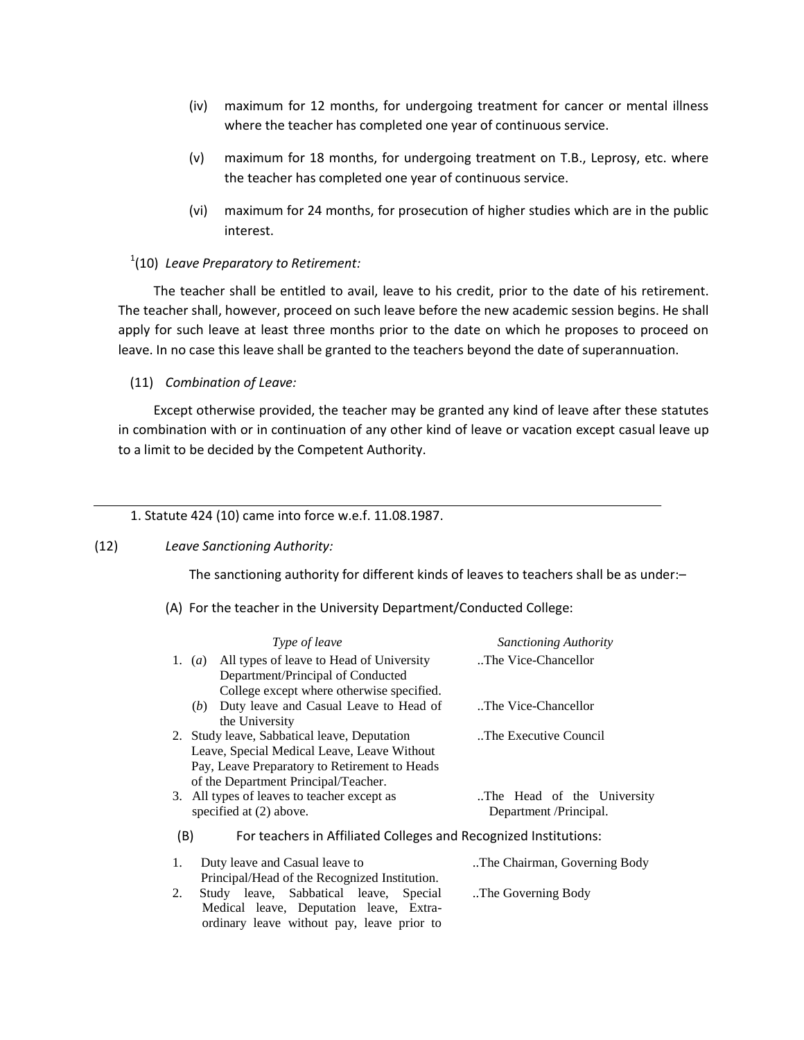(iv) maximum for 12 months, for undergoing treatment for cancer or mental illness where the teacher has completed one year of continuous service.

(v) maximum for 18 months, for undergoing treatment on T.B., Leprosy, etc. where the teacher has completed one year of continuous service.

(vi) maximum for 24 months, for prosecution of higher studies which are in the public interest.

[1](10) *Leave Preparatory to Retirement:*

The teacher shall be entitled to avail, leave to his credit, prior to the date of his retirement. The teacher shall, however, proceed on such leave before the new academic session begins. He shall apply for such leave at least three months prior to the date on which he proposes to proceed on leave. In no case this leave shall be granted to the teachers beyond the date of superannuation.

(11) *Combination of Leave:*

Except otherwise provided, the teacher may be granted any kind of leave after these statutes in combination with or in continuation of any other kind of leave or vacation except casual leave up to a limit to be decided by the Competent Authority.

---

1. Statute 424 (10) came into force w.e.f. 11.08.1987.

(12) *Leave Sanctioning Authority:*

The sanctioning authority for different kinds of leaves to teachers shall be as under:–

(A) For the teacher in the University Department/Conducted College:

| *Type of leave* | *Sanctioning Authority* |
|---|---|
| 1. (*a*) All types of leave to Head of University Department/Principal of Conducted College except where otherwise specified. | ..The Vice-Chancellor |
| (*b*) Duty leave and Casual Leave to Head of the University | ..The Vice-Chancellor |
| 2. Study leave, Sabbatical leave, Deputation Leave, Special Medical Leave, Leave Without Pay, Leave Preparatory to Retirement to Heads of the Department Principal/Teacher. | ..The Executive Council |
| 3. All types of leaves to teacher except as specified at (2) above. | ..The Head of the University Department /Principal. |

(B) For teachers in Affiliated Colleges and Recognized Institutions:

| | |
|---|---|
| 1. Duty leave and Casual leave to Principal/Head of the Recognized Institution. | ..The Chairman, Governing Body |
| 2. Study leave, Sabbatical leave, Special Medical leave, Deputation leave, Extra-ordinary leave without pay, leave prior to | ..The Governing Body |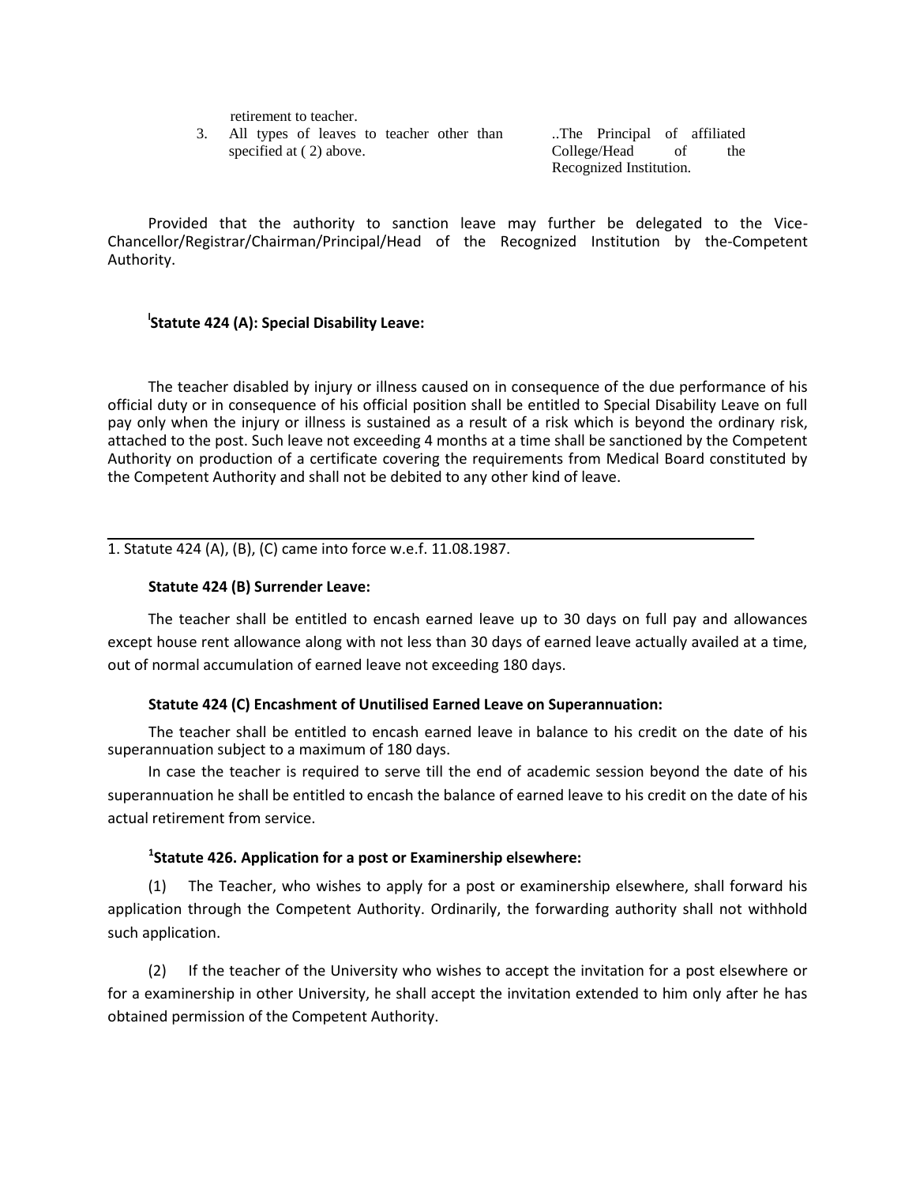| | | |
|---|---|---|
| | retirement to teacher. | |
| 3. | All types of leaves to teacher other than specified at ( 2) above. | ..The Principal of affiliated College/Head of the Recognized Institution. |

Provided that the authority to sanction leave may further be delegated to the Vice-Chancellor/Registrar/Chairman/Principal/Head of the Recognized Institution by the-Competent Authority.

### [1]Statute 424 (A): Special Disability Leave:

The teacher disabled by injury or illness caused on in consequence of the due performance of his official duty or in consequence of his official position shall be entitled to Special Disability Leave on full pay only when the injury or illness is sustained as a result of a risk which is beyond the ordinary risk, attached to the post. Such leave not exceeding 4 months at a time shall be sanctioned by the Competent Authority on production of a certificate covering the requirements from Medical Board constituted by the Competent Authority and shall not be debited to any other kind of leave.

---

1. Statute 424 (A), (B), (C) came into force w.e.f. 11.08.1987.

### Statute 424 (B) Surrender Leave:

The teacher shall be entitled to encash earned leave up to 30 days on full pay and allowances except house rent allowance along with not less than 30 days of earned leave actually availed at a time, out of normal accumulation of earned leave not exceeding 180 days.

### Statute 424 (C) Encashment of Unutilised Earned Leave on Superannuation:

The teacher shall be entitled to encash earned leave in balance to his credit on the date of his superannuation subject to a maximum of 180 days.

In case the teacher is required to serve till the end of academic session beyond the date of his superannuation he shall be entitled to encash the balance of earned leave to his credit on the date of his actual retirement from service.

### [1]Statute 426. Application for a post or Examinership elsewhere:

(1) The Teacher, who wishes to apply for a post or examinership elsewhere, shall forward his application through the Competent Authority. Ordinarily, the forwarding authority shall not withhold such application.

(2) If the teacher of the University who wishes to accept the invitation for a post elsewhere or for a examinership in other University, he shall accept the invitation extended to him only after he has obtained permission of the Competent Authority.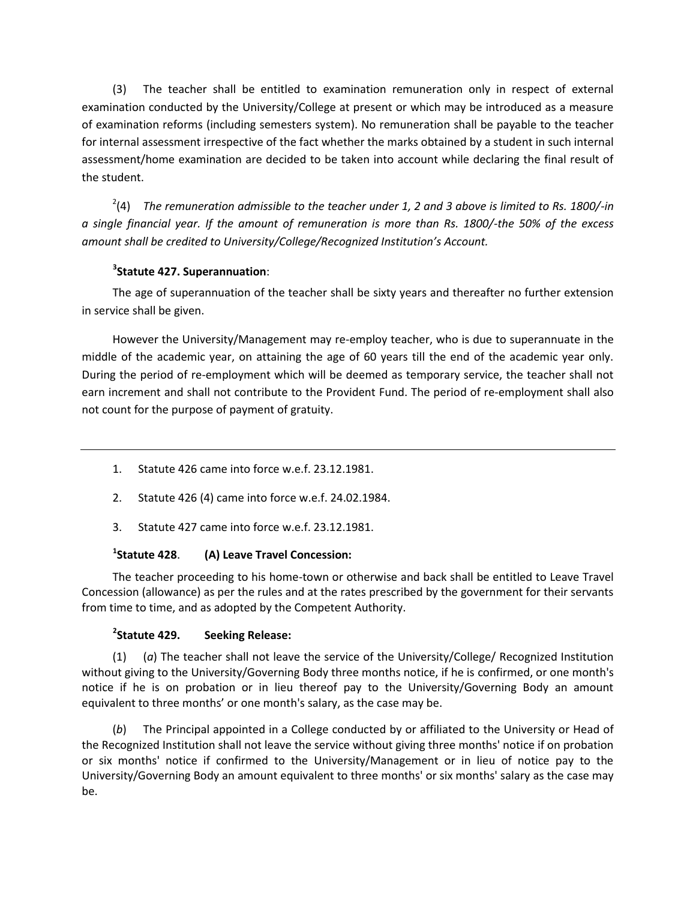(3) The teacher shall be entitled to examination remuneration only in respect of external examination conducted by the University/College at present or which may be introduced as a measure of examination reforms (including semesters system). No remuneration shall be payable to the teacher for internal assessment irrespective of the fact whether the marks obtained by a student in such internal assessment/home examination are decided to be taken into account while declaring the final result of the student.

[2](4) *The remuneration admissible to the teacher under 1, 2 and 3 above is limited to Rs. 1800/-in a single financial year. If the amount of remuneration is more than Rs. 1800/-the 50% of the excess amount shall be credited to University/College/Recognized Institution's Account.*

**[3]Statute 427. Superannuation**:

The age of superannuation of the teacher shall be sixty years and thereafter no further extension in service shall be given.

However the University/Management may re-employ teacher, who is due to superannuate in the middle of the academic year, on attaining the age of 60 years till the end of the academic year only. During the period of re-employment which will be deemed as temporary service, the teacher shall not earn increment and shall not contribute to the Provident Fund. The period of re-employment shall also not count for the purpose of payment of gratuity.

---

1. Statute 426 came into force w.e.f. 23.12.1981.
2. Statute 426 (4) came into force w.e.f. 24.02.1984.
3. Statute 427 came into force w.e.f. 23.12.1981.

**[1]Statute 428**. **(A) Leave Travel Concession:**

The teacher proceeding to his home-town or otherwise and back shall be entitled to Leave Travel Concession (allowance) as per the rules and at the rates prescribed by the government for their servants from time to time, and as adopted by the Competent Authority.

**[2]Statute 429. Seeking Release:**

(1) (*a*) The teacher shall not leave the service of the University/College/ Recognized Institution without giving to the University/Governing Body three months notice, if he is confirmed, or one month's notice if he is on probation or in lieu thereof pay to the University/Governing Body an amount equivalent to three months' or one month's salary, as the case may be.

(*b*) The Principal appointed in a College conducted by or affiliated to the University or Head of the Recognized Institution shall not leave the service without giving three months' notice if on probation or six months' notice if confirmed to the University/Management or in lieu of notice pay to the University/Governing Body an amount equivalent to three months' or six months' salary as the case may be.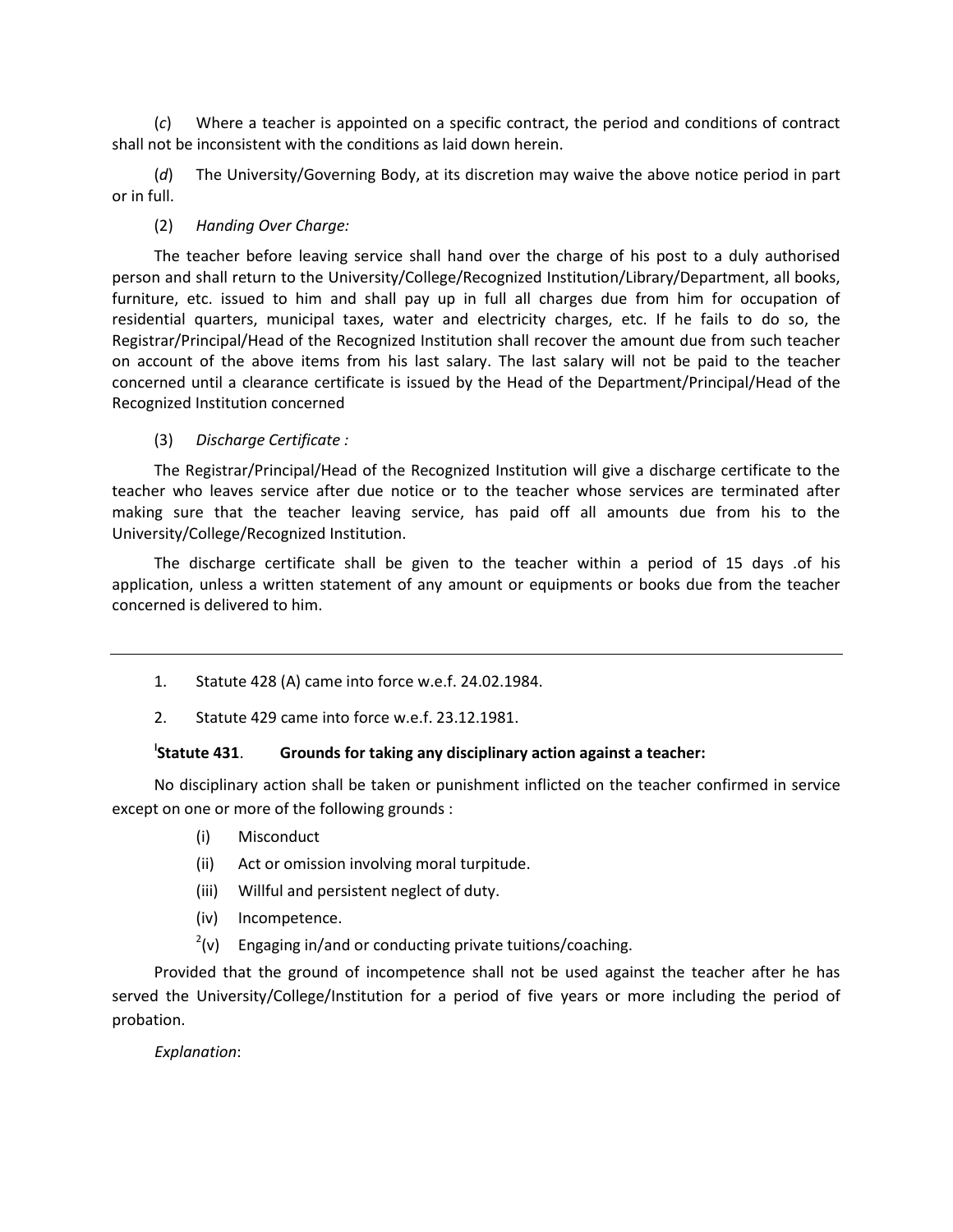(*c*) Where a teacher is appointed on a specific contract, the period and conditions of contract shall not be inconsistent with the conditions as laid down herein.

(*d*) The University/Governing Body, at its discretion may waive the above notice period in part or in full.

(2) *Handing Over Charge:*

The teacher before leaving service shall hand over the charge of his post to a duly authorised person and shall return to the University/College/Recognized Institution/Library/Department, all books, furniture, etc. issued to him and shall pay up in full all charges due from him for occupation of residential quarters, municipal taxes, water and electricity charges, etc. If he fails to do so, the Registrar/Principal/Head of the Recognized Institution shall recover the amount due from such teacher on account of the above items from his last salary. The last salary will not be paid to the teacher concerned until a clearance certificate is issued by the Head of the Department/Principal/Head of the Recognized Institution concerned

(3) *Discharge Certificate :*

The Registrar/Principal/Head of the Recognized Institution will give a discharge certificate to the teacher who leaves service after due notice or to the teacher whose services are terminated after making sure that the teacher leaving service, has paid off all amounts due from his to the University/College/Recognized Institution.

The discharge certificate shall be given to the teacher within a period of 15 days .of his application, unless a written statement of any amount or equipments or books due from the teacher concerned is delivered to him.

---

1. Statute 428 (A) came into force w.e.f. 24.02.1984.

2. Statute 429 came into force w.e.f. 23.12.1981.

[I]**Statute 431**. **Grounds for taking any disciplinary action against a teacher:**

No disciplinary action shall be taken or punishment inflicted on the teacher confirmed in service except on one or more of the following grounds :

(i) Misconduct

(ii) Act or omission involving moral turpitude.

(iii) Willful and persistent neglect of duty.

(iv) Incompetence.

[2](v) Engaging in/and or conducting private tuitions/coaching.

Provided that the ground of incompetence shall not be used against the teacher after he has served the University/College/Institution for a period of five years or more including the period of probation.

*Explanation*: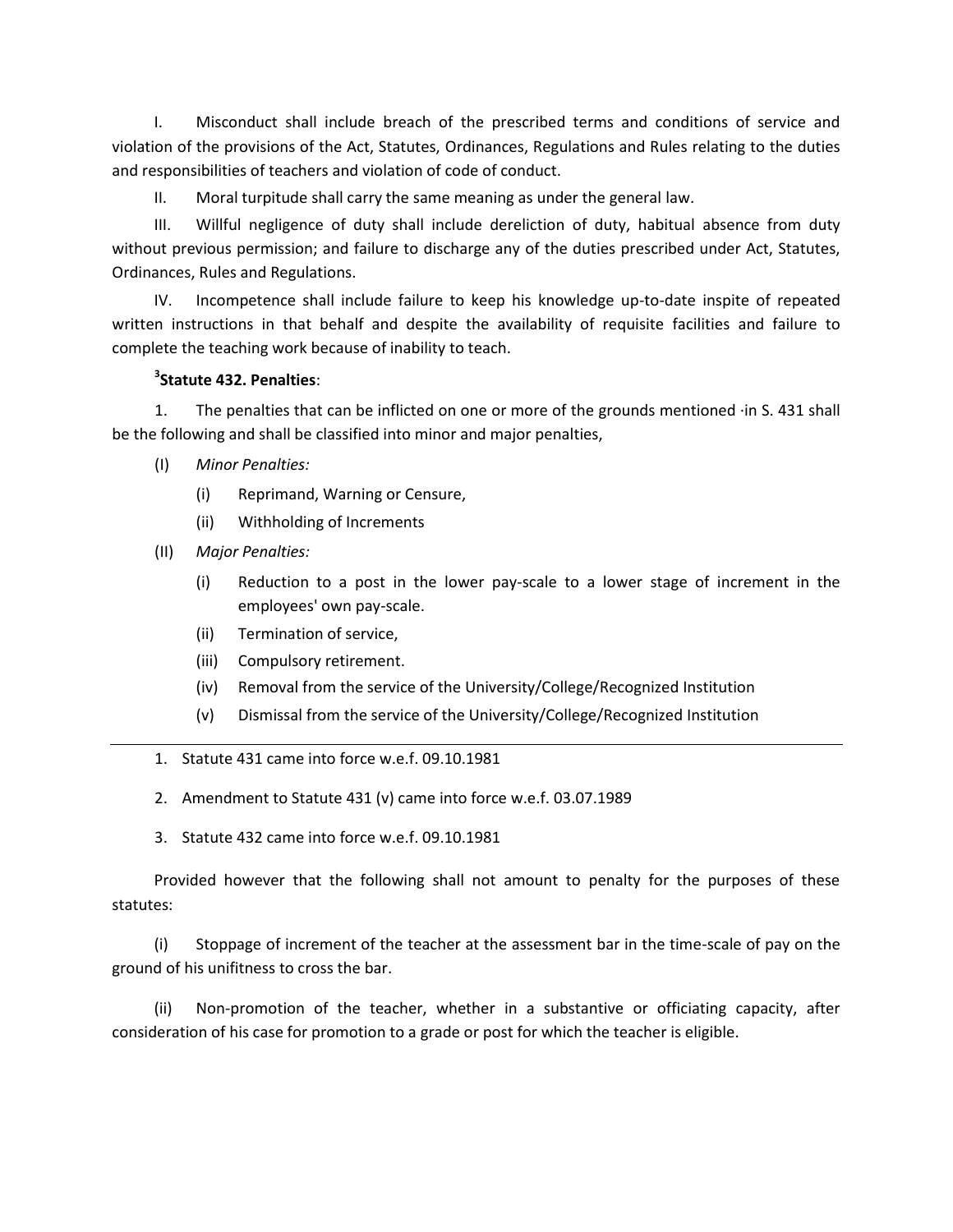I. Misconduct shall include breach of the prescribed terms and conditions of service and violation of the provisions of the Act, Statutes, Ordinances, Regulations and Rules relating to the duties and responsibilities of teachers and violation of code of conduct.

II. Moral turpitude shall carry the same meaning as under the general law.

III. Willful negligence of duty shall include dereliction of duty, habitual absence from duty without previous permission; and failure to discharge any of the duties prescribed under Act, Statutes, Ordinances, Rules and Regulations.

IV. Incompetence shall include failure to keep his knowledge up-to-date inspite of repeated written instructions in that behalf and despite the availability of requisite facilities and failure to complete the teaching work because of inability to teach.

**[3]Statute 432. Penalties**:

1. The penalties that can be inflicted on one or more of the grounds mentioned ·in S. 431 shall be the following and shall be classified into minor and major penalties,

(I) *Minor Penalties:*

- (i) Reprimand, Warning or Censure,
- (ii) Withholding of Increments

(II) *Major Penalties:*

- (i) Reduction to a post in the lower pay-scale to a lower stage of increment in the employees' own pay-scale.
- (ii) Termination of service,
- (iii) Compulsory retirement.
- (iv) Removal from the service of the University/College/Recognized Institution
- (v) Dismissal from the service of the University/College/Recognized Institution

---

1. Statute 431 came into force w.e.f. 09.10.1981
2. Amendment to Statute 431 (v) came into force w.e.f. 03.07.1989
3. Statute 432 came into force w.e.f. 09.10.1981

Provided however that the following shall not amount to penalty for the purposes of these statutes:

(i) Stoppage of increment of the teacher at the assessment bar in the time-scale of pay on the ground of his unifitness to cross the bar.

(ii) Non-promotion of the teacher, whether in a substantive or officiating capacity, after consideration of his case for promotion to a grade or post for which the teacher is eligible.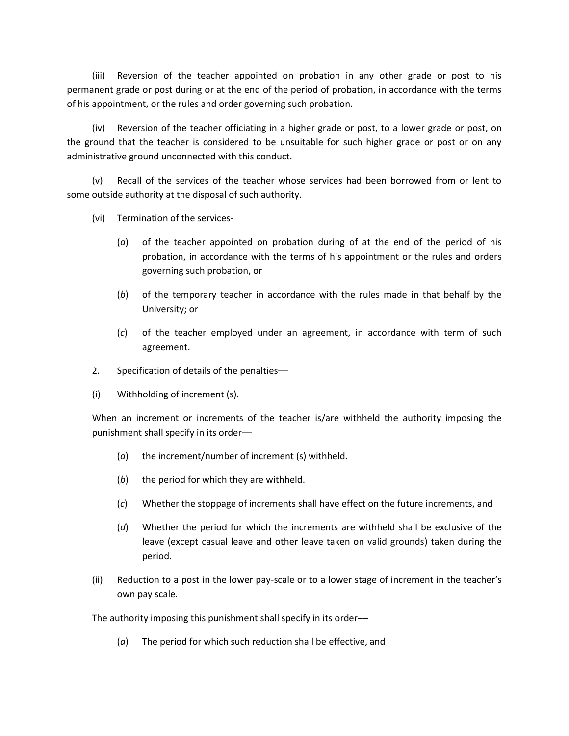(iii) Reversion of the teacher appointed on probation in any other grade or post to his permanent grade or post during or at the end of the period of probation, in accordance with the terms of his appointment, or the rules and order governing such probation.

(iv) Reversion of the teacher officiating in a higher grade or post, to a lower grade or post, on the ground that the teacher is considered to be unsuitable for such higher grade or post or on any administrative ground unconnected with this conduct.

(v) Recall of the services of the teacher whose services had been borrowed from or lent to some outside authority at the disposal of such authority.

(vi) Termination of the services-

(*a*) of the teacher appointed on probation during of at the end of the period of his probation, in accordance with the terms of his appointment or the rules and orders governing such probation, or

(*b*) of the temporary teacher in accordance with the rules made in that behalf by the University; or

(*c*) of the teacher employed under an agreement, in accordance with term of such agreement.

2. Specification of details of the penalties—

(i) Withholding of increment (s).

When an increment or increments of the teacher is/are withheld the authority imposing the punishment shall specify in its order—

(*a*) the increment/number of increment (s) withheld.

(*b*) the period for which they are withheld.

(*c*) Whether the stoppage of increments shall have effect on the future increments, and

(*d*) Whether the period for which the increments are withheld shall be exclusive of the leave (except casual leave and other leave taken on valid grounds) taken during the period.

(ii) Reduction to a post in the lower pay-scale or to a lower stage of increment in the teacher's own pay scale.

The authority imposing this punishment shall specify in its order—

(*a*) The period for which such reduction shall be effective, and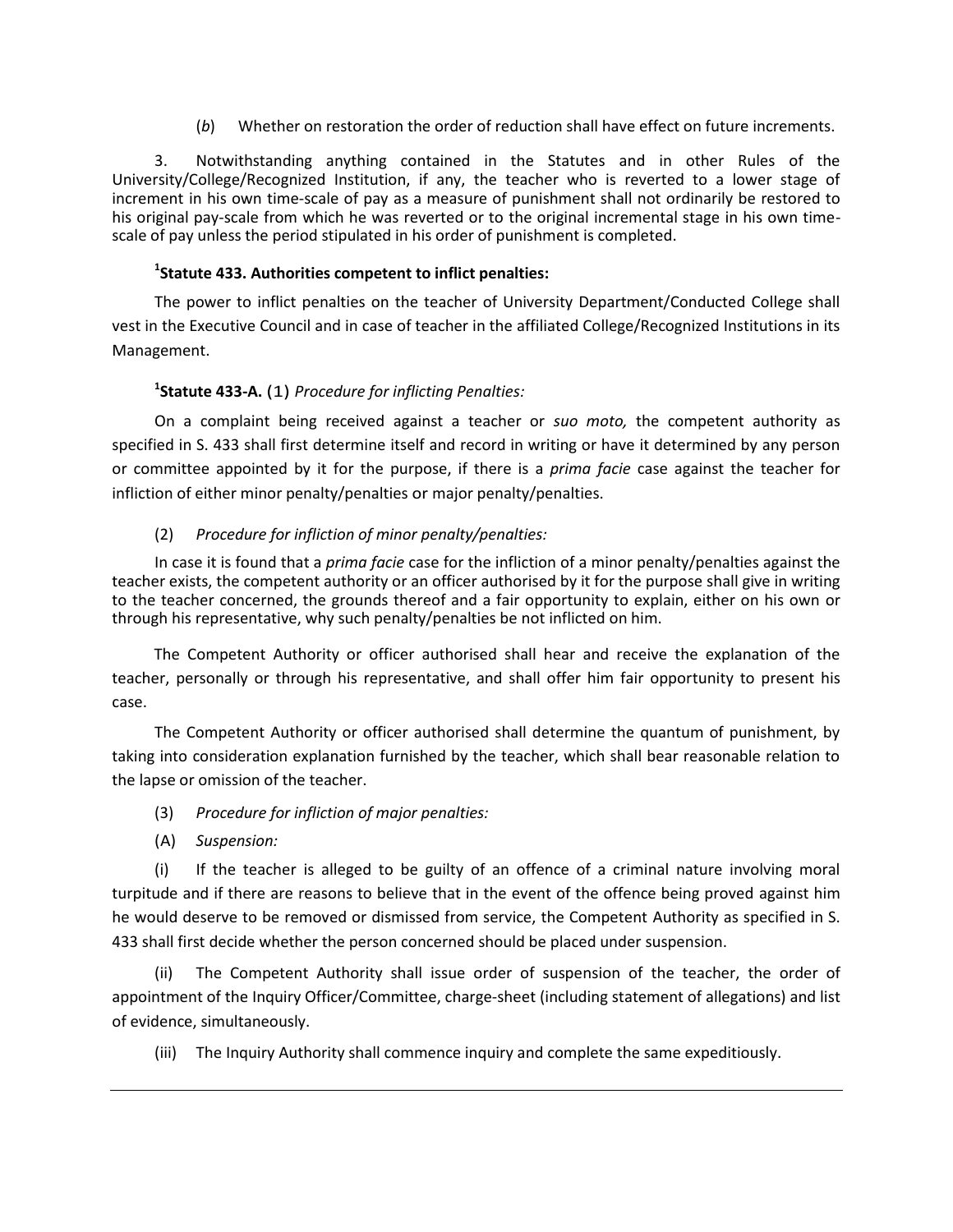(*b*) Whether on restoration the order of reduction shall have effect on future increments.

3. Notwithstanding anything contained in the Statutes and in other Rules of the University/College/Recognized Institution, if any, the teacher who is reverted to a lower stage of increment in his own time-scale of pay as a measure of punishment shall not ordinarily be restored to his original pay-scale from which he was reverted or to the original incremental stage in his own time-scale of pay unless the period stipulated in his order of punishment is completed.

### [1]Statute 433. Authorities competent to inflict penalties:

The power to inflict penalties on the teacher of University Department/Conducted College shall vest in the Executive Council and in case of teacher in the affiliated College/Recognized Institutions in its Management.

### [1]Statute 433-A. (1) *Procedure for inflicting Penalties:*

On a complaint being received against a teacher or *suo moto,* the competent authority as specified in S. 433 shall first determine itself and record in writing or have it determined by any person or committee appointed by it for the purpose, if there is a *prima facie* case against the teacher for infliction of either minor penalty/penalties or major penalty/penalties.

(2) *Procedure for infliction of minor penalty/penalties:*

In case it is found that a *prima facie* case for the infliction of a minor penalty/penalties against the teacher exists, the competent authority or an officer authorised by it for the purpose shall give in writing to the teacher concerned, the grounds thereof and a fair opportunity to explain, either on his own or through his representative, why such penalty/penalties be not inflicted on him.

The Competent Authority or officer authorised shall hear and receive the explanation of the teacher, personally or through his representative, and shall offer him fair opportunity to present his case.

The Competent Authority or officer authorised shall determine the quantum of punishment, by taking into consideration explanation furnished by the teacher, which shall bear reasonable relation to the lapse or omission of the teacher.

(3) *Procedure for infliction of major penalties:*

(A) *Suspension:*

(i) If the teacher is alleged to be guilty of an offence of a criminal nature involving moral turpitude and if there are reasons to believe that in the event of the offence being proved against him he would deserve to be removed or dismissed from service, the Competent Authority as specified in S. 433 shall first decide whether the person concerned should be placed under suspension.

(ii) The Competent Authority shall issue order of suspension of the teacher, the order of appointment of the Inquiry Officer/Committee, charge-sheet (including statement of allegations) and list of evidence, simultaneously.

(iii) The Inquiry Authority shall commence inquiry and complete the same expeditiously.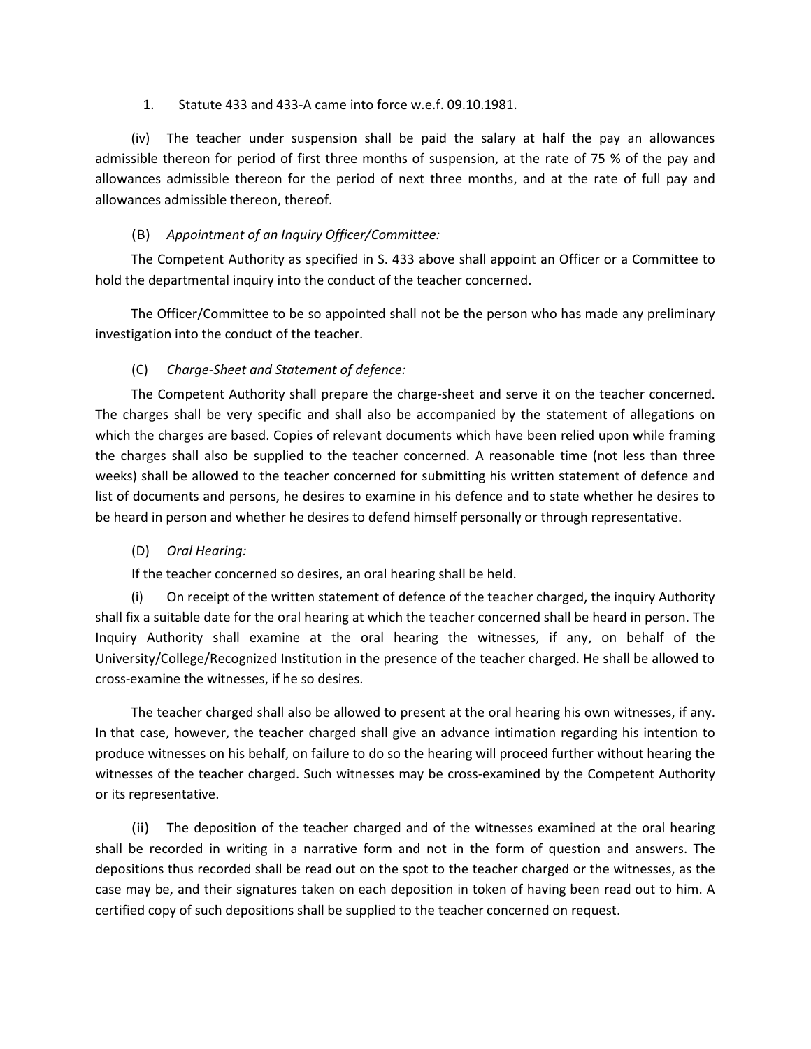1. Statute 433 and 433-A came into force w.e.f. 09.10.1981.

(iv) The teacher under suspension shall be paid the salary at half the pay an allowances admissible thereon for period of first three months of suspension, at the rate of 75 % of the pay and allowances admissible thereon for the period of next three months, and at the rate of full pay and allowances admissible thereon, thereof.

(B) *Appointment of an Inquiry Officer/Committee:*

The Competent Authority as specified in S. 433 above shall appoint an Officer or a Committee to hold the departmental inquiry into the conduct of the teacher concerned.

The Officer/Committee to be so appointed shall not be the person who has made any preliminary investigation into the conduct of the teacher.

(C) *Charge-Sheet and Statement of defence:*

The Competent Authority shall prepare the charge-sheet and serve it on the teacher concerned. The charges shall be very specific and shall also be accompanied by the statement of allegations on which the charges are based. Copies of relevant documents which have been relied upon while framing the charges shall also be supplied to the teacher concerned. A reasonable time (not less than three weeks) shall be allowed to the teacher concerned for submitting his written statement of defence and list of documents and persons, he desires to examine in his defence and to state whether he desires to be heard in person and whether he desires to defend himself personally or through representative.

(D) *Oral Hearing:*

If the teacher concerned so desires, an oral hearing shall be held.

(i) On receipt of the written statement of defence of the teacher charged, the inquiry Authority shall fix a suitable date for the oral hearing at which the teacher concerned shall be heard in person. The Inquiry Authority shall examine at the oral hearing the witnesses, if any, on behalf of the University/College/Recognized Institution in the presence of the teacher charged. He shall be allowed to cross-examine the witnesses, if he so desires.

The teacher charged shall also be allowed to present at the oral hearing his own witnesses, if any. In that case, however, the teacher charged shall give an advance intimation regarding his intention to produce witnesses on his behalf, on failure to do so the hearing will proceed further without hearing the witnesses of the teacher charged. Such witnesses may be cross-examined by the Competent Authority or its representative.

(ii) The deposition of the teacher charged and of the witnesses examined at the oral hearing shall be recorded in writing in a narrative form and not in the form of question and answers. The depositions thus recorded shall be read out on the spot to the teacher charged or the witnesses, as the case may be, and their signatures taken on each deposition in token of having been read out to him. A certified copy of such depositions shall be supplied to the teacher concerned on request.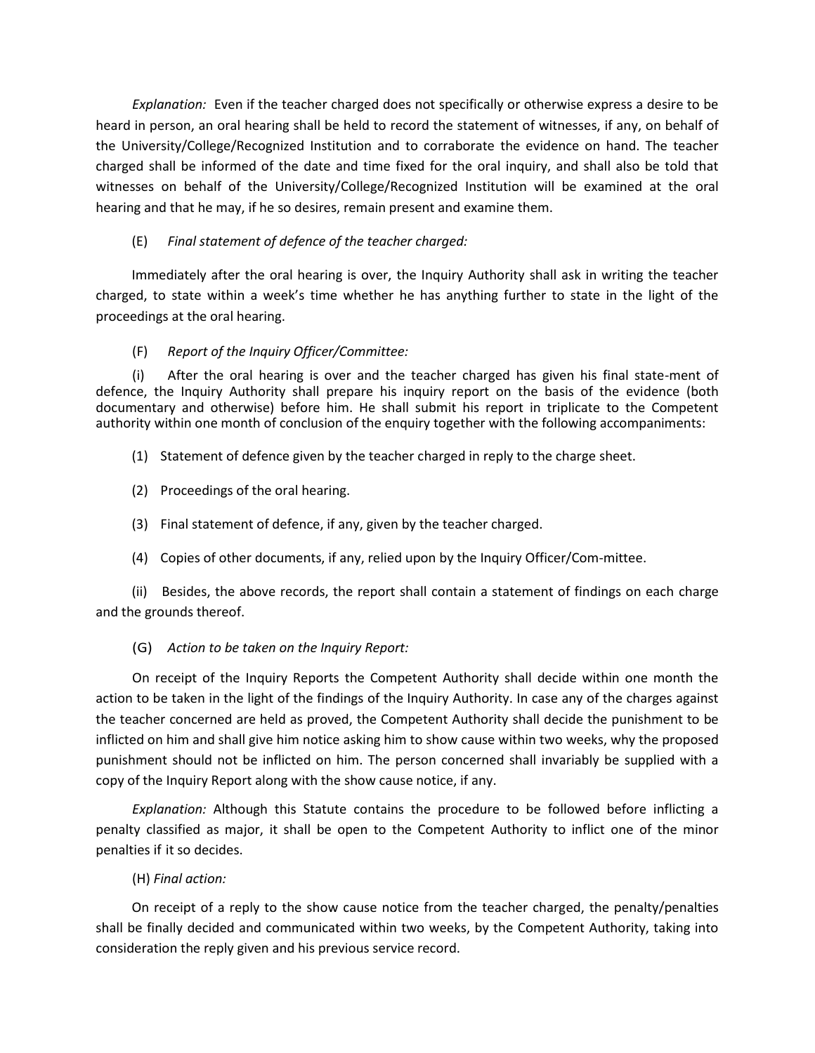*Explanation:* Even if the teacher charged does not specifically or otherwise express a desire to be heard in person, an oral hearing shall be held to record the statement of witnesses, if any, on behalf of the University/College/Recognized Institution and to corraborate the evidence on hand. The teacher charged shall be informed of the date and time fixed for the oral inquiry, and shall also be told that witnesses on behalf of the University/College/Recognized Institution will be examined at the oral hearing and that he may, if he so desires, remain present and examine them.

(E) *Final statement of defence of the teacher charged:*

Immediately after the oral hearing is over, the Inquiry Authority shall ask in writing the teacher charged, to state within a week's time whether he has anything further to state in the light of the proceedings at the oral hearing.

(F) *Report of the Inquiry Officer/Committee:*

(i) After the oral hearing is over and the teacher charged has given his final state-ment of defence, the Inquiry Authority shall prepare his inquiry report on the basis of the evidence (both documentary and otherwise) before him. He shall submit his report in triplicate to the Competent authority within one month of conclusion of the enquiry together with the following accompaniments:

(1) Statement of defence given by the teacher charged in reply to the charge sheet.

(2) Proceedings of the oral hearing.

(3) Final statement of defence, if any, given by the teacher charged.

(4) Copies of other documents, if any, relied upon by the Inquiry Officer/Com-mittee.

(ii) Besides, the above records, the report shall contain a statement of findings on each charge and the grounds thereof.

(G) *Action to be taken on the Inquiry Report:*

On receipt of the Inquiry Reports the Competent Authority shall decide within one month the action to be taken in the light of the findings of the Inquiry Authority. In case any of the charges against the teacher concerned are held as proved, the Competent Authority shall decide the punishment to be inflicted on him and shall give him notice asking him to show cause within two weeks, why the proposed punishment should not be inflicted on him. The person concerned shall invariably be supplied with a copy of the Inquiry Report along with the show cause notice, if any.

*Explanation:* Although this Statute contains the procedure to be followed before inflicting a penalty classified as major, it shall be open to the Competent Authority to inflict one of the minor penalties if it so decides.

(H) *Final action:*

On receipt of a reply to the show cause notice from the teacher charged, the penalty/penalties shall be finally decided and communicated within two weeks, by the Competent Authority, taking into consideration the reply given and his previous service record.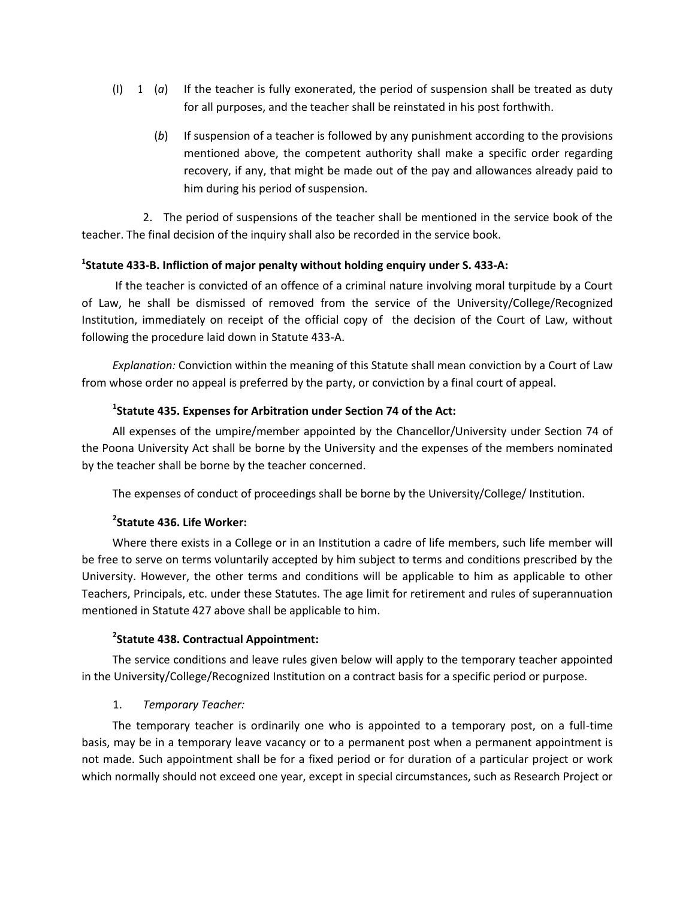(I) 1 (*a*) If the teacher is fully exonerated, the period of suspension shall be treated as duty for all purposes, and the teacher shall be reinstated in his post forthwith.

(*b*) If suspension of a teacher is followed by any punishment according to the provisions mentioned above, the competent authority shall make a specific order regarding recovery, if any, that might be made out of the pay and allowances already paid to him during his period of suspension.

2. The period of suspensions of the teacher shall be mentioned in the service book of the teacher. The final decision of the inquiry shall also be recorded in the service book.

**[1]Statute 433-B. Infliction of major penalty without holding enquiry under S. 433-A:**

If the teacher is convicted of an offence of a criminal nature involving moral turpitude by a Court of Law, he shall be dismissed of removed from the service of the University/College/Recognized Institution, immediately on receipt of the official copy of the decision of the Court of Law, without following the procedure laid down in Statute 433-A.

*Explanation:* Conviction within the meaning of this Statute shall mean conviction by a Court of Law from whose order no appeal is preferred by the party, or conviction by a final court of appeal.

**[1]Statute 435. Expenses for Arbitration under Section 74 of the Act:**

All expenses of the umpire/member appointed by the Chancellor/University under Section 74 of the Poona University Act shall be borne by the University and the expenses of the members nominated by the teacher shall be borne by the teacher concerned.

The expenses of conduct of proceedings shall be borne by the University/College/ Institution.

**[2]Statute 436. Life Worker:**

Where there exists in a College or in an Institution a cadre of life members, such life member will be free to serve on terms voluntarily accepted by him subject to terms and conditions prescribed by the University. However, the other terms and conditions will be applicable to him as applicable to other Teachers, Principals, etc. under these Statutes. The age limit for retirement and rules of superannuation mentioned in Statute 427 above shall be applicable to him.

**[2]Statute 438. Contractual Appointment:**

The service conditions and leave rules given below will apply to the temporary teacher appointed in the University/College/Recognized Institution on a contract basis for a specific period or purpose.

1. *Temporary Teacher:*

The temporary teacher is ordinarily one who is appointed to a temporary post, on a full-time basis, may be in a temporary leave vacancy or to a permanent post when a permanent appointment is not made. Such appointment shall be for a fixed period or for duration of a particular project or work which normally should not exceed one year, except in special circumstances, such as Research Project or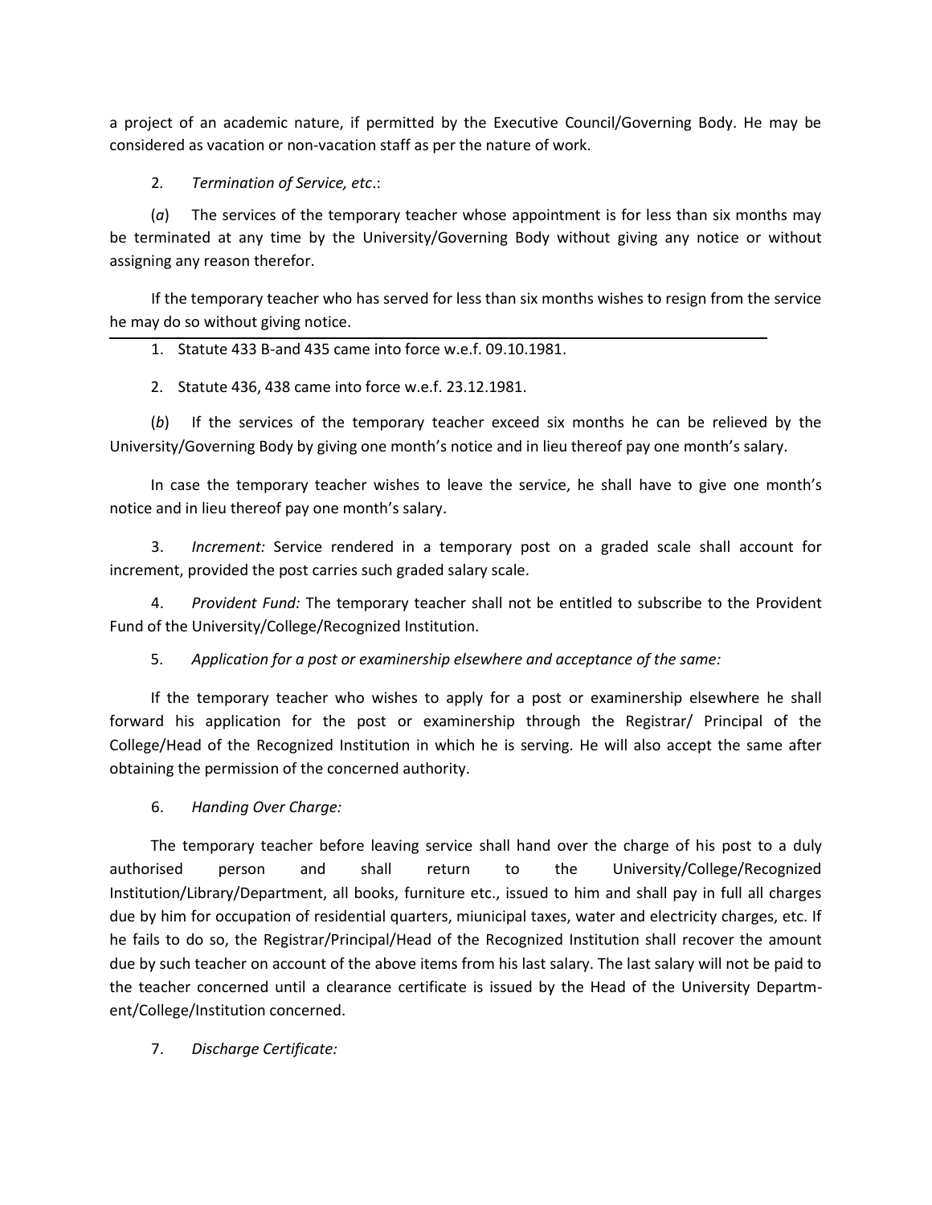a project of an academic nature, if permitted by the Executive Council/Governing Body. He may be considered as vacation or non-vacation staff as per the nature of work.

2. *Termination of Service, etc*.:

(*a*) The services of the temporary teacher whose appointment is for less than six months may be terminated at any time by the University/Governing Body without giving any notice or without assigning any reason therefor.

If the temporary teacher who has served for less than six months wishes to resign from the service he may do so without giving notice.

---

1. Statute 433 B-and 435 came into force w.e.f. 09.10.1981.

2. Statute 436, 438 came into force w.e.f. 23.12.1981.

(*b*) If the services of the temporary teacher exceed six months he can be relieved by the University/Governing Body by giving one month's notice and in lieu thereof pay one month's salary.

In case the temporary teacher wishes to leave the service, he shall have to give one month's notice and in lieu thereof pay one month's salary.

3. *Increment:* Service rendered in a temporary post on a graded scale shall account for increment, provided the post carries such graded salary scale.

4. *Provident Fund:* The temporary teacher shall not be entitled to subscribe to the Provident Fund of the University/College/Recognized Institution.

5. *Application for a post or examinership elsewhere and acceptance of the same:*

If the temporary teacher who wishes to apply for a post or examinership elsewhere he shall forward his application for the post or examinership through the Registrar/ Principal of the College/Head of the Recognized Institution in which he is serving. He will also accept the same after obtaining the permission of the concerned authority.

6. *Handing Over Charge:*

The temporary teacher before leaving service shall hand over the charge of his post to a duly authorised person and shall return to the University/College/Recognized Institution/Library/Department, all books, furniture etc., issued to him and shall pay in full all charges due by him for occupation of residential quarters, miunicipal taxes, water and electricity charges, etc. If he fails to do so, the Registrar/Principal/Head of the Recognized Institution shall recover the amount due by such teacher on account of the above items from his last salary. The last salary will not be paid to the teacher concerned until a clearance certificate is issued by the Head of the University Department/College/Institution concerned.

7. *Discharge Certificate:*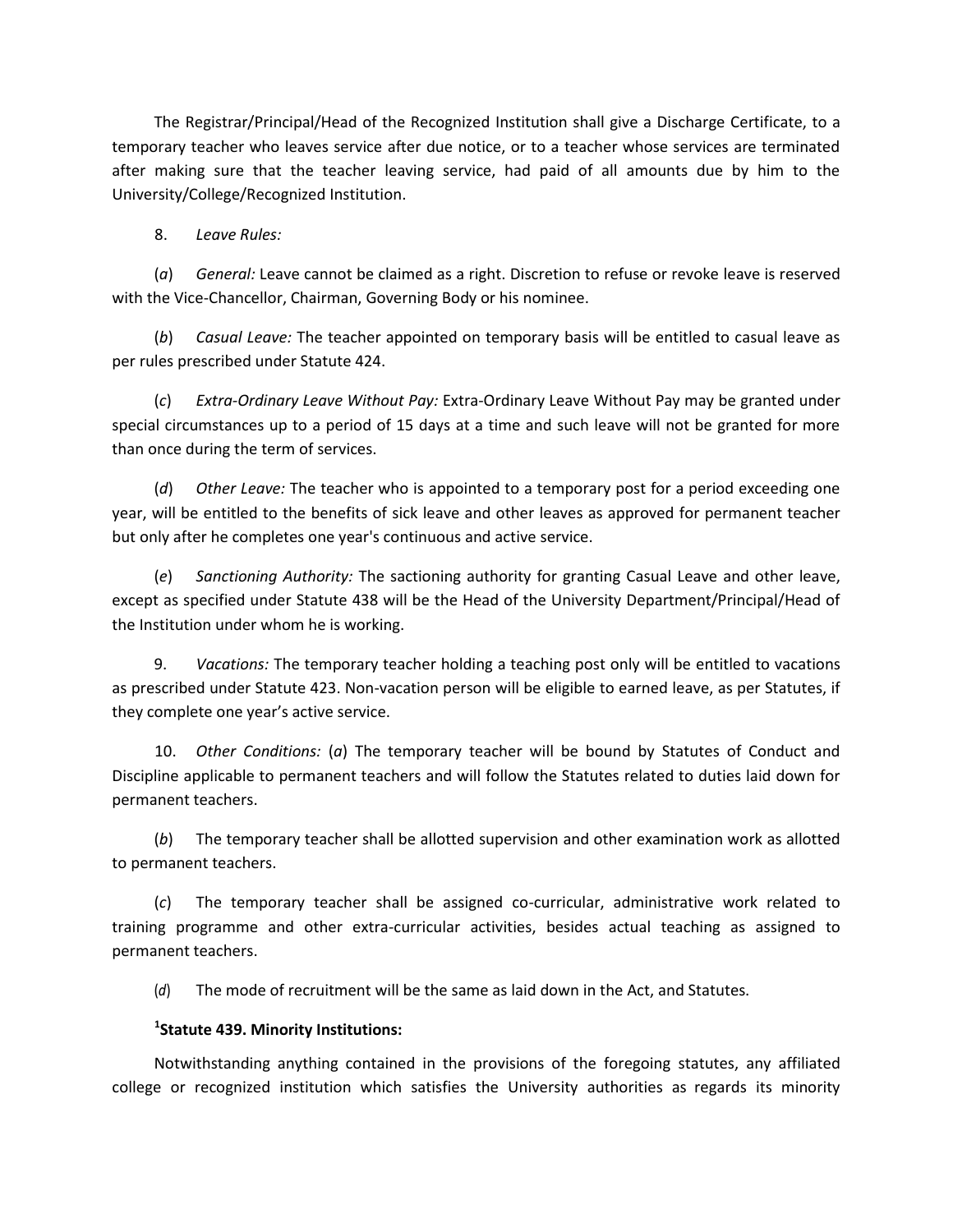The Registrar/Principal/Head of the Recognized Institution shall give a Discharge Certificate, to a temporary teacher who leaves service after due notice, or to a teacher whose services are terminated after making sure that the teacher leaving service, had paid of all amounts due by him to the University/College/Recognized Institution.

8. *Leave Rules:*

(*a*) *General:* Leave cannot be claimed as a right. Discretion to refuse or revoke leave is reserved with the Vice-Chancellor, Chairman, Governing Body or his nominee.

(*b*) *Casual Leave:* The teacher appointed on temporary basis will be entitled to casual leave as per rules prescribed under Statute 424.

(*c*) *Extra-Ordinary Leave Without Pay:* Extra-Ordinary Leave Without Pay may be granted under special circumstances up to a period of 15 days at a time and such leave will not be granted for more than once during the term of services.

(*d*) *Other Leave:* The teacher who is appointed to a temporary post for a period exceeding one year, will be entitled to the benefits of sick leave and other leaves as approved for permanent teacher but only after he completes one year's continuous and active service.

(*e*) *Sanctioning Authority:* The sactioning authority for granting Casual Leave and other leave, except as specified under Statute 438 will be the Head of the University Department/Principal/Head of the Institution under whom he is working.

9. *Vacations:* The temporary teacher holding a teaching post only will be entitled to vacations as prescribed under Statute 423. Non-vacation person will be eligible to earned leave, as per Statutes, if they complete one year's active service.

10. *Other Conditions:* (*a*) The temporary teacher will be bound by Statutes of Conduct and Discipline applicable to permanent teachers and will follow the Statutes related to duties laid down for permanent teachers.

(*b*) The temporary teacher shall be allotted supervision and other examination work as allotted to permanent teachers.

(*c*) The temporary teacher shall be assigned co-curricular, administrative work related to training programme and other extra-curricular activities, besides actual teaching as assigned to permanent teachers.

(*d*) The mode of recruitment will be the same as laid down in the Act, and Statutes.

**[1]Statute 439. Minority Institutions:**

Notwithstanding anything contained in the provisions of the foregoing statutes, any affiliated college or recognized institution which satisfies the University authorities as regards its minority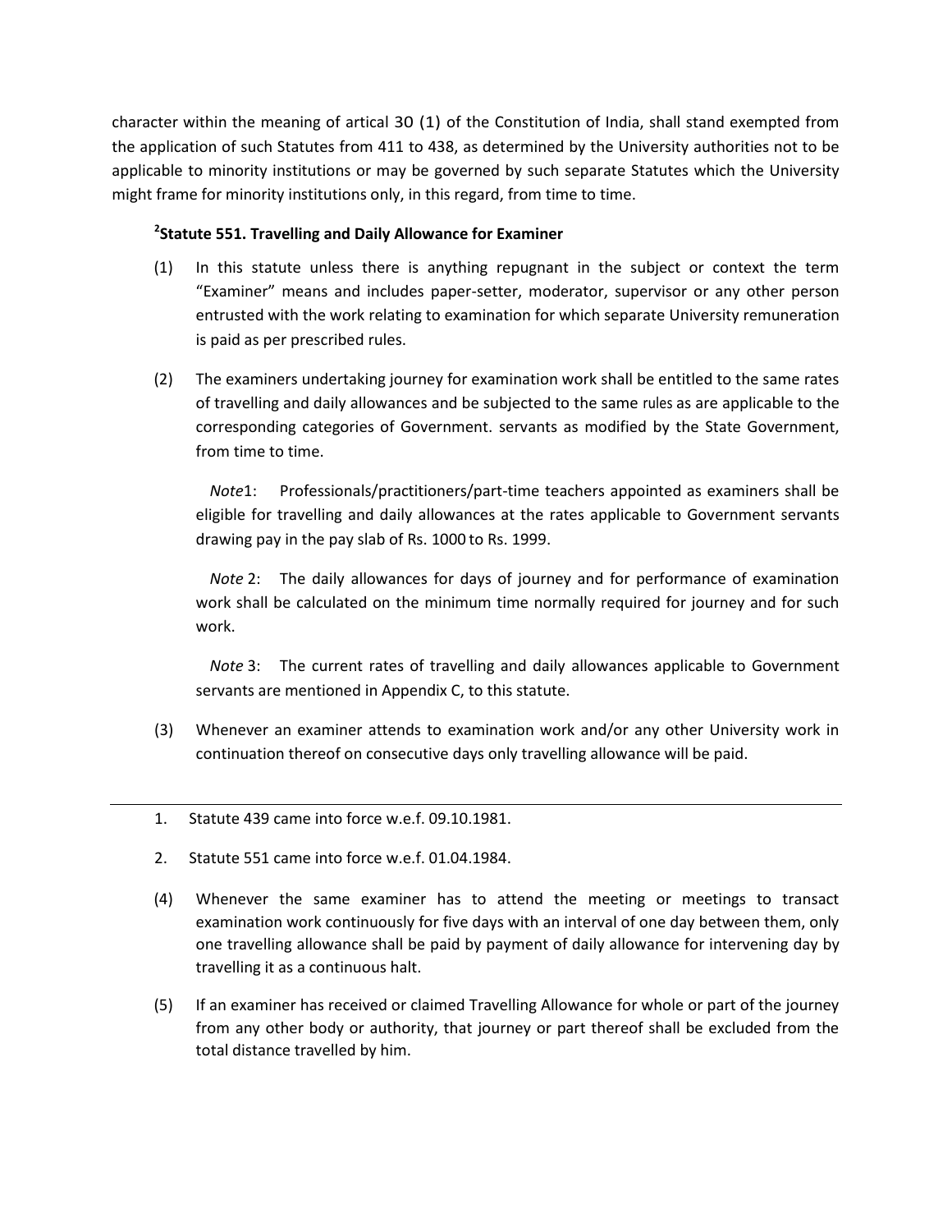character within the meaning of artical 30 (1) of the Constitution of India, shall stand exempted from the application of such Statutes from 411 to 438, as determined by the University authorities not to be applicable to minority institutions or may be governed by such separate Statutes which the University might frame for minority institutions only, in this regard, from time to time.

### [2]Statute 551. Travelling and Daily Allowance for Examiner

(1) In this statute unless there is anything repugnant in the subject or context the term "Examiner" means and includes paper-setter, moderator, supervisor or any other person entrusted with the work relating to examination for which separate University remuneration is paid as per prescribed rules.

(2) The examiners undertaking journey for examination work shall be entitled to the same rates of travelling and daily allowances and be subjected to the same rules as are applicable to the corresponding categories of Government. servants as modified by the State Government, from time to time.

*Note*1: Professionals/practitioners/part-time teachers appointed as examiners shall be eligible for travelling and daily allowances at the rates applicable to Government servants drawing pay in the pay slab of Rs. 1000 to Rs. 1999.

*Note* 2: The daily allowances for days of journey and for performance of examination work shall be calculated on the minimum time normally required for journey and for such work.

*Note* 3: The current rates of travelling and daily allowances applicable to Government servants are mentioned in Appendix C, to this statute.

(3) Whenever an examiner attends to examination work and/or any other University work in continuation thereof on consecutive days only travelling allowance will be paid.

---

1. Statute 439 came into force w.e.f. 09.10.1981.
2. Statute 551 came into force w.e.f. 01.04.1984.

(4) Whenever the same examiner has to attend the meeting or meetings to transact examination work continuously for five days with an interval of one day between them, only one travelling allowance shall be paid by payment of daily allowance for intervening day by travelling it as a continuous halt.

(5) If an examiner has received or claimed Travelling Allowance for whole or part of the journey from any other body or authority, that journey or part thereof shall be excluded from the total distance travelled by him.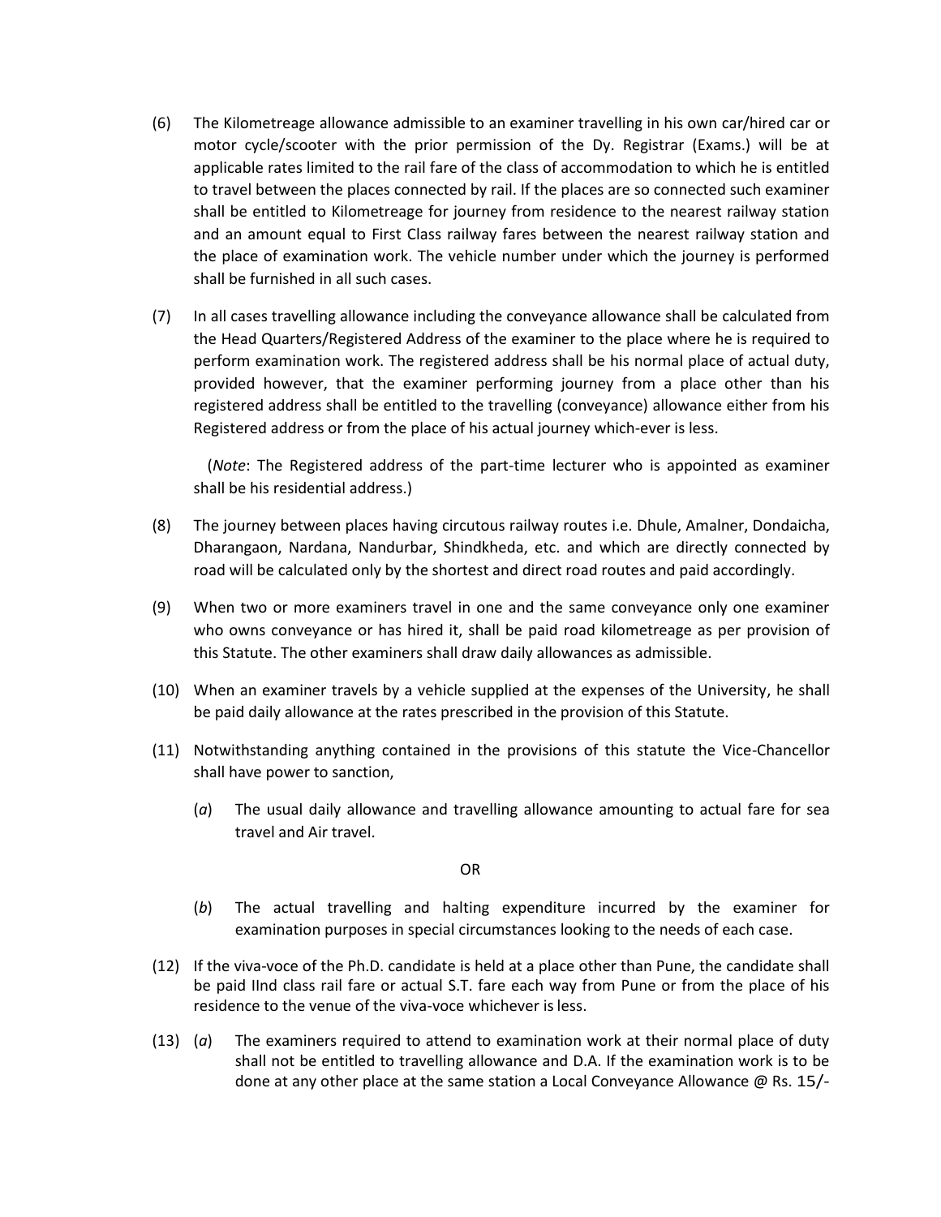(6) The Kilometreage allowance admissible to an examiner travelling in his own car/hired car or motor cycle/scooter with the prior permission of the Dy. Registrar (Exams.) will be at applicable rates limited to the rail fare of the class of accommodation to which he is entitled to travel between the places connected by rail. If the places are so connected such examiner shall be entitled to Kilometreage for journey from residence to the nearest railway station and an amount equal to First Class railway fares between the nearest railway station and the place of examination work. The vehicle number under which the journey is performed shall be furnished in all such cases.

(7) In all cases travelling allowance including the conveyance allowance shall be calculated from the Head Quarters/Registered Address of the examiner to the place where he is required to perform examination work. The registered address shall be his normal place of actual duty, provided however, that the examiner performing journey from a place other than his registered address shall be entitled to the travelling (conveyance) allowance either from his Registered address or from the place of his actual journey which-ever is less.

(*Note*: The Registered address of the part-time lecturer who is appointed as examiner shall be his residential address.)

(8) The journey between places having circutous railway routes i.e. Dhule, Amalner, Dondaicha, Dharangaon, Nardana, Nandurbar, Shindkheda, etc. and which are directly connected by road will be calculated only by the shortest and direct road routes and paid accordingly.

(9) When two or more examiners travel in one and the same conveyance only one examiner who owns conveyance or has hired it, shall be paid road kilometreage as per provision of this Statute. The other examiners shall draw daily allowances as admissible.

(10) When an examiner travels by a vehicle supplied at the expenses of the University, he shall be paid daily allowance at the rates prescribed in the provision of this Statute.

(11) Notwithstanding anything contained in the provisions of this statute the Vice-Chancellor shall have power to sanction,

(*a*) The usual daily allowance and travelling allowance amounting to actual fare for sea travel and Air travel.

OR

(*b*) The actual travelling and halting expenditure incurred by the examiner for examination purposes in special circumstances looking to the needs of each case.

(12) If the viva-voce of the Ph.D. candidate is held at a place other than Pune, the candidate shall be paid IInd class rail fare or actual S.T. fare each way from Pune or from the place of his residence to the venue of the viva-voce whichever is less.

(13) (*a*) The examiners required to attend to examination work at their normal place of duty shall not be entitled to travelling allowance and D.A. If the examination work is to be done at any other place at the same station a Local Conveyance Allowance @ Rs. 15/-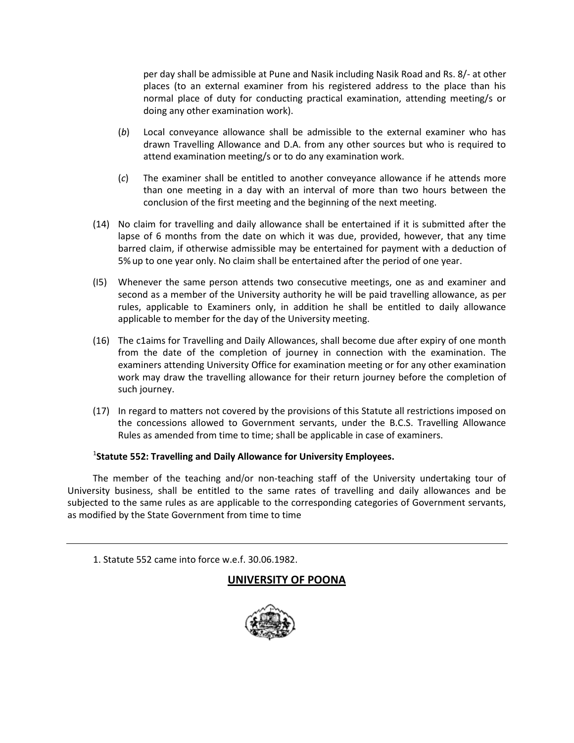per day shall be admissible at Pune and Nasik including Nasik Road and Rs. 8/- at other places (to an external examiner from his registered address to the place than his normal place of duty for conducting practical examination, attending meeting/s or doing any other examination work).

(*b*) Local conveyance allowance shall be admissible to the external examiner who has drawn Travelling Allowance and D.A. from any other sources but who is required to attend examination meeting/s or to do any examination work.

(*c*) The examiner shall be entitled to another conveyance allowance if he attends more than one meeting in a day with an interval of more than two hours between the conclusion of the first meeting and the beginning of the next meeting.

(14) No claim for travelling and daily allowance shall be entertained if it is submitted after the lapse of 6 months from the date on which it was due, provided, however, that any time barred claim, if otherwise admissible may be entertained for payment with a deduction of 5% up to one year only. No claim shall be entertained after the period of one year.

(I5) Whenever the same person attends two consecutive meetings, one as and examiner and second as a member of the University authority he will be paid travelling allowance, as per rules, applicable to Examiners only, in addition he shall be entitled to daily allowance applicable to member for the day of the University meeting.

(16) The c1aims for Travelling and Daily Allowances, shall become due after expiry of one month from the date of the completion of journey in connection with the examination. The examiners attending University Office for examination meeting or for any other examination work may draw the travelling allowance for their return journey before the completion of such journey.

(17) In regard to matters not covered by the provisions of this Statute all restrictions imposed on the concessions allowed to Government servants, under the B.C.S. Travelling Allowance Rules as amended from time to time; shall be applicable in case of examiners.

[1]**Statute 552: Travelling and Daily Allowance for University Employees.**

The member of the teaching and/or non-teaching staff of the University undertaking tour of University business, shall be entitled to the same rates of travelling and daily allowances and be subjected to the same rules as are applicable to the corresponding categories of Government servants, as modified by the State Government from time to time

---

1. Statute 552 came into force w.e.f. 30.06.1982.

**UNIVERSITY OF POONA**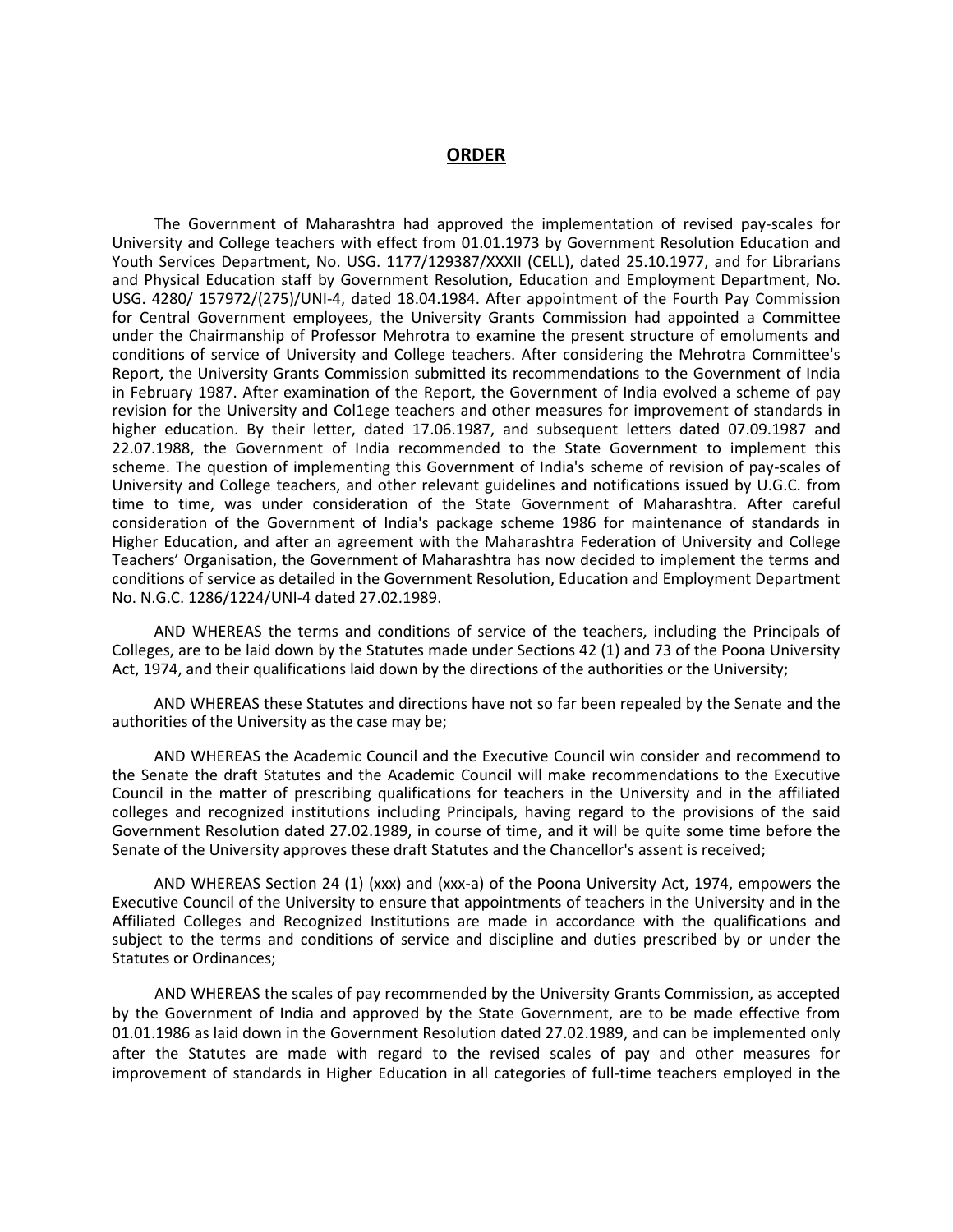## ORDER

The Government of Maharashtra had approved the implementation of revised pay-scales for University and College teachers with effect from 01.01.1973 by Government Resolution Education and Youth Services Department, No. USG. 1177/129387/XXXII (CELL), dated 25.10.1977, and for Librarians and Physical Education staff by Government Resolution, Education and Employment Department, No. USG. 4280/ 157972/(275)/UNI-4, dated 18.04.1984. After appointment of the Fourth Pay Commission for Central Government employees, the University Grants Commission had appointed a Committee under the Chairmanship of Professor Mehrotra to examine the present structure of emoluments and conditions of service of University and College teachers. After considering the Mehrotra Committee's Report, the University Grants Commission submitted its recommendations to the Government of India in February 1987. After examination of the Report, the Government of India evolved a scheme of pay revision for the University and Col1ege teachers and other measures for improvement of standards in higher education. By their letter, dated 17.06.1987, and subsequent letters dated 07.09.1987 and 22.07.1988, the Government of India recommended to the State Government to implement this scheme. The question of implementing this Government of India's scheme of revision of pay-scales of University and College teachers, and other relevant guidelines and notifications issued by U.G.C. from time to time, was under consideration of the State Government of Maharashtra. After careful consideration of the Government of India's package scheme 1986 for maintenance of standards in Higher Education, and after an agreement with the Maharashtra Federation of University and College Teachers' Organisation, the Government of Maharashtra has now decided to implement the terms and conditions of service as detailed in the Government Resolution, Education and Employment Department No. N.G.C. 1286/1224/UNI-4 dated 27.02.1989.

AND WHEREAS the terms and conditions of service of the teachers, including the Principals of Colleges, are to be laid down by the Statutes made under Sections 42 (1) and 73 of the Poona University Act, 1974, and their qualifications laid down by the directions of the authorities or the University;

AND WHEREAS these Statutes and directions have not so far been repealed by the Senate and the authorities of the University as the case may be;

AND WHEREAS the Academic Council and the Executive Council win consider and recommend to the Senate the draft Statutes and the Academic Council will make recommendations to the Executive Council in the matter of prescribing qualifications for teachers in the University and in the affiliated colleges and recognized institutions including Principals, having regard to the provisions of the said Government Resolution dated 27.02.1989, in course of time, and it will be quite some time before the Senate of the University approves these draft Statutes and the Chancellor's assent is received;

AND WHEREAS Section 24 (1) (xxx) and (xxx-a) of the Poona University Act, 1974, empowers the Executive Council of the University to ensure that appointments of teachers in the University and in the Affiliated Colleges and Recognized Institutions are made in accordance with the qualifications and subject to the terms and conditions of service and discipline and duties prescribed by or under the Statutes or Ordinances;

AND WHEREAS the scales of pay recommended by the University Grants Commission, as accepted by the Government of India and approved by the State Government, are to be made effective from 01.01.1986 as laid down in the Government Resolution dated 27.02.1989, and can be implemented only after the Statutes are made with regard to the revised scales of pay and other measures for improvement of standards in Higher Education in all categories of full-time teachers employed in the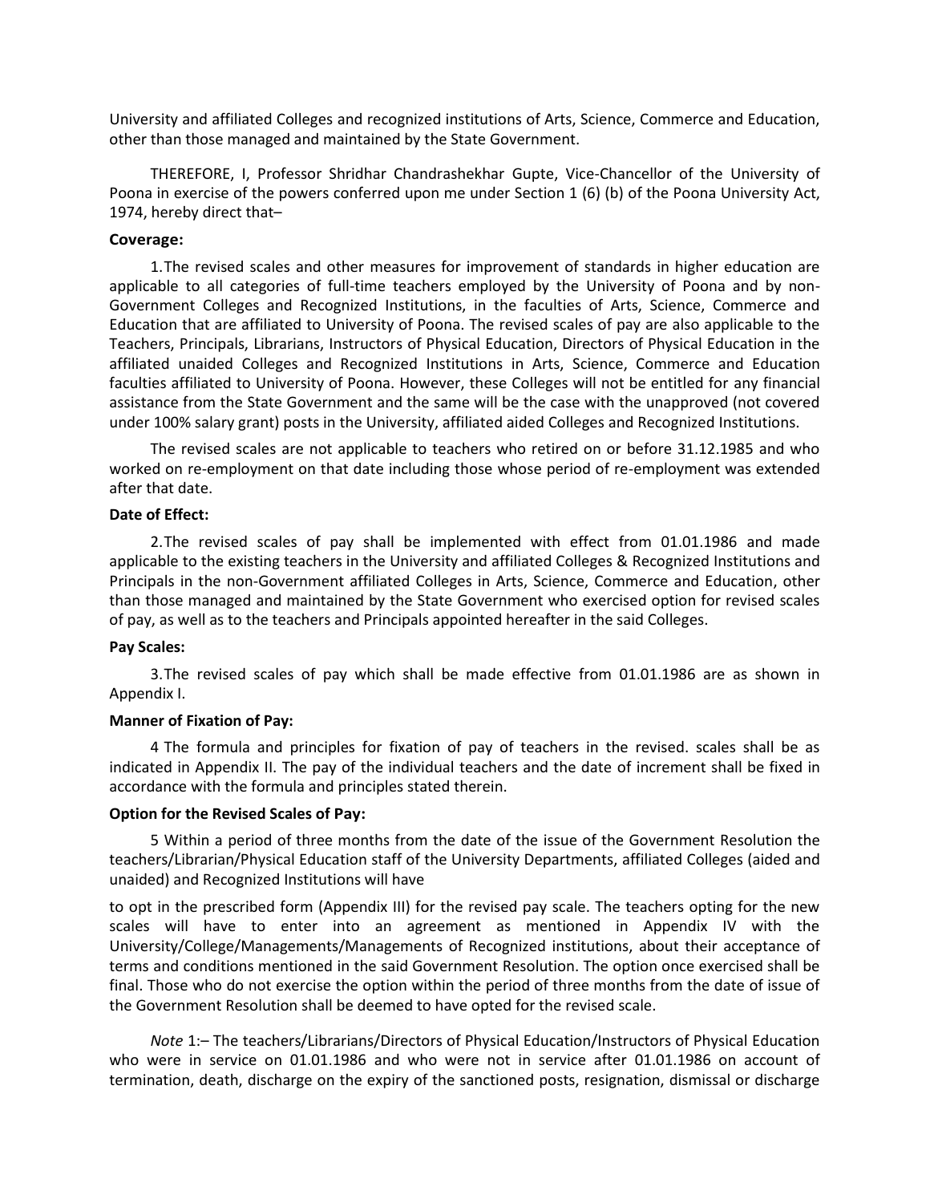University and affiliated Colleges and recognized institutions of Arts, Science, Commerce and Education, other than those managed and maintained by the State Government.

THEREFORE, I, Professor Shridhar Chandrashekhar Gupte, Vice-Chancellor of the University of Poona in exercise of the powers conferred upon me under Section 1 (6) (b) of the Poona University Act, 1974, hereby direct that–

**Coverage:**

1. The revised scales and other measures for improvement of standards in higher education are applicable to all categories of full-time teachers employed by the University of Poona and by non-Government Colleges and Recognized Institutions, in the faculties of Arts, Science, Commerce and Education that are affiliated to University of Poona. The revised scales of pay are also applicable to the Teachers, Principals, Librarians, Instructors of Physical Education, Directors of Physical Education in the affiliated unaided Colleges and Recognized Institutions in Arts, Science, Commerce and Education faculties affiliated to University of Poona. However, these Colleges will not be entitled for any financial assistance from the State Government and the same will be the case with the unapproved (not covered under 100% salary grant) posts in the University, affiliated aided Colleges and Recognized Institutions.

The revised scales are not applicable to teachers who retired on or before 31.12.1985 and who worked on re-employment on that date including those whose period of re-employment was extended after that date.

**Date of Effect:**

2. The revised scales of pay shall be implemented with effect from 01.01.1986 and made applicable to the existing teachers in the University and affiliated Colleges & Recognized Institutions and Principals in the non-Government affiliated Colleges in Arts, Science, Commerce and Education, other than those managed and maintained by the State Government who exercised option for revised scales of pay, as well as to the teachers and Principals appointed hereafter in the said Colleges.

**Pay Scales:**

3. The revised scales of pay which shall be made effective from 01.01.1986 are as shown in Appendix I.

**Manner of Fixation of Pay:**

4 The formula and principles for fixation of pay of teachers in the revised. scales shall be as indicated in Appendix II. The pay of the individual teachers and the date of increment shall be fixed in accordance with the formula and principles stated therein.

**Option for the Revised Scales of Pay:**

5 Within a period of three months from the date of the issue of the Government Resolution the teachers/Librarian/Physical Education staff of the University Departments, affiliated Colleges (aided and unaided) and Recognized Institutions will have to opt in the prescribed form (Appendix III) for the revised pay scale. The teachers opting for the new scales will have to enter into an agreement as mentioned in Appendix IV with the University/College/Managements/Managements of Recognized institutions, about their acceptance of terms and conditions mentioned in the said Government Resolution. The option once exercised shall be final. Those who do not exercise the option within the period of three months from the date of issue of the Government Resolution shall be deemed to have opted for the revised scale.

*Note* 1:– The teachers/Librarians/Directors of Physical Education/Instructors of Physical Education who were in service on 01.01.1986 and who were not in service after 01.01.1986 on account of termination, death, discharge on the expiry of the sanctioned posts, resignation, dismissal or discharge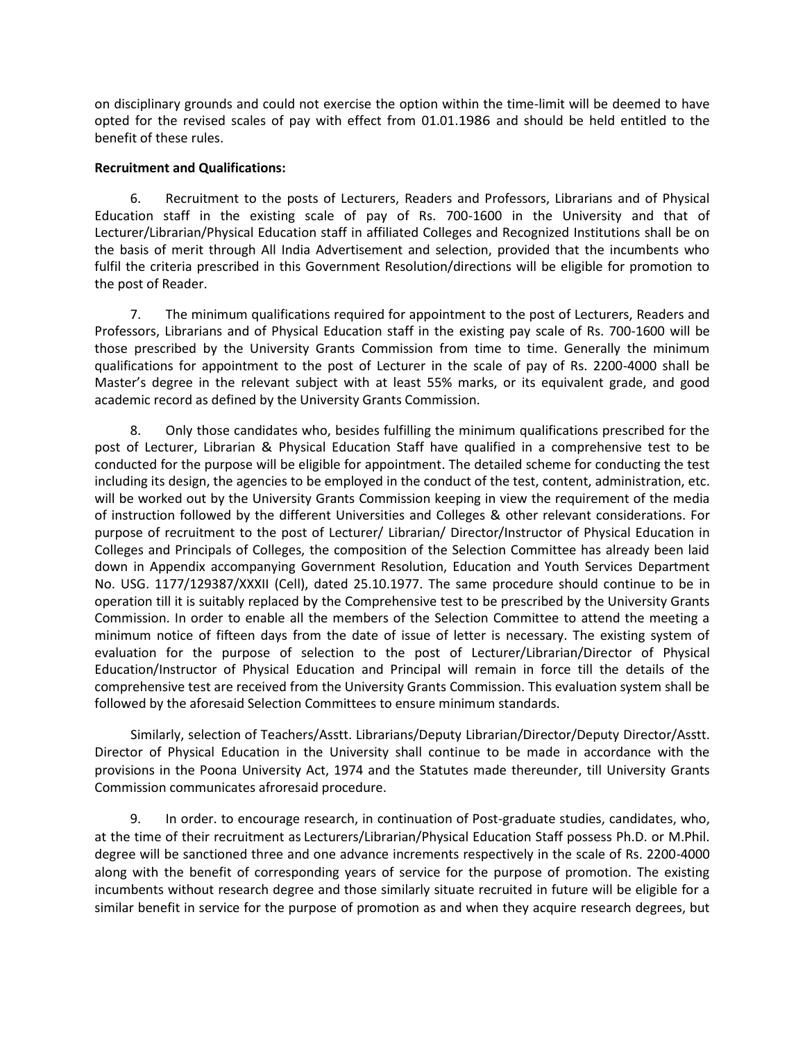on disciplinary grounds and could not exercise the option within the time-limit will be deemed to have opted for the revised scales of pay with effect from 01.01.1986 and should be held entitled to the benefit of these rules.

**Recruitment and Qualifications:**

6. Recruitment to the posts of Lecturers, Readers and Professors, Librarians and of Physical Education staff in the existing scale of pay of Rs. 700-1600 in the University and that of Lecturer/Librarian/Physical Education staff in affiliated Colleges and Recognized Institutions shall be on the basis of merit through All India Advertisement and selection, provided that the incumbents who fulfil the criteria prescribed in this Government Resolution/directions will be eligible for promotion to the post of Reader.

7. The minimum qualifications required for appointment to the post of Lecturers, Readers and Professors, Librarians and of Physical Education staff in the existing pay scale of Rs. 700-1600 will be those prescribed by the University Grants Commission from time to time. Generally the minimum qualifications for appointment to the post of Lecturer in the scale of pay of Rs. 2200-4000 shall be Master's degree in the relevant subject with at least 55% marks, or its equivalent grade, and good academic record as defined by the University Grants Commission.

8. Only those candidates who, besides fulfilling the minimum qualifications prescribed for the post of Lecturer, Librarian & Physical Education Staff have qualified in a comprehensive test to be conducted for the purpose will be eligible for appointment. The detailed scheme for conducting the test including its design, the agencies to be employed in the conduct of the test, content, administration, etc. will be worked out by the University Grants Commission keeping in view the requirement of the media of instruction followed by the different Universities and Colleges & other relevant considerations. For purpose of recruitment to the post of Lecturer/ Librarian/ Director/Instructor of Physical Education in Colleges and Principals of Colleges, the composition of the Selection Committee has already been laid down in Appendix accompanying Government Resolution, Education and Youth Services Department No. USG. 1177/129387/XXXII (Cell), dated 25.10.1977. The same procedure should continue to be in operation till it is suitably replaced by the Comprehensive test to be prescribed by the University Grants Commission. In order to enable all the members of the Selection Committee to attend the meeting a minimum notice of fifteen days from the date of issue of letter is necessary. The existing system of evaluation for the purpose of selection to the post of Lecturer/Librarian/Director of Physical Education/Instructor of Physical Education and Principal will remain in force till the details of the comprehensive test are received from the University Grants Commission. This evaluation system shall be followed by the aforesaid Selection Committees to ensure minimum standards.

Similarly, selection of Teachers/Asstt. Librarians/Deputy Librarian/Director/Deputy Director/Asstt. Director of Physical Education in the University shall continue to be made in accordance with the provisions in the Poona University Act, 1974 and the Statutes made thereunder, till University Grants Commission communicates afroresaid procedure.

9. In order. to encourage research, in continuation of Post-graduate studies, candidates, who, at the time of their recruitment as Lecturers/Librarian/Physical Education Staff possess Ph.D. or M.Phil. degree will be sanctioned three and one advance increments respectively in the scale of Rs. 2200-4000 along with the benefit of corresponding years of service for the purpose of promotion. The existing incumbents without research degree and those similarly situate recruited in future will be eligible for a similar benefit in service for the purpose of promotion as and when they acquire research degrees, but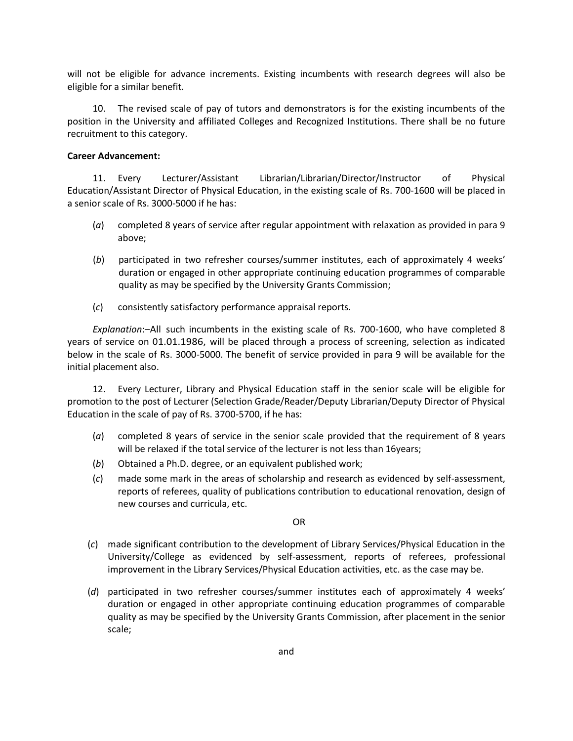will not be eligible for advance increments. Existing incumbents with research degrees will also be eligible for a similar benefit.

10. The revised scale of pay of tutors and demonstrators is for the existing incumbents of the position in the University and affiliated Colleges and Recognized Institutions. There shall be no future recruitment to this category.

**Career Advancement:**

11. Every Lecturer/Assistant Librarian/Librarian/Director/Instructor of Physical Education/Assistant Director of Physical Education, in the existing scale of Rs. 700-1600 will be placed in a senior scale of Rs. 3000-5000 if he has:

(*a*) completed 8 years of service after regular appointment with relaxation as provided in para 9 above;

(*b*) participated in two refresher courses/summer institutes, each of approximately 4 weeks' duration or engaged in other appropriate continuing education programmes of comparable quality as may be specified by the University Grants Commission;

(*c*) consistently satisfactory performance appraisal reports.

*Explanation*:–All such incumbents in the existing scale of Rs. 700-1600, who have completed 8 years of service on 01.01.1986, will be placed through a process of screening, selection as indicated below in the scale of Rs. 3000-5000. The benefit of service provided in para 9 will be available for the initial placement also.

12. Every Lecturer, Library and Physical Education staff in the senior scale will be eligible for promotion to the post of Lecturer (Selection Grade/Reader/Deputy Librarian/Deputy Director of Physical Education in the scale of pay of Rs. 3700-5700, if he has:

(*a*) completed 8 years of service in the senior scale provided that the requirement of 8 years will be relaxed if the total service of the lecturer is not less than 16years;

(*b*) Obtained a Ph.D. degree, or an equivalent published work;

(*c*) made some mark in the areas of scholarship and research as evidenced by self-assessment, reports of referees, quality of publications contribution to educational renovation, design of new courses and curricula, etc.

OR

(*c*) made significant contribution to the development of Library Services/Physical Education in the University/College as evidenced by self-assessment, reports of referees, professional improvement in the Library Services/Physical Education activities, etc. as the case may be.

(*d*) participated in two refresher courses/summer institutes each of approximately 4 weeks' duration or engaged in other appropriate continuing education programmes of comparable quality as may be specified by the University Grants Commission, after placement in the senior scale;

and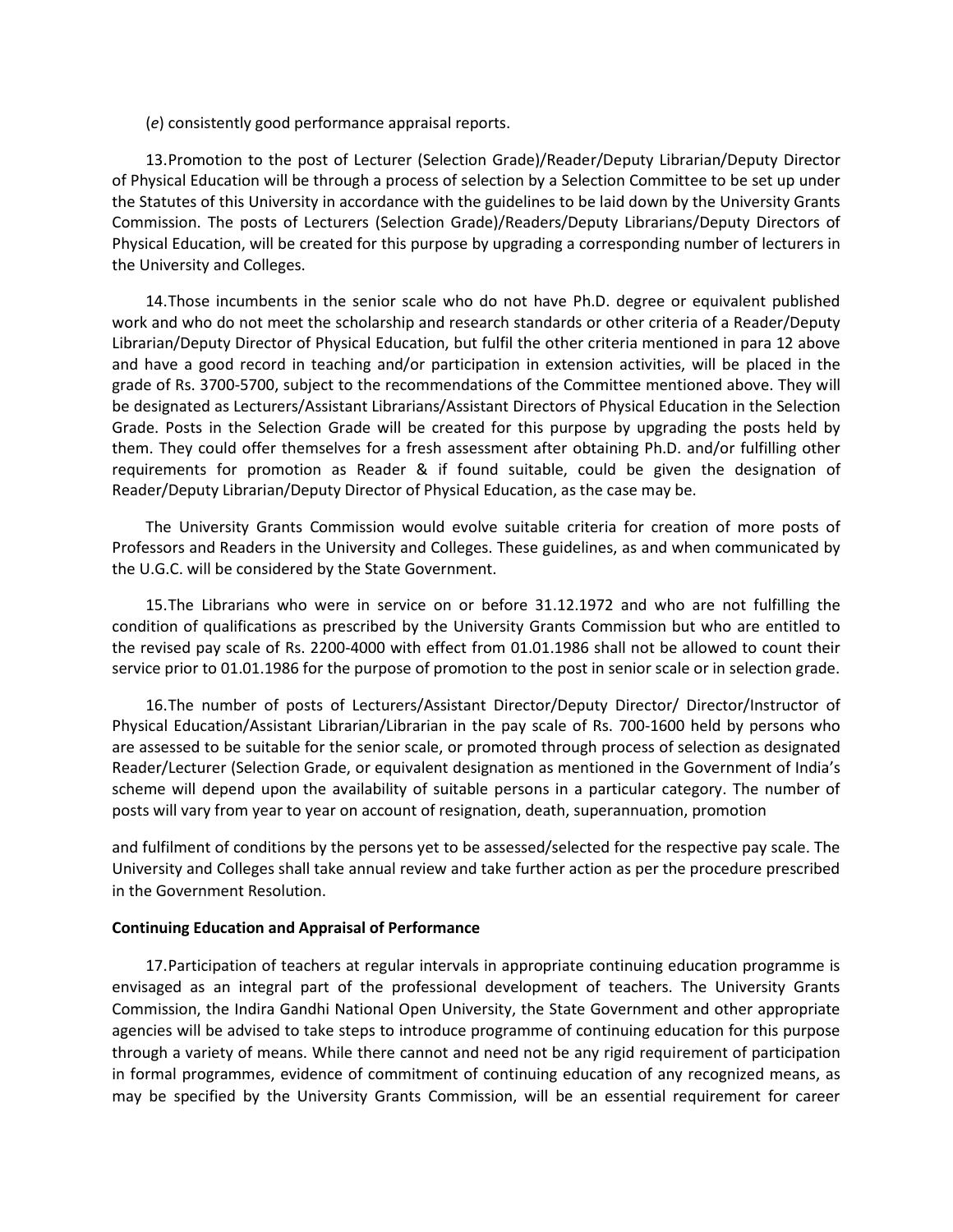(*e*) consistently good performance appraisal reports.

13. Promotion to the post of Lecturer (Selection Grade)/Reader/Deputy Librarian/Deputy Director of Physical Education will be through a process of selection by a Selection Committee to be set up under the Statutes of this University in accordance with the guidelines to be laid down by the University Grants Commission. The posts of Lecturers (Selection Grade)/Readers/Deputy Librarians/Deputy Directors of Physical Education, will be created for this purpose by upgrading a corresponding number of lecturers in the University and Colleges.

14. Those incumbents in the senior scale who do not have Ph.D. degree or equivalent published work and who do not meet the scholarship and research standards or other criteria of a Reader/Deputy Librarian/Deputy Director of Physical Education, but fulfil the other criteria mentioned in para 12 above and have a good record in teaching and/or participation in extension activities, will be placed in the grade of Rs. 3700-5700, subject to the recommendations of the Committee mentioned above. They will be designated as Lecturers/Assistant Librarians/Assistant Directors of Physical Education in the Selection Grade. Posts in the Selection Grade will be created for this purpose by upgrading the posts held by them. They could offer themselves for a fresh assessment after obtaining Ph.D. and/or fulfilling other requirements for promotion as Reader & if found suitable, could be given the designation of Reader/Deputy Librarian/Deputy Director of Physical Education, as the case may be.

The University Grants Commission would evolve suitable criteria for creation of more posts of Professors and Readers in the University and Colleges. These guidelines, as and when communicated by the U.G.C. will be considered by the State Government.

15. The Librarians who were in service on or before 31.12.1972 and who are not fulfilling the condition of qualifications as prescribed by the University Grants Commission but who are entitled to the revised pay scale of Rs. 2200-4000 with effect from 01.01.1986 shall not be allowed to count their service prior to 01.01.1986 for the purpose of promotion to the post in senior scale or in selection grade.

16. The number of posts of Lecturers/Assistant Director/Deputy Director/ Director/Instructor of Physical Education/Assistant Librarian/Librarian in the pay scale of Rs. 700-1600 held by persons who are assessed to be suitable for the senior scale, or promoted through process of selection as designated Reader/Lecturer (Selection Grade, or equivalent designation as mentioned in the Government of India's scheme will depend upon the availability of suitable persons in a particular category. The number of posts will vary from year to year on account of resignation, death, superannuation, promotion

and fulfilment of conditions by the persons yet to be assessed/selected for the respective pay scale. The University and Colleges shall take annual review and take further action as per the procedure prescribed in the Government Resolution.

**Continuing Education and Appraisal of Performance**

17. Participation of teachers at regular intervals in appropriate continuing education programme is envisaged as an integral part of the professional development of teachers. The University Grants Commission, the Indira Gandhi National Open University, the State Government and other appropriate agencies will be advised to take steps to introduce programme of continuing education for this purpose through a variety of means. While there cannot and need not be any rigid requirement of participation in formal programmes, evidence of commitment of continuing education of any recognized means, as may be specified by the University Grants Commission, will be an essential requirement for career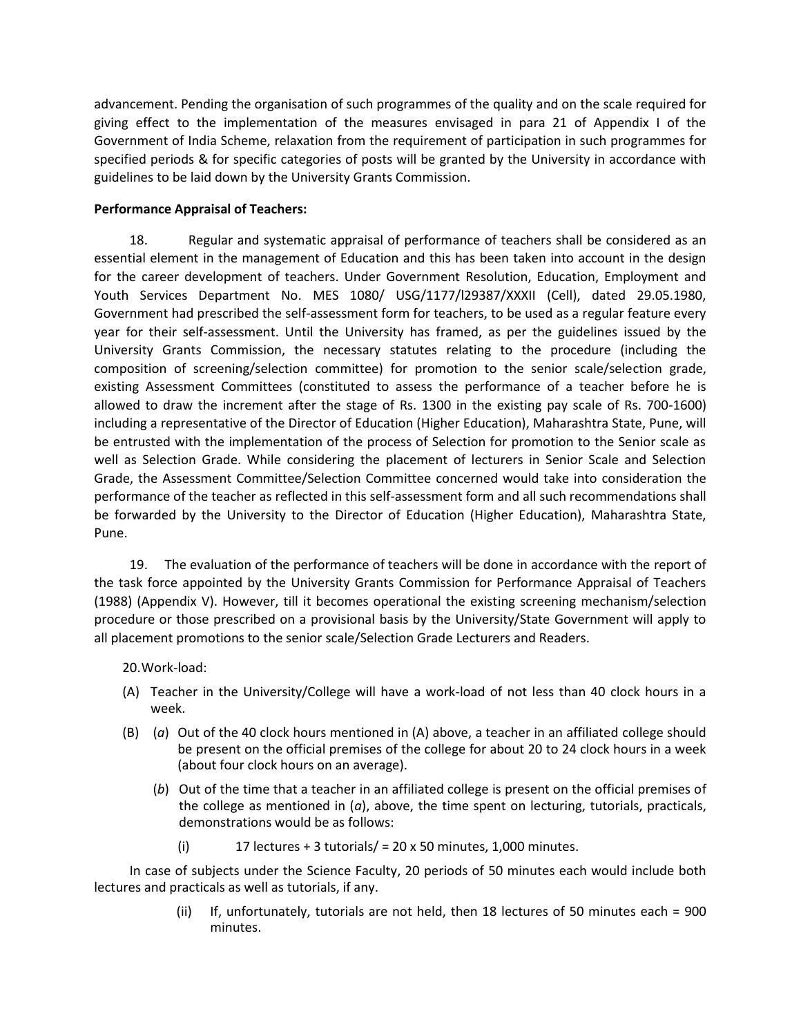advancement. Pending the organisation of such programmes of the quality and on the scale required for giving effect to the implementation of the measures envisaged in para 21 of Appendix I of the Government of India Scheme, relaxation from the requirement of participation in such programmes for specified periods & for specific categories of posts will be granted by the University in accordance with guidelines to be laid down by the University Grants Commission.

**Performance Appraisal of Teachers:**

18. Regular and systematic appraisal of performance of teachers shall be considered as an essential element in the management of Education and this has been taken into account in the design for the career development of teachers. Under Government Resolution, Education, Employment and Youth Services Department No. MES 1080/ USG/1177/l29387/XXXII (Cell), dated 29.05.1980, Government had prescribed the self-assessment form for teachers, to be used as a regular feature every year for their self-assessment. Until the University has framed, as per the guidelines issued by the University Grants Commission, the necessary statutes relating to the procedure (including the composition of screening/selection committee) for promotion to the senior scale/selection grade, existing Assessment Committees (constituted to assess the performance of a teacher before he is allowed to draw the increment after the stage of Rs. 1300 in the existing pay scale of Rs. 700-1600) including a representative of the Director of Education (Higher Education), Maharashtra State, Pune, will be entrusted with the implementation of the process of Selection for promotion to the Senior scale as well as Selection Grade. While considering the placement of lecturers in Senior Scale and Selection Grade, the Assessment Committee/Selection Committee concerned would take into consideration the performance of the teacher as reflected in this self-assessment form and all such recommendations shall be forwarded by the University to the Director of Education (Higher Education), Maharashtra State, Pune.

19. The evaluation of the performance of teachers will be done in accordance with the report of the task force appointed by the University Grants Commission for Performance Appraisal of Teachers (1988) (Appendix V). However, till it becomes operational the existing screening mechanism/selection procedure or those prescribed on a provisional basis by the University/State Government will apply to all placement promotions to the senior scale/Selection Grade Lecturers and Readers.

20. Work-load:

(A) Teacher in the University/College will have a work-load of not less than 40 clock hours in a week.

(B) (*a*) Out of the 40 clock hours mentioned in (A) above, a teacher in an affiliated college should be present on the official premises of the college for about 20 to 24 clock hours in a week (about four clock hours on an average).

(*b*) Out of the time that a teacher in an affiliated college is present on the official premises of the college as mentioned in (*a*), above, the time spent on lecturing, tutorials, practicals, demonstrations would be as follows:

(i) 17 lectures + 3 tutorials/ = 20 x 50 minutes, 1,000 minutes.

In case of subjects under the Science Faculty, 20 periods of 50 minutes each would include both lectures and practicals as well as tutorials, if any.

(ii) If, unfortunately, tutorials are not held, then 18 lectures of 50 minutes each = 900 minutes.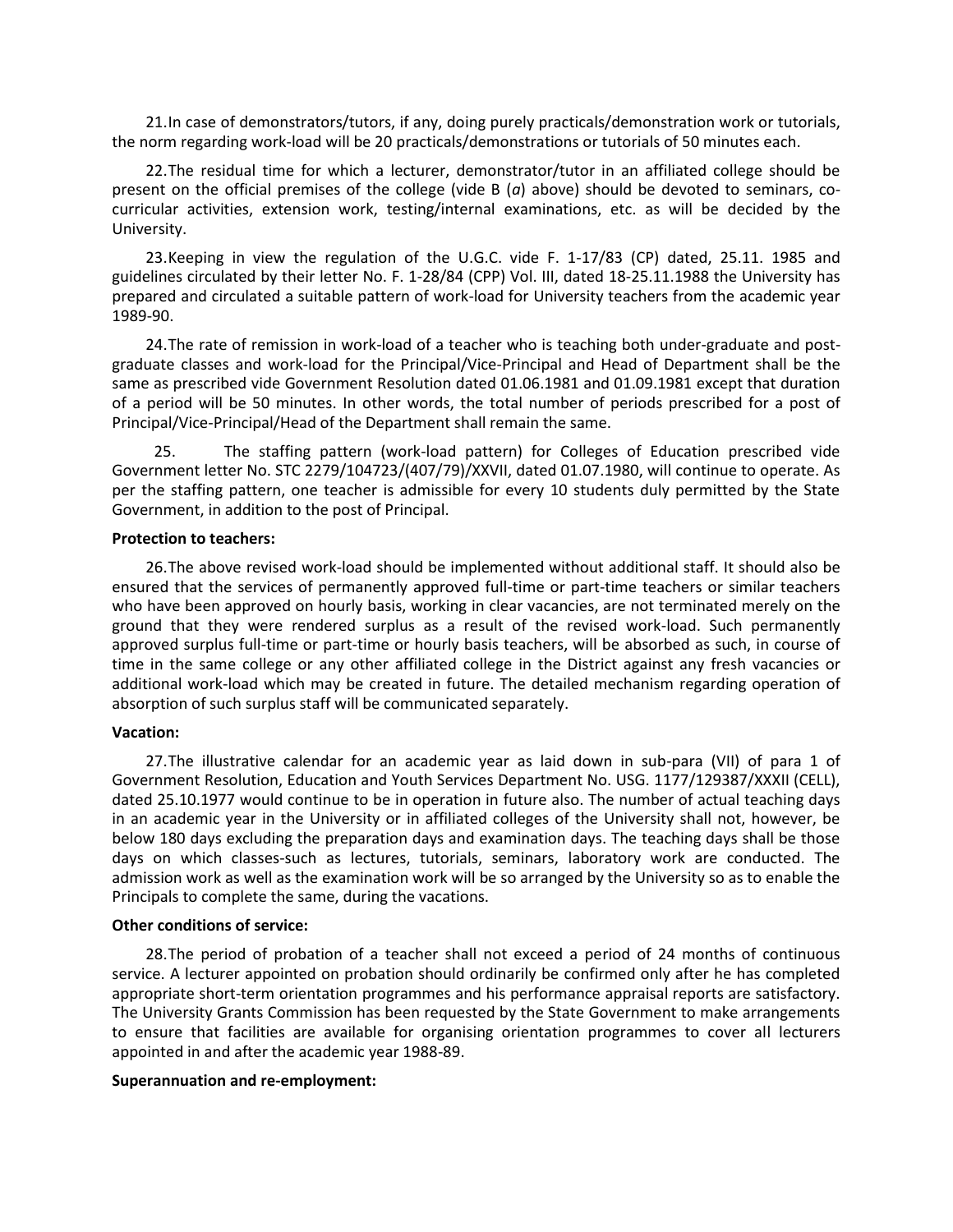21.In case of demonstrators/tutors, if any, doing purely practicals/demonstration work or tutorials, the norm regarding work-load will be 20 practicals/demonstrations or tutorials of 50 minutes each.

22.The residual time for which a lecturer, demonstrator/tutor in an affiliated college should be present on the official premises of the college (vide B (*a*) above) should be devoted to seminars, co-curricular activities, extension work, testing/internal examinations, etc. as will be decided by the University.

23.Keeping in view the regulation of the U.G.C. vide F. 1-17/83 (CP) dated, 25.11. 1985 and guidelines circulated by their letter No. F. 1-28/84 (CPP) Vol. III, dated 18-25.11.1988 the University has prepared and circulated a suitable pattern of work-load for University teachers from the academic year 1989-90.

24.The rate of remission in work-load of a teacher who is teaching both under-graduate and post-graduate classes and work-load for the Principal/Vice-Principal and Head of Department shall be the same as prescribed vide Government Resolution dated 01.06.1981 and 01.09.1981 except that duration of a period will be 50 minutes. In other words, the total number of periods prescribed for a post of Principal/Vice-Principal/Head of the Department shall remain the same.

25. The staffing pattern (work-load pattern) for Colleges of Education prescribed vide Government letter No. STC 2279/104723/(407/79)/XXVII, dated 01.07.1980, will continue to operate. As per the staffing pattern, one teacher is admissible for every 10 students duly permitted by the State Government, in addition to the post of Principal.

**Protection to teachers:**

26.The above revised work-load should be implemented without additional staff. It should also be ensured that the services of permanently approved full-time or part-time teachers or similar teachers who have been approved on hourly basis, working in clear vacancies, are not terminated merely on the ground that they were rendered surplus as a result of the revised work-load. Such permanently approved surplus full-time or part-time or hourly basis teachers, will be absorbed as such, in course of time in the same college or any other affiliated college in the District against any fresh vacancies or additional work-load which may be created in future. The detailed mechanism regarding operation of absorption of such surplus staff will be communicated separately.

**Vacation:**

27.The illustrative calendar for an academic year as laid down in sub-para (VII) of para 1 of Government Resolution, Education and Youth Services Department No. USG. 1177/129387/XXXII (CELL), dated 25.10.1977 would continue to be in operation in future also. The number of actual teaching days in an academic year in the University or in affiliated colleges of the University shall not, however, be below 180 days excluding the preparation days and examination days. The teaching days shall be those days on which classes-such as lectures, tutorials, seminars, laboratory work are conducted. The admission work as well as the examination work will be so arranged by the University so as to enable the Principals to complete the same, during the vacations.

**Other conditions of service:**

28.The period of probation of a teacher shall not exceed a period of 24 months of continuous service. A lecturer appointed on probation should ordinarily be confirmed only after he has completed appropriate short-term orientation programmes and his performance appraisal reports are satisfactory. The University Grants Commission has been requested by the State Government to make arrangements to ensure that facilities are available for organising orientation programmes to cover all lecturers appointed in and after the academic year 1988-89.

**Superannuation and re-employment:**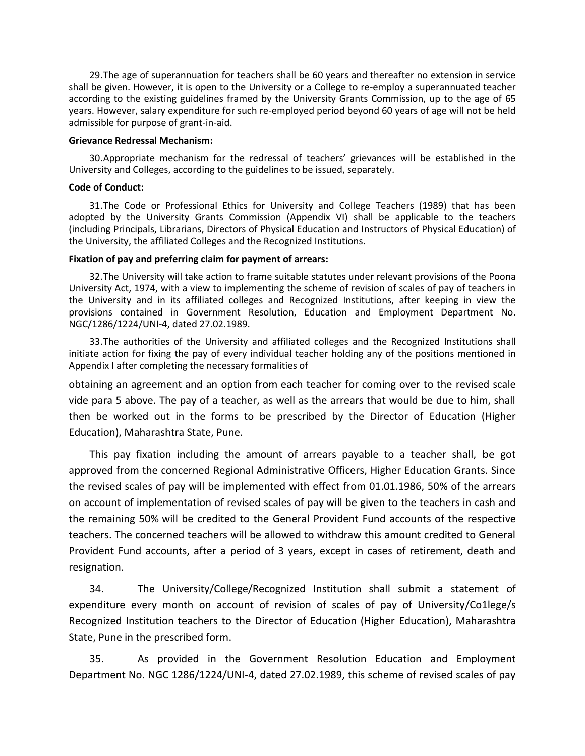29.The age of superannuation for teachers shall be 60 years and thereafter no extension in service shall be given. However, it is open to the University or a College to re-employ a superannuated teacher according to the existing guidelines framed by the University Grants Commission, up to the age of 65 years. However, salary expenditure for such re-employed period beyond 60 years of age will not be held admissible for purpose of grant-in-aid.

**Grievance Redressal Mechanism:**

30.Appropriate mechanism for the redressal of teachers' grievances will be established in the University and Colleges, according to the guidelines to be issued, separately.

**Code of Conduct:**

31.The Code or Professional Ethics for University and College Teachers (1989) that has been adopted by the University Grants Commission (Appendix VI) shall be applicable to the teachers (including Principals, Librarians, Directors of Physical Education and Instructors of Physical Education) of the University, the affiliated Colleges and the Recognized Institutions.

**Fixation of pay and preferring claim for payment of arrears:**

32.The University will take action to frame suitable statutes under relevant provisions of the Poona University Act, 1974, with a view to implementing the scheme of revision of scales of pay of teachers in the University and in its affiliated colleges and Recognized Institutions, after keeping in view the provisions contained in Government Resolution, Education and Employment Department No. NGC/1286/1224/UNI-4, dated 27.02.1989.

33.The authorities of the University and affiliated colleges and the Recognized Institutions shall initiate action for fixing the pay of every individual teacher holding any of the positions mentioned in Appendix I after completing the necessary formalities of obtaining an agreement and an option from each teacher for coming over to the revised scale vide para 5 above. The pay of a teacher, as well as the arrears that would be due to him, shall then be worked out in the forms to be prescribed by the Director of Education (Higher Education), Maharashtra State, Pune.

This pay fixation including the amount of arrears payable to a teacher shall, be got approved from the concerned Regional Administrative Officers, Higher Education Grants. Since the revised scales of pay will be implemented with effect from 01.01.1986, 50% of the arrears on account of implementation of revised scales of pay will be given to the teachers in cash and the remaining 50% will be credited to the General Provident Fund accounts of the respective teachers. The concerned teachers will be allowed to withdraw this amount credited to General Provident Fund accounts, after a period of 3 years, except in cases of retirement, death and resignation.

34. The University/College/Recognized Institution shall submit a statement of expenditure every month on account of revision of scales of pay of University/Co1lege/s Recognized Institution teachers to the Director of Education (Higher Education), Maharashtra State, Pune in the prescribed form.

35. As provided in the Government Resolution Education and Employment Department No. NGC 1286/1224/UNI-4, dated 27.02.1989, this scheme of revised scales of pay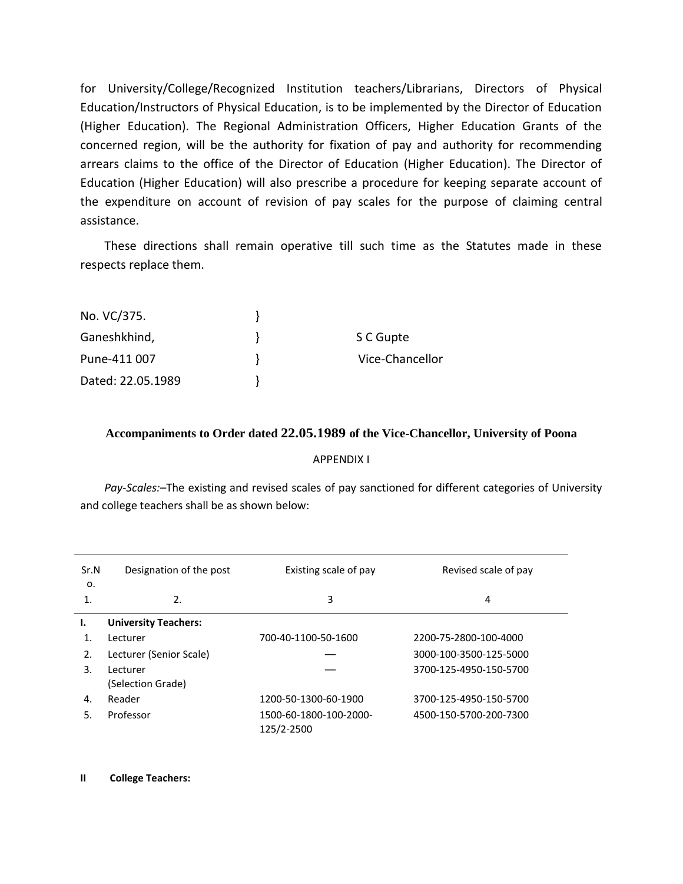for University/College/Recognized Institution teachers/Librarians, Directors of Physical Education/Instructors of Physical Education, is to be implemented by the Director of Education (Higher Education). The Regional Administration Officers, Higher Education Grants of the concerned region, will be the authority for fixation of pay and authority for recommending arrears claims to the office of the Director of Education (Higher Education). The Director of Education (Higher Education) will also prescribe a procedure for keeping separate account of the expenditure on account of revision of pay scales for the purpose of claiming central assistance.

These directions shall remain operative till such time as the Statutes made in these respects replace them.

No. VC/375. }
Ganeshkhind, } S C Gupte
Pune-411 007 } Vice-Chancellor
Dated: 22.05.1989 }

**Accompaniments to Order dated 22.05.1989 of the Vice-Chancellor, University of Poona**

APPENDIX I

*Pay-Scales:*–The existing and revised scales of pay sanctioned for different categories of University and college teachers shall be as shown below:

| Sr.No. | Designation of the post | Existing scale of pay | Revised scale of pay |
|---|---|---|---|
| 1. | 2. | 3 | 4 |
| **I.** | **University Teachers:** | | |
| 1. | Lecturer | 700-40-1100-50-1600 | 2200-75-2800-100-4000 |
| 2. | Lecturer (Senior Scale) | — | 3000-100-3500-125-5000 |
| 3. | Lecturer (Selection Grade) | — | 3700-125-4950-150-5700 |
| 4. | Reader | 1200-50-1300-60-1900 | 3700-125-4950-150-5700 |
| 5. | Professor | 1500-60-1800-100-2000-125/2-2500 | 4500-150-5700-200-7300 |

**II College Teachers:**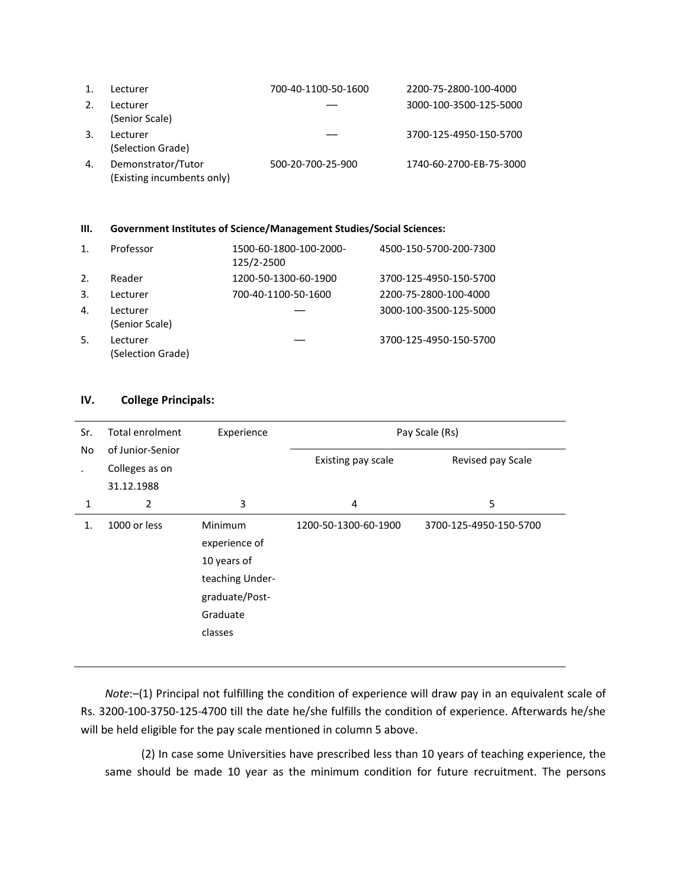| | | | |
|---|---|---|---|
| 1. | Lecturer | 700-40-1100-50-1600 | 2200-75-2800-100-4000 |
| 2. | Lecturer (Senior Scale) | — | 3000-100-3500-125-5000 |
| 3. | Lecturer (Selection Grade) | — | 3700-125-4950-150-5700 |
| 4. | Demonstrator/Tutor (Existing incumbents only) | 500-20-700-25-900 | 1740-60-2700-EB-75-3000 |

**III. Government Institutes of Science/Management Studies/Social Sciences:**

| | | | |
|---|---|---|---|
| 1. | Professor | 1500-60-1800-100-2000-125/2-2500 | 4500-150-5700-200-7300 |
| 2. | Reader | 1200-50-1300-60-1900 | 3700-125-4950-150-5700 |
| 3. | Lecturer | 700-40-1100-50-1600 | 2200-75-2800-100-4000 |
| 4. | Lecturer (Senior Scale) | — | 3000-100-3500-125-5000 |
| 5. | Lecturer (Selection Grade) | — | 3700-125-4950-150-5700 |

**IV. College Principals:**

| Sr. No. | Total enrolment of Junior-Senior Colleges as on 31.12.1988 | Experience | Pay Scale (Rs) | |
|---|---|---|---|---|
| | | | Existing pay scale | Revised pay Scale |
| 1 | 2 | 3 | 4 | 5 |
| 1. | 1000 or less | Minimum experience of 10 years of teaching Under-graduate/Post-Graduate classes | 1200-50-1300-60-1900 | 3700-125-4950-150-5700 |

*Note*:–(1) Principal not fulfilling the condition of experience will draw pay in an equivalent scale of Rs. 3200-100-3750-125-4700 till the date he/she fulfills the condition of experience. Afterwards he/she will be held eligible for the pay scale mentioned in column 5 above.

(2) In case some Universities have prescribed less than 10 years of teaching experience, the same should be made 10 year as the minimum condition for future recruitment. The persons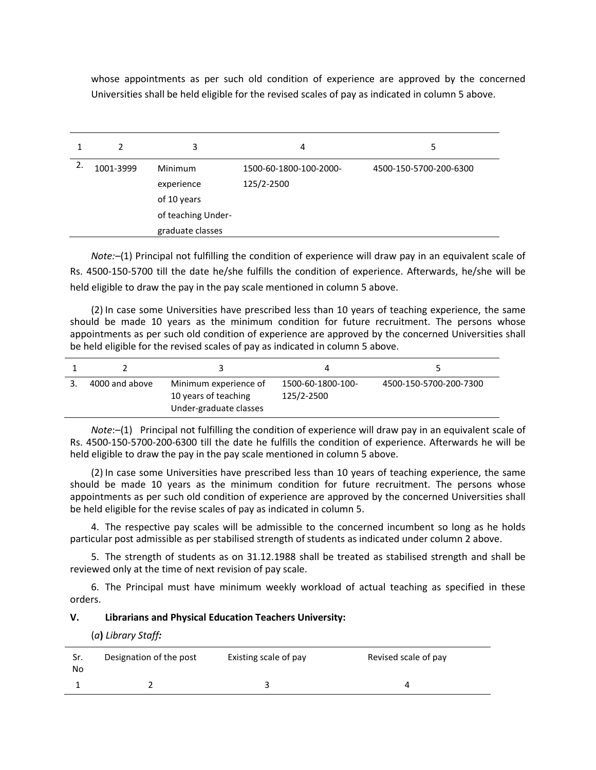whose appointments as per such old condition of experience are approved by the concerned Universities shall be held eligible for the revised scales of pay as indicated in column 5 above.

| 1 | 2 | 3 | 4 | 5 |
|---|---|---|---|---|
| 2. | 1001-3999 | Minimum experience of 10 years of teaching Under-graduate classes | 1500-60-1800-100-2000-125/2-2500 | 4500-150-5700-200-6300 |

*Note:*–(1) Principal not fulfilling the condition of experience will draw pay in an equivalent scale of Rs. 4500-150-5700 till the date he/she fulfills the condition of experience. Afterwards, he/she will be held eligible to draw the pay in the pay scale mentioned in column 5 above.

(2) In case some Universities have prescribed less than 10 years of teaching experience, the same should be made 10 years as the minimum condition for future recruitment. The persons whose appointments as per such old condition of experience are approved by the concerned Universities shall be held eligible for the revised scales of pay as indicated in column 5 above.

| 1 | 2 | 3 | 4 | 5 |
|---|---|---|---|---|
| 3. | 4000 and above | Minimum experience of 10 years of teaching Under-graduate classes | 1500-60-1800-100-125/2-2500 | 4500-150-5700-200-7300 |

*Note*:–(1) Principal not fulfilling the condition of experience will draw pay in an equivalent scale of Rs. 4500-150-5700-200-6300 till the date he fulfills the condition of experience. Afterwards he will be held eligible to draw the pay in the pay scale mentioned in column 5 above.

(2) In case some Universities have prescribed less than 10 years of teaching experience, the same should be made 10 years as the minimum condition for future recruitment. The persons whose appointments as per such old condition of experience are approved by the concerned Universities shall be held eligible for the revise scales of pay as indicated in column 5.

4. The respective pay scales will be admissible to the concerned incumbent so long as he holds particular post admissible as per stabilised strength of students as indicated under column 2 above.

5. The strength of students as on 31.12.1988 shall be treated as stabilised strength and shall be reviewed only at the time of next revision of pay scale.

6. The Principal must have minimum weekly workload of actual teaching as specified in these orders.

**V. Librarians and Physical Education Teachers University:**

(*a*) ***Library Staff:***

| Sr. No | Designation of the post | Existing scale of pay | Revised scale of pay |
|---|---|---|---|
| 1 | 2 | 3 | 4 |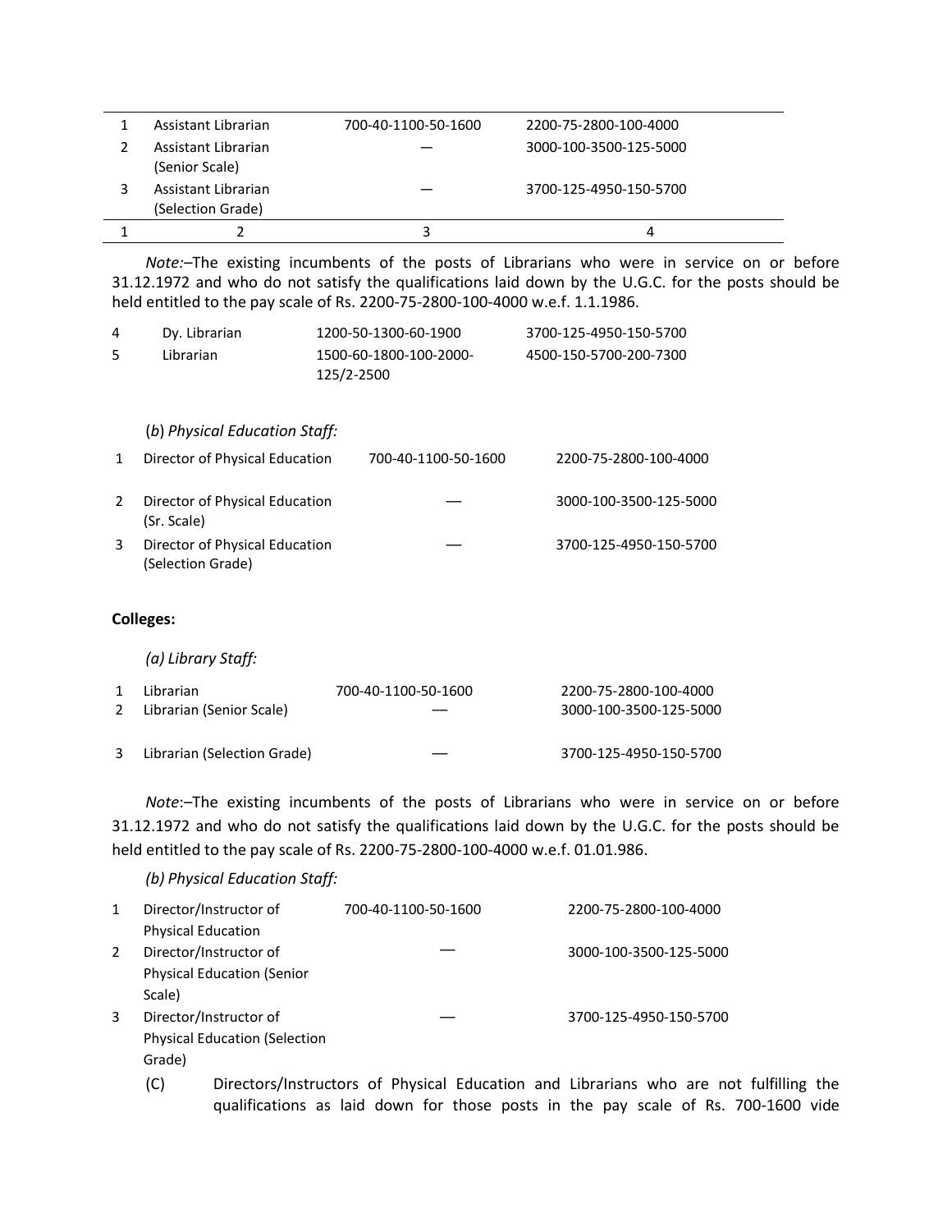| | | | |
|---|---|---|---|
| 1 | Assistant Librarian | 700-40-1100-50-1600 | 2200-75-2800-100-4000 |
| 2 | Assistant Librarian (Senior Scale) | — | 3000-100-3500-125-5000 |
| 3 | Assistant Librarian (Selection Grade) | — | 3700-125-4950-150-5700 |
| 1 | 2 | 3 | 4 |

*Note:*–The existing incumbents of the posts of Librarians who were in service on or before 31.12.1972 and who do not satisfy the qualifications laid down by the U.G.C. for the posts should be held entitled to the pay scale of Rs. 2200-75-2800-100-4000 w.e.f. 1.1.1986.

| | | | |
|---|---|---|---|
| 4 | Dy. Librarian | 1200-50-1300-60-1900 | 3700-125-4950-150-5700 |
| 5 | Librarian | 1500-60-1800-100-2000-125/2-2500 | 4500-150-5700-200-7300 |

(*b*) *Physical Education Staff:*

| | | | |
|---|---|---|---|
| 1 | Director of Physical Education | 700-40-1100-50-1600 | 2200-75-2800-100-4000 |
| 2 | Director of Physical Education (Sr. Scale) | — | 3000-100-3500-125-5000 |
| 3 | Director of Physical Education (Selection Grade) | — | 3700-125-4950-150-5700 |

**Colleges:**

*(a) Library Staff:*

| | | | |
|---|---|---|---|
| 1 | Librarian | 700-40-1100-50-1600 | 2200-75-2800-100-4000 |
| 2 | Librarian (Senior Scale) | — | 3000-100-3500-125-5000 |
| 3 | Librarian (Selection Grade) | — | 3700-125-4950-150-5700 |

*Note*:–The existing incumbents of the posts of Librarians who were in service on or before 31.12.1972 and who do not satisfy the qualifications laid down by the U.G.C. for the posts should be held entitled to the pay scale of Rs. 2200-75-2800-100-4000 w.e.f. 01.01.986.

*(b) Physical Education Staff:*

| | | | |
|---|---|---|---|
| 1 | Director/Instructor of Physical Education | 700-40-1100-50-1600 | 2200-75-2800-100-4000 |
| 2 | Director/Instructor of Physical Education (Senior Scale) | — | 3000-100-3500-125-5000 |
| 3 | Director/Instructor of Physical Education (Selection Grade) | — | 3700-125-4950-150-5700 |

(C) Directors/Instructors of Physical Education and Librarians who are not fulfilling the qualifications as laid down for those posts in the pay scale of Rs. 700-1600 vide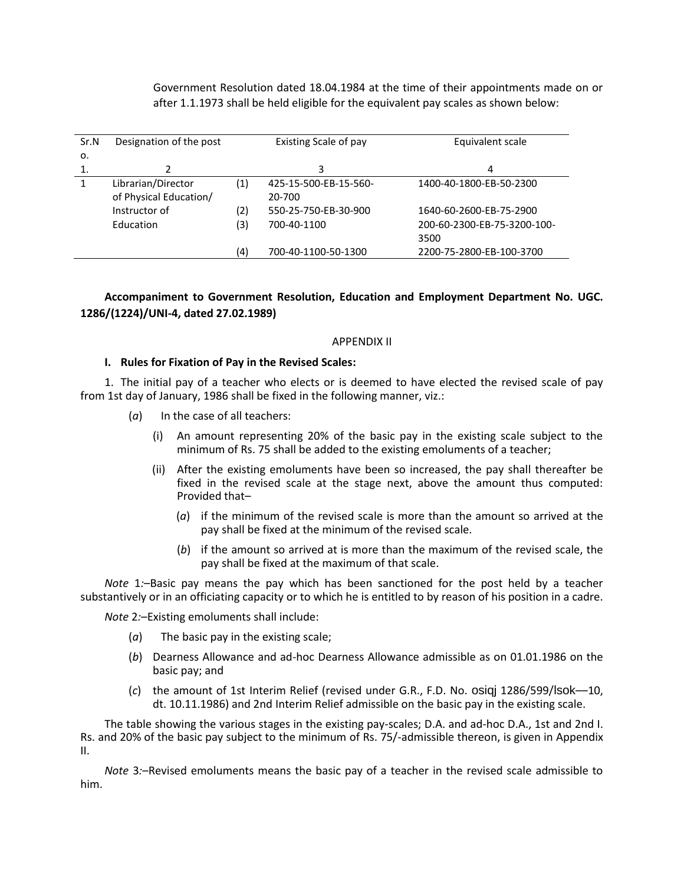Government Resolution dated 18.04.1984 at the time of their appointments made on or after 1.1.1973 shall be held eligible for the equivalent pay scales as shown below:

| Sr.No. | Designation of the post | | Existing Scale of pay | Equivalent scale |
|---|---|---|---|---|
| 1. | 2 | | 3 | 4 |
| 1 | Librarian/Director of Physical Education/ Instructor of Education | (1) | 425-15-500-EB-15-560-20-700 | 1400-40-1800-EB-50-2300 |
| | | (2) | 550-25-750-EB-30-900 | 1640-60-2600-EB-75-2900 |
| | | (3) | 700-40-1100 | 200-60-2300-EB-75-3200-100-3500 |
| | | (4) | 700-40-1100-50-1300 | 2200-75-2800-EB-100-3700 |

**Accompaniment to Government Resolution, Education and Employment Department No. UGC. 1286/(1224)/UNI-4, dated 27.02.1989)**

APPENDIX II

**I. Rules for Fixation of Pay in the Revised Scales:**

1. The initial pay of a teacher who elects or is deemed to have elected the revised scale of pay from 1st day of January, 1986 shall be fixed in the following manner, viz.:

(*a*) In the case of all teachers:

(i) An amount representing 20% of the basic pay in the existing scale subject to the minimum of Rs. 75 shall be added to the existing emoluments of a teacher;

(ii) After the existing emoluments have been so increased, the pay shall thereafter be fixed in the revised scale at the stage next, above the amount thus computed: Provided that–

(*a*) if the minimum of the revised scale is more than the amount so arrived at the pay shall be fixed at the minimum of the revised scale.

(*b*) if the amount so arrived at is more than the maximum of the revised scale, the pay shall be fixed at the maximum of that scale.

*Note* 1:–Basic pay means the pay which has been sanctioned for the post held by a teacher substantively or in an officiating capacity or to which he is entitled to by reason of his position in a cadre.

*Note* 2:–Existing emoluments shall include:

(*a*) The basic pay in the existing scale;

(*b*) Dearness Allowance and ad-hoc Dearness Allowance admissible as on 01.01.1986 on the basic pay; and

(*c*) the amount of 1st Interim Relief (revised under G.R., F.D. No. osiqj 1286/599/lsok––10, dt. 10.11.1986) and 2nd Interim Relief admissible on the basic pay in the existing scale.

The table showing the various stages in the existing pay-scales; D.A. and ad-hoc D.A., 1st and 2nd I. Rs. and 20% of the basic pay subject to the minimum of Rs. 75/-admissible thereon, is given in Appendix II.

*Note* 3:–Revised emoluments means the basic pay of a teacher in the revised scale admissible to him.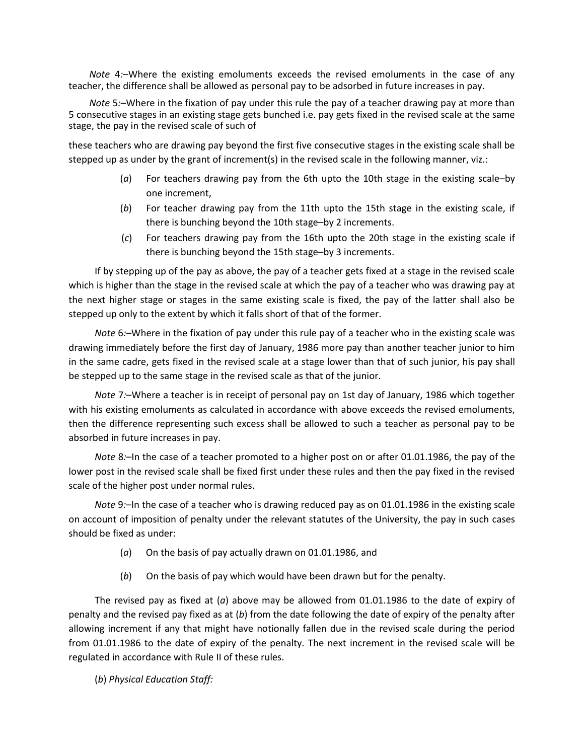*Note* 4*:*–Where the existing emoluments exceeds the revised emoluments in the case of any teacher, the difference shall be allowed as personal pay to be adsorbed in future increases in pay.

*Note* 5*:*–Where in the fixation of pay under this rule the pay of a teacher drawing pay at more than 5 consecutive stages in an existing stage gets bunched i.e. pay gets fixed in the revised scale at the same stage, the pay in the revised scale of such of

these teachers who are drawing pay beyond the first five consecutive stages in the existing scale shall be stepped up as under by the grant of increment(s) in the revised scale in the following manner, viz.:

(*a*) For teachers drawing pay from the 6th upto the 10th stage in the existing scale–by one increment,

(*b*) For teacher drawing pay from the 11th upto the 15th stage in the existing scale, if there is bunching beyond the 10th stage–by 2 increments.

(*c*) For teachers drawing pay from the 16th upto the 20th stage in the existing scale if there is bunching beyond the 15th stage–by 3 increments.

If by stepping up of the pay as above, the pay of a teacher gets fixed at a stage in the revised scale which is higher than the stage in the revised scale at which the pay of a teacher who was drawing pay at the next higher stage or stages in the same existing scale is fixed, the pay of the latter shall also be stepped up only to the extent by which it falls short of that of the former.

*Note* 6*:*–Where in the fixation of pay under this rule pay of a teacher who in the existing scale was drawing immediately before the first day of January, 1986 more pay than another teacher junior to him in the same cadre, gets fixed in the revised scale at a stage lower than that of such junior, his pay shall be stepped up to the same stage in the revised scale as that of the junior.

*Note* 7*:*–Where a teacher is in receipt of personal pay on 1st day of January, 1986 which together with his existing emoluments as calculated in accordance with above exceeds the revised emoluments, then the difference representing such excess shall be allowed to such a teacher as personal pay to be absorbed in future increases in pay.

*Note* 8*:*–In the case of a teacher promoted to a higher post on or after 01.01.1986, the pay of the lower post in the revised scale shall be fixed first under these rules and then the pay fixed in the revised scale of the higher post under normal rules.

*Note* 9*:*–In the case of a teacher who is drawing reduced pay as on 01.01.1986 in the existing scale on account of imposition of penalty under the relevant statutes of the University, the pay in such cases should be fixed as under:

(*a*) On the basis of pay actually drawn on 01.01.1986, and

(*b*) On the basis of pay which would have been drawn but for the penalty.

The revised pay as fixed at (*a*) above may be allowed from 01.01.1986 to the date of expiry of penalty and the revised pay fixed as at (*b*) from the date following the date of expiry of the penalty after allowing increment if any that might have notionally fallen due in the revised scale during the period from 01.01.1986 to the date of expiry of the penalty. The next increment in the revised scale will be regulated in accordance with Rule II of these rules.

(*b*) *Physical Education Staff:*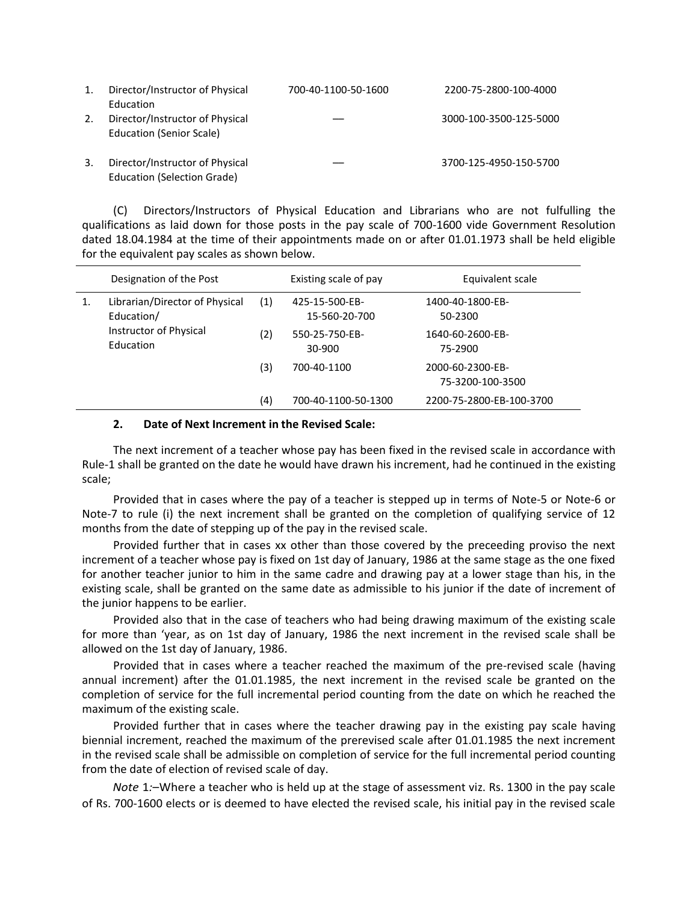| | | | |
|---|---|---|---|
| 1. | Director/Instructor of Physical Education | 700-40-1100-50-1600 | 2200-75-2800-100-4000 |
| 2. | Director/Instructor of Physical Education (Senior Scale) | — | 3000-100-3500-125-5000 |
| 3. | Director/Instructor of Physical Education (Selection Grade) | — | 3700-125-4950-150-5700 |

(C) Directors/Instructors of Physical Education and Librarians who are not fulfulling the qualifications as laid down for those posts in the pay scale of 700-1600 vide Government Resolution dated 18.04.1984 at the time of their appointments made on or after 01.01.1973 shall be held eligible for the equivalent pay scales as shown below.

| | Designation of the Post | | Existing scale of pay | Equivalent scale |
|---|---|---|---|---|
| 1. | Librarian/Director of Physical Education/ Instructor of Physical Education | (1) | 425-15-500-EB-15-560-20-700 | 1400-40-1800-EB-50-2300 |
| | | (2) | 550-25-750-EB-30-900 | 1640-60-2600-EB-75-2900 |
| | | (3) | 700-40-1100 | 2000-60-2300-EB-75-3200-100-3500 |
| | | (4) | 700-40-1100-50-1300 | 2200-75-2800-EB-100-3700 |

**2. Date of Next Increment in the Revised Scale:**

The next increment of a teacher whose pay has been fixed in the revised scale in accordance with Rule-1 shall be granted on the date he would have drawn his increment, had he continued in the existing scale;

Provided that in cases where the pay of a teacher is stepped up in terms of Note-5 or Note-6 or Note-7 to rule (i) the next increment shall be granted on the completion of qualifying service of 12 months from the date of stepping up of the pay in the revised scale.

Provided further that in cases xx other than those covered by the preceeding proviso the next increment of a teacher whose pay is fixed on 1st day of January, 1986 at the same stage as the one fixed for another teacher junior to him in the same cadre and drawing pay at a lower stage than his, in the existing scale, shall be granted on the same date as admissible to his junior if the date of increment of the junior happens to be earlier.

Provided also that in the case of teachers who had being drawing maximum of the existing scale for more than 'year, as on 1st day of January, 1986 the next increment in the revised scale shall be allowed on the 1st day of January, 1986.

Provided that in cases where a teacher reached the maximum of the pre-revised scale (having annual increment) after the 01.01.1985, the next increment in the revised scale be granted on the completion of service for the full incremental period counting from the date on which he reached the maximum of the existing scale.

Provided further that in cases where the teacher drawing pay in the existing pay scale having biennial increment, reached the maximum of the prerevised scale after 01.01.1985 the next increment in the revised scale shall be admissible on completion of service for the full incremental period counting from the date of election of revised scale of day.

*Note* 1:–Where a teacher who is held up at the stage of assessment viz. Rs. 1300 in the pay scale of Rs. 700-1600 elects or is deemed to have elected the revised scale, his initial pay in the revised scale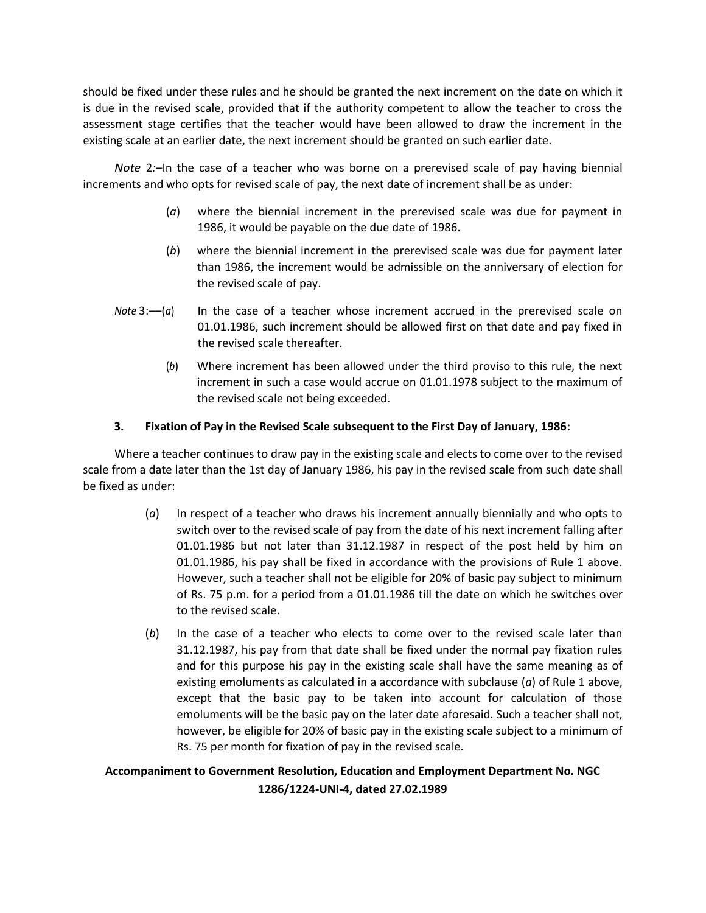should be fixed under these rules and he should be granted the next increment on the date on which it is due in the revised scale, provided that if the authority competent to allow the teacher to cross the assessment stage certifies that the teacher would have been allowed to draw the increment in the existing scale at an earlier date, the next increment should be granted on such earlier date.

*Note* 2:–In the case of a teacher who was borne on a prerevised scale of pay having biennial increments and who opts for revised scale of pay, the next date of increment shall be as under:

(*a*) where the biennial increment in the prerevised scale was due for payment in 1986, it would be payable on the due date of 1986.

(*b*) where the biennial increment in the prerevised scale was due for payment later than 1986, the increment would be admissible on the anniversary of election for the revised scale of pay.

*Note* 3:—(*a*) In the case of a teacher whose increment accrued in the prerevised scale on 01.01.1986, such increment should be allowed first on that date and pay fixed in the revised scale thereafter.

(*b*) Where increment has been allowed under the third proviso to this rule, the next increment in such a case would accrue on 01.01.1978 subject to the maximum of the revised scale not being exceeded.

**3. Fixation of Pay in the Revised Scale subsequent to the First Day of January, 1986:**

Where a teacher continues to draw pay in the existing scale and elects to come over to the revised scale from a date later than the 1st day of January 1986, his pay in the revised scale from such date shall be fixed as under:

(*a*) In respect of a teacher who draws his increment annually biennially and who opts to switch over to the revised scale of pay from the date of his next increment falling after 01.01.1986 but not later than 31.12.1987 in respect of the post held by him on 01.01.1986, his pay shall be fixed in accordance with the provisions of Rule 1 above. However, such a teacher shall not be eligible for 20% of basic pay subject to minimum of Rs. 75 p.m. for a period from a 01.01.1986 till the date on which he switches over to the revised scale.

(*b*) In the case of a teacher who elects to come over to the revised scale later than 31.12.1987, his pay from that date shall be fixed under the normal pay fixation rules and for this purpose his pay in the existing scale shall have the same meaning as of existing emoluments as calculated in a accordance with subclause (*a*) of Rule 1 above, except that the basic pay to be taken into account for calculation of those emoluments will be the basic pay on the later date aforesaid. Such a teacher shall not, however, be eligible for 20% of basic pay in the existing scale subject to a minimum of Rs. 75 per month for fixation of pay in the revised scale.

**Accompaniment to Government Resolution, Education and Employment Department No. NGC 1286/1224-UNI-4, dated 27.02.1989**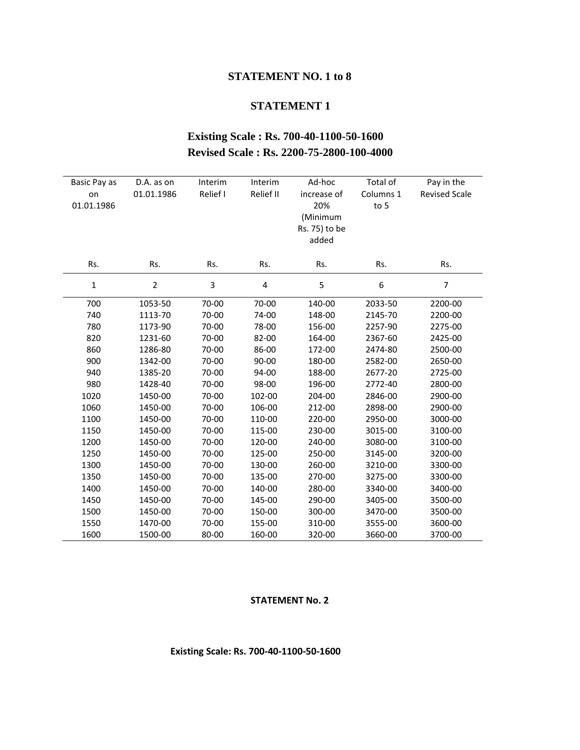### STATEMENT NO. 1 to 8

### STATEMENT 1

**Existing Scale : Rs. 700-40-1100-50-1600**
**Revised Scale : Rs. 2200-75-2800-100-4000**

| Basic Pay as on 01.01.1986 | D.A. as on 01.01.1986 | Interim Relief I | Interim Relief II | Ad-hoc increase of 20% (Minimum Rs. 75) to be added | Total of Columns 1 to 5 | Pay in the Revised Scale |
|---|---|---|---|---|---|---|
| Rs. | Rs. | Rs. | Rs. | Rs. | Rs. | Rs. |
| 1 | 2 | 3 | 4 | 5 | 6 | 7 |
| 700 | 1053-50 | 70-00 | 70-00 | 140-00 | 2033-50 | 2200-00 |
| 740 | 1113-70 | 70-00 | 74-00 | 148-00 | 2145-70 | 2200-00 |
| 780 | 1173-90 | 70-00 | 78-00 | 156-00 | 2257-90 | 2275-00 |
| 820 | 1231-60 | 70-00 | 82-00 | 164-00 | 2367-60 | 2425-00 |
| 860 | 1286-80 | 70-00 | 86-00 | 172-00 | 2474-80 | 2500-00 |
| 900 | 1342-00 | 70-00 | 90-00 | 180-00 | 2582-00 | 2650-00 |
| 940 | 1385-20 | 70-00 | 94-00 | 188-00 | 2677-20 | 2725-00 |
| 980 | 1428-40 | 70-00 | 98-00 | 196-00 | 2772-40 | 2800-00 |
| 1020 | 1450-00 | 70-00 | 102-00 | 204-00 | 2846-00 | 2900-00 |
| 1060 | 1450-00 | 70-00 | 106-00 | 212-00 | 2898-00 | 2900-00 |
| 1100 | 1450-00 | 70-00 | 110-00 | 220-00 | 2950-00 | 3000-00 |
| 1150 | 1450-00 | 70-00 | 115-00 | 230-00 | 3015-00 | 3100-00 |
| 1200 | 1450-00 | 70-00 | 120-00 | 240-00 | 3080-00 | 3100-00 |
| 1250 | 1450-00 | 70-00 | 125-00 | 250-00 | 3145-00 | 3200-00 |
| 1300 | 1450-00 | 70-00 | 130-00 | 260-00 | 3210-00 | 3300-00 |
| 1350 | 1450-00 | 70-00 | 135-00 | 270-00 | 3275-00 | 3300-00 |
| 1400 | 1450-00 | 70-00 | 140-00 | 280-00 | 3340-00 | 3400-00 |
| 1450 | 1450-00 | 70-00 | 145-00 | 290-00 | 3405-00 | 3500-00 |
| 1500 | 1450-00 | 70-00 | 150-00 | 300-00 | 3470-00 | 3500-00 |
| 1550 | 1470-00 | 70-00 | 155-00 | 310-00 | 3555-00 | 3600-00 |
| 1600 | 1500-00 | 80-00 | 160-00 | 320-00 | 3660-00 | 3700-00 |

**STATEMENT No. 2**

**Existing Scale: Rs. 700-40-1100-50-1600**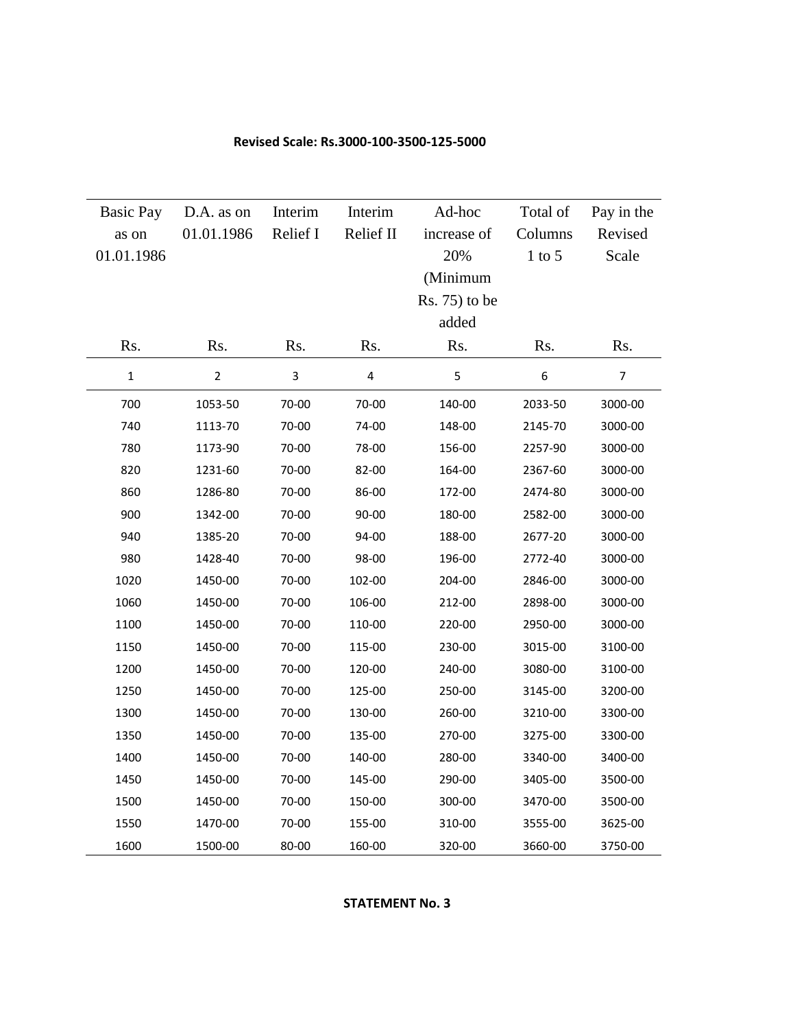**Revised Scale: Rs.3000-100-3500-125-5000**

| Basic Pay as on 01.01.1986 | D.A. as on 01.01.1986 | Interim Relief I | Interim Relief II | Ad-hoc increase of 20% (Minimum Rs. 75) to be added | Total of Columns 1 to 5 | Pay in the Revised Scale |
|---|---|---|---|---|---|---|
| Rs. | Rs. | Rs. | Rs. | Rs. | Rs. | Rs. |
| 1 | 2 | 3 | 4 | 5 | 6 | 7 |
| 700 | 1053-50 | 70-00 | 70-00 | 140-00 | 2033-50 | 3000-00 |
| 740 | 1113-70 | 70-00 | 74-00 | 148-00 | 2145-70 | 3000-00 |
| 780 | 1173-90 | 70-00 | 78-00 | 156-00 | 2257-90 | 3000-00 |
| 820 | 1231-60 | 70-00 | 82-00 | 164-00 | 2367-60 | 3000-00 |
| 860 | 1286-80 | 70-00 | 86-00 | 172-00 | 2474-80 | 3000-00 |
| 900 | 1342-00 | 70-00 | 90-00 | 180-00 | 2582-00 | 3000-00 |
| 940 | 1385-20 | 70-00 | 94-00 | 188-00 | 2677-20 | 3000-00 |
| 980 | 1428-40 | 70-00 | 98-00 | 196-00 | 2772-40 | 3000-00 |
| 1020 | 1450-00 | 70-00 | 102-00 | 204-00 | 2846-00 | 3000-00 |
| 1060 | 1450-00 | 70-00 | 106-00 | 212-00 | 2898-00 | 3000-00 |
| 1100 | 1450-00 | 70-00 | 110-00 | 220-00 | 2950-00 | 3000-00 |
| 1150 | 1450-00 | 70-00 | 115-00 | 230-00 | 3015-00 | 3100-00 |
| 1200 | 1450-00 | 70-00 | 120-00 | 240-00 | 3080-00 | 3100-00 |
| 1250 | 1450-00 | 70-00 | 125-00 | 250-00 | 3145-00 | 3200-00 |
| 1300 | 1450-00 | 70-00 | 130-00 | 260-00 | 3210-00 | 3300-00 |
| 1350 | 1450-00 | 70-00 | 135-00 | 270-00 | 3275-00 | 3300-00 |
| 1400 | 1450-00 | 70-00 | 140-00 | 280-00 | 3340-00 | 3400-00 |
| 1450 | 1450-00 | 70-00 | 145-00 | 290-00 | 3405-00 | 3500-00 |
| 1500 | 1450-00 | 70-00 | 150-00 | 300-00 | 3470-00 | 3500-00 |
| 1550 | 1470-00 | 70-00 | 155-00 | 310-00 | 3555-00 | 3625-00 |
| 1600 | 1500-00 | 80-00 | 160-00 | 320-00 | 3660-00 | 3750-00 |

**STATEMENT No. 3**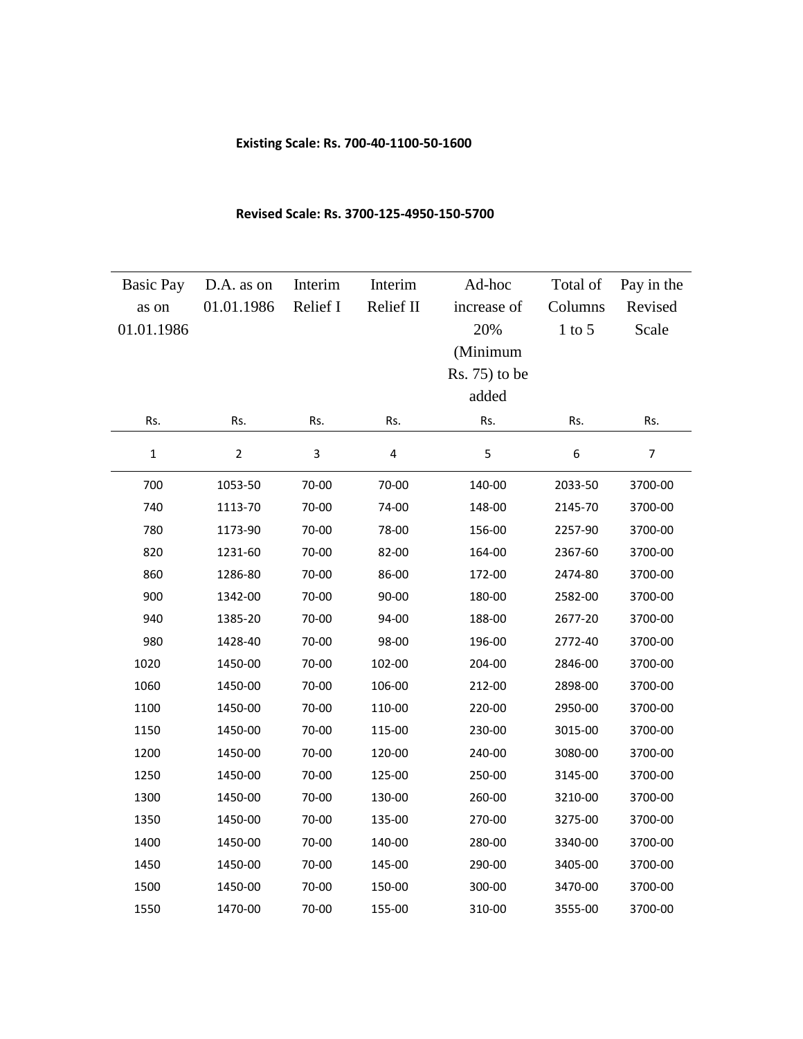**Existing Scale: Rs. 700-40-1100-50-1600**

**Revised Scale: Rs. 3700-125-4950-150-5700**

| Basic Pay as on 01.01.1986 | D.A. as on 01.01.1986 | Interim Relief I | Interim Relief II | Ad-hoc increase of 20% (Minimum Rs. 75) to be added | Total of Columns 1 to 5 | Pay in the Revised Scale |
|---|---|---|---|---|---|---|
| Rs. | Rs. | Rs. | Rs. | Rs. | Rs. | Rs. |
| 1 | 2 | 3 | 4 | 5 | 6 | 7 |
| 700 | 1053-50 | 70-00 | 70-00 | 140-00 | 2033-50 | 3700-00 |
| 740 | 1113-70 | 70-00 | 74-00 | 148-00 | 2145-70 | 3700-00 |
| 780 | 1173-90 | 70-00 | 78-00 | 156-00 | 2257-90 | 3700-00 |
| 820 | 1231-60 | 70-00 | 82-00 | 164-00 | 2367-60 | 3700-00 |
| 860 | 1286-80 | 70-00 | 86-00 | 172-00 | 2474-80 | 3700-00 |
| 900 | 1342-00 | 70-00 | 90-00 | 180-00 | 2582-00 | 3700-00 |
| 940 | 1385-20 | 70-00 | 94-00 | 188-00 | 2677-20 | 3700-00 |
| 980 | 1428-40 | 70-00 | 98-00 | 196-00 | 2772-40 | 3700-00 |
| 1020 | 1450-00 | 70-00 | 102-00 | 204-00 | 2846-00 | 3700-00 |
| 1060 | 1450-00 | 70-00 | 106-00 | 212-00 | 2898-00 | 3700-00 |
| 1100 | 1450-00 | 70-00 | 110-00 | 220-00 | 2950-00 | 3700-00 |
| 1150 | 1450-00 | 70-00 | 115-00 | 230-00 | 3015-00 | 3700-00 |
| 1200 | 1450-00 | 70-00 | 120-00 | 240-00 | 3080-00 | 3700-00 |
| 1250 | 1450-00 | 70-00 | 125-00 | 250-00 | 3145-00 | 3700-00 |
| 1300 | 1450-00 | 70-00 | 130-00 | 260-00 | 3210-00 | 3700-00 |
| 1350 | 1450-00 | 70-00 | 135-00 | 270-00 | 3275-00 | 3700-00 |
| 1400 | 1450-00 | 70-00 | 140-00 | 280-00 | 3340-00 | 3700-00 |
| 1450 | 1450-00 | 70-00 | 145-00 | 290-00 | 3405-00 | 3700-00 |
| 1500 | 1450-00 | 70-00 | 150-00 | 300-00 | 3470-00 | 3700-00 |
| 1550 | 1470-00 | 70-00 | 155-00 | 310-00 | 3555-00 | 3700-00 |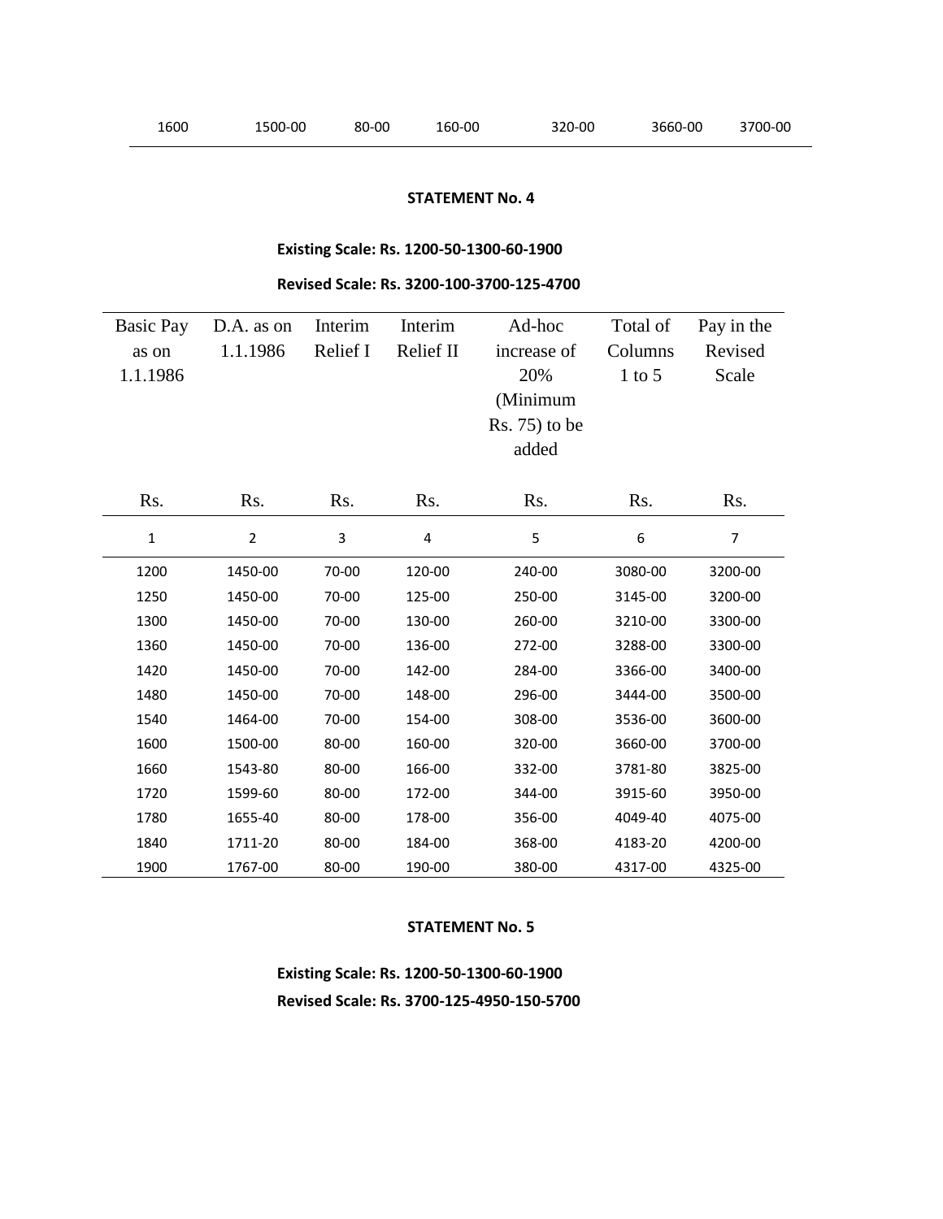| 1600 | 1500-00 | 80-00 | 160-00 | 320-00 | 3660-00 | 3700-00 |
|---|---|---|---|---|---|---|

**STATEMENT No. 4**

**Existing Scale: Rs. 1200-50-1300-60-1900**

**Revised Scale: Rs. 3200-100-3700-125-4700**

| Basic Pay as on 1.1.1986 | D.A. as on 1.1.1986 | Interim Relief I | Interim Relief II | Ad-hoc increase of 20% (Minimum Rs. 75) to be added | Total of Columns 1 to 5 | Pay in the Revised Scale |
|---|---|---|---|---|---|---|
| Rs. | Rs. | Rs. | Rs. | Rs. | Rs. | Rs. |
| 1 | 2 | 3 | 4 | 5 | 6 | 7 |
| 1200 | 1450-00 | 70-00 | 120-00 | 240-00 | 3080-00 | 3200-00 |
| 1250 | 1450-00 | 70-00 | 125-00 | 250-00 | 3145-00 | 3200-00 |
| 1300 | 1450-00 | 70-00 | 130-00 | 260-00 | 3210-00 | 3300-00 |
| 1360 | 1450-00 | 70-00 | 136-00 | 272-00 | 3288-00 | 3300-00 |
| 1420 | 1450-00 | 70-00 | 142-00 | 284-00 | 3366-00 | 3400-00 |
| 1480 | 1450-00 | 70-00 | 148-00 | 296-00 | 3444-00 | 3500-00 |
| 1540 | 1464-00 | 70-00 | 154-00 | 308-00 | 3536-00 | 3600-00 |
| 1600 | 1500-00 | 80-00 | 160-00 | 320-00 | 3660-00 | 3700-00 |
| 1660 | 1543-80 | 80-00 | 166-00 | 332-00 | 3781-80 | 3825-00 |
| 1720 | 1599-60 | 80-00 | 172-00 | 344-00 | 3915-60 | 3950-00 |
| 1780 | 1655-40 | 80-00 | 178-00 | 356-00 | 4049-40 | 4075-00 |
| 1840 | 1711-20 | 80-00 | 184-00 | 368-00 | 4183-20 | 4200-00 |
| 1900 | 1767-00 | 80-00 | 190-00 | 380-00 | 4317-00 | 4325-00 |

**STATEMENT No. 5**

**Existing Scale: Rs. 1200-50-1300-60-1900**

**Revised Scale: Rs. 3700-125-4950-150-5700**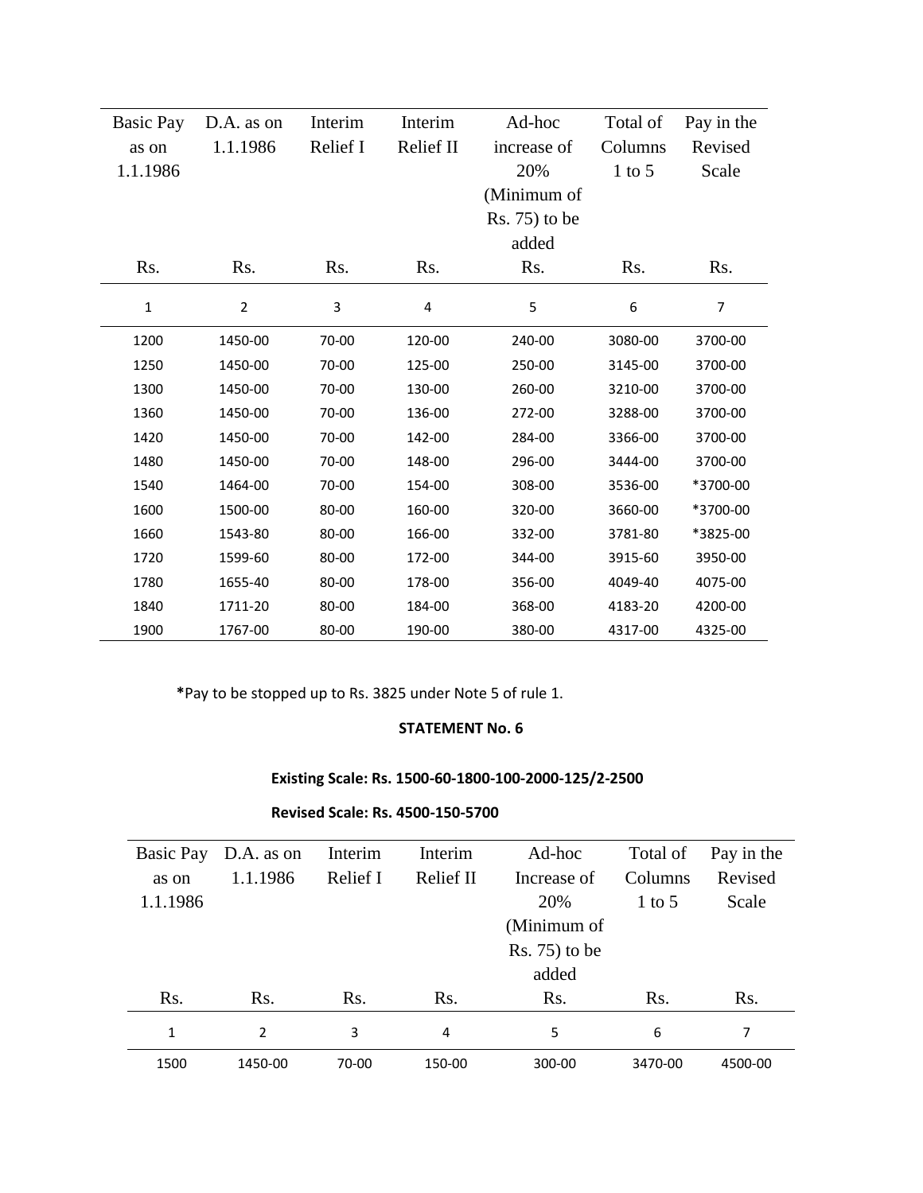| Basic Pay as on 1.1.1986 | D.A. as on 1.1.1986 | Interim Relief I | Interim Relief II | Ad-hoc increase of 20% (Minimum of Rs. 75) to be added | Total of Columns 1 to 5 | Pay in the Revised Scale |
|---|---|---|---|---|---|---|
| Rs. | Rs. | Rs. | Rs. | Rs. | Rs. | Rs. |
| 1 | 2 | 3 | 4 | 5 | 6 | 7 |
| 1200 | 1450-00 | 70-00 | 120-00 | 240-00 | 3080-00 | 3700-00 |
| 1250 | 1450-00 | 70-00 | 125-00 | 250-00 | 3145-00 | 3700-00 |
| 1300 | 1450-00 | 70-00 | 130-00 | 260-00 | 3210-00 | 3700-00 |
| 1360 | 1450-00 | 70-00 | 136-00 | 272-00 | 3288-00 | 3700-00 |
| 1420 | 1450-00 | 70-00 | 142-00 | 284-00 | 3366-00 | 3700-00 |
| 1480 | 1450-00 | 70-00 | 148-00 | 296-00 | 3444-00 | 3700-00 |
| 1540 | 1464-00 | 70-00 | 154-00 | 308-00 | 3536-00 | *3700-00 |
| 1600 | 1500-00 | 80-00 | 160-00 | 320-00 | 3660-00 | *3700-00 |
| 1660 | 1543-80 | 80-00 | 166-00 | 332-00 | 3781-80 | *3825-00 |
| 1720 | 1599-60 | 80-00 | 172-00 | 344-00 | 3915-60 | 3950-00 |
| 1780 | 1655-40 | 80-00 | 178-00 | 356-00 | 4049-40 | 4075-00 |
| 1840 | 1711-20 | 80-00 | 184-00 | 368-00 | 4183-20 | 4200-00 |
| 1900 | 1767-00 | 80-00 | 190-00 | 380-00 | 4317-00 | 4325-00 |

***Pay to be stopped up to Rs. 3825 under Note 5 of rule 1.**

**STATEMENT No. 6**

**Existing Scale: Rs. 1500-60-1800-100-2000-125/2-2500**

**Revised Scale: Rs. 4500-150-5700**

| Basic Pay as on 1.1.1986 | D.A. as on 1.1.1986 | Interim Relief I | Interim Relief II | Ad-hoc Increase of 20% (Minimum of Rs. 75) to be added | Total of Columns 1 to 5 | Pay in the Revised Scale |
|---|---|---|---|---|---|---|
| Rs. | Rs. | Rs. | Rs. | Rs. | Rs. | Rs. |
| 1 | 2 | 3 | 4 | 5 | 6 | 7 |
| 1500 | 1450-00 | 70-00 | 150-00 | 300-00 | 3470-00 | 4500-00 |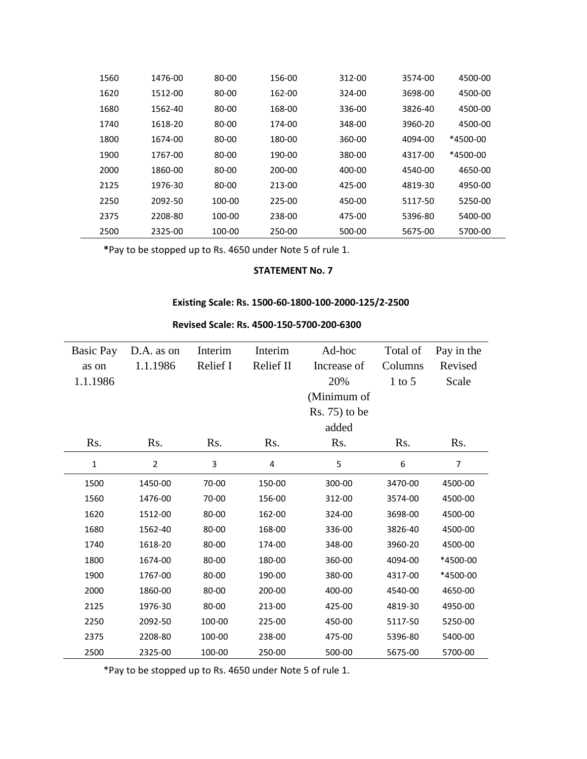| | | | | | | |
|---|---|---|---|---|---|---|
| 1560 | 1476-00 | 80-00 | 156-00 | 312-00 | 3574-00 | 4500-00 |
| 1620 | 1512-00 | 80-00 | 162-00 | 324-00 | 3698-00 | 4500-00 |
| 1680 | 1562-40 | 80-00 | 168-00 | 336-00 | 3826-40 | 4500-00 |
| 1740 | 1618-20 | 80-00 | 174-00 | 348-00 | 3960-20 | 4500-00 |
| 1800 | 1674-00 | 80-00 | 180-00 | 360-00 | 4094-00 | *4500-00 |
| 1900 | 1767-00 | 80-00 | 190-00 | 380-00 | 4317-00 | *4500-00 |
| 2000 | 1860-00 | 80-00 | 200-00 | 400-00 | 4540-00 | 4650-00 |
| 2125 | 1976-30 | 80-00 | 213-00 | 425-00 | 4819-30 | 4950-00 |
| 2250 | 2092-50 | 100-00 | 225-00 | 450-00 | 5117-50 | 5250-00 |
| 2375 | 2208-80 | 100-00 | 238-00 | 475-00 | 5396-80 | 5400-00 |
| 2500 | 2325-00 | 100-00 | 250-00 | 500-00 | 5675-00 | 5700-00 |

*Pay to be stopped up to Rs. 4650 under Note 5 of rule 1.

**STATEMENT No. 7**

**Existing Scale: Rs. 1500-60-1800-100-2000-125/2-2500**

**Revised Scale: Rs. 4500-150-5700-200-6300**

| Basic Pay as on 1.1.1986 | D.A. as on 1.1.1986 | Interim Relief I | Interim Relief II | Ad-hoc Increase of 20% (Minimum of Rs. 75) to be added | Total of Columns 1 to 5 | Pay in the Revised Scale |
|---|---|---|---|---|---|---|
| Rs. | Rs. | Rs. | Rs. | Rs. | Rs. | Rs. |
| 1 | 2 | 3 | 4 | 5 | 6 | 7 |
| 1500 | 1450-00 | 70-00 | 150-00 | 300-00 | 3470-00 | 4500-00 |
| 1560 | 1476-00 | 70-00 | 156-00 | 312-00 | 3574-00 | 4500-00 |
| 1620 | 1512-00 | 80-00 | 162-00 | 324-00 | 3698-00 | 4500-00 |
| 1680 | 1562-40 | 80-00 | 168-00 | 336-00 | 3826-40 | 4500-00 |
| 1740 | 1618-20 | 80-00 | 174-00 | 348-00 | 3960-20 | 4500-00 |
| 1800 | 1674-00 | 80-00 | 180-00 | 360-00 | 4094-00 | *4500-00 |
| 1900 | 1767-00 | 80-00 | 190-00 | 380-00 | 4317-00 | *4500-00 |
| 2000 | 1860-00 | 80-00 | 200-00 | 400-00 | 4540-00 | 4650-00 |
| 2125 | 1976-30 | 80-00 | 213-00 | 425-00 | 4819-30 | 4950-00 |
| 2250 | 2092-50 | 100-00 | 225-00 | 450-00 | 5117-50 | 5250-00 |
| 2375 | 2208-80 | 100-00 | 238-00 | 475-00 | 5396-80 | 5400-00 |
| 2500 | 2325-00 | 100-00 | 250-00 | 500-00 | 5675-00 | 5700-00 |

*Pay to be stopped up to Rs. 4650 under Note 5 of rule 1.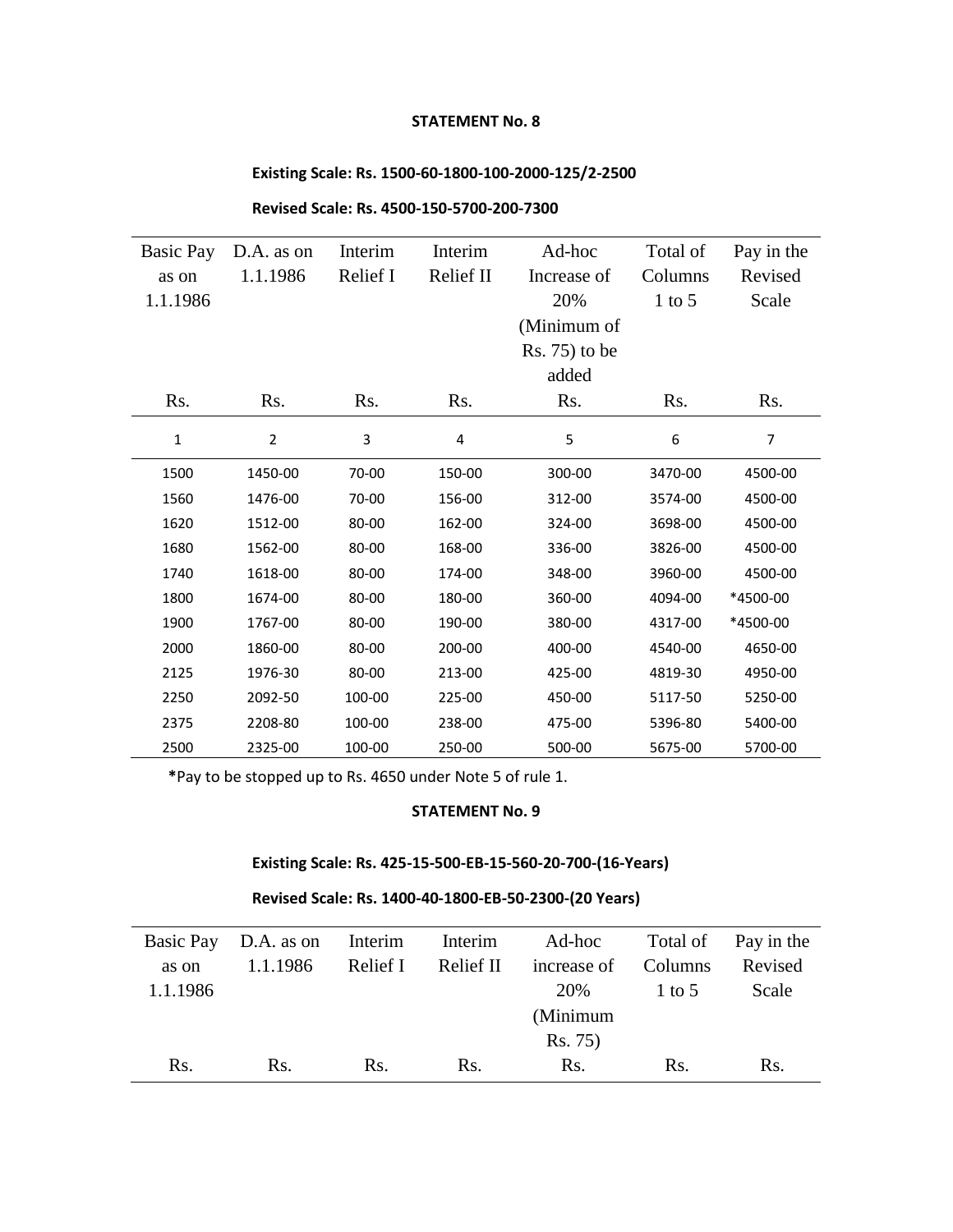**STATEMENT No. 8**

**Existing Scale: Rs. 1500-60-1800-100-2000-125/2-2500**

**Revised Scale: Rs. 4500-150-5700-200-7300**

| Basic Pay as on 1.1.1986 | D.A. as on 1.1.1986 | Interim Relief I | Interim Relief II | Ad-hoc Increase of 20% (Minimum of Rs. 75) to be added | Total of Columns 1 to 5 | Pay in the Revised Scale |
|---|---|---|---|---|---|---|
| Rs. | Rs. | Rs. | Rs. | Rs. | Rs. | Rs. |
| 1 | 2 | 3 | 4 | 5 | 6 | 7 |
| 1500 | 1450-00 | 70-00 | 150-00 | 300-00 | 3470-00 | 4500-00 |
| 1560 | 1476-00 | 70-00 | 156-00 | 312-00 | 3574-00 | 4500-00 |
| 1620 | 1512-00 | 80-00 | 162-00 | 324-00 | 3698-00 | 4500-00 |
| 1680 | 1562-00 | 80-00 | 168-00 | 336-00 | 3826-00 | 4500-00 |
| 1740 | 1618-00 | 80-00 | 174-00 | 348-00 | 3960-00 | 4500-00 |
| 1800 | 1674-00 | 80-00 | 180-00 | 360-00 | 4094-00 | *4500-00 |
| 1900 | 1767-00 | 80-00 | 190-00 | 380-00 | 4317-00 | *4500-00 |
| 2000 | 1860-00 | 80-00 | 200-00 | 400-00 | 4540-00 | 4650-00 |
| 2125 | 1976-30 | 80-00 | 213-00 | 425-00 | 4819-30 | 4950-00 |
| 2250 | 2092-50 | 100-00 | 225-00 | 450-00 | 5117-50 | 5250-00 |
| 2375 | 2208-80 | 100-00 | 238-00 | 475-00 | 5396-80 | 5400-00 |
| 2500 | 2325-00 | 100-00 | 250-00 | 500-00 | 5675-00 | 5700-00 |

**\***Pay to be stopped up to Rs. 4650 under Note 5 of rule 1.

**STATEMENT No. 9**

**Existing Scale: Rs. 425-15-500-EB-15-560-20-700-(16-Years)**

**Revised Scale: Rs. 1400-40-1800-EB-50-2300-(20 Years)**

| Basic Pay as on 1.1.1986 | D.A. as on 1.1.1986 | Interim Relief I | Interim Relief II | Ad-hoc increase of 20% (Minimum Rs. 75) | Total of Columns 1 to 5 | Pay in the Revised Scale |
|---|---|---|---|---|---|---|
| Rs. | Rs. | Rs. | Rs. | Rs. | Rs. | Rs. |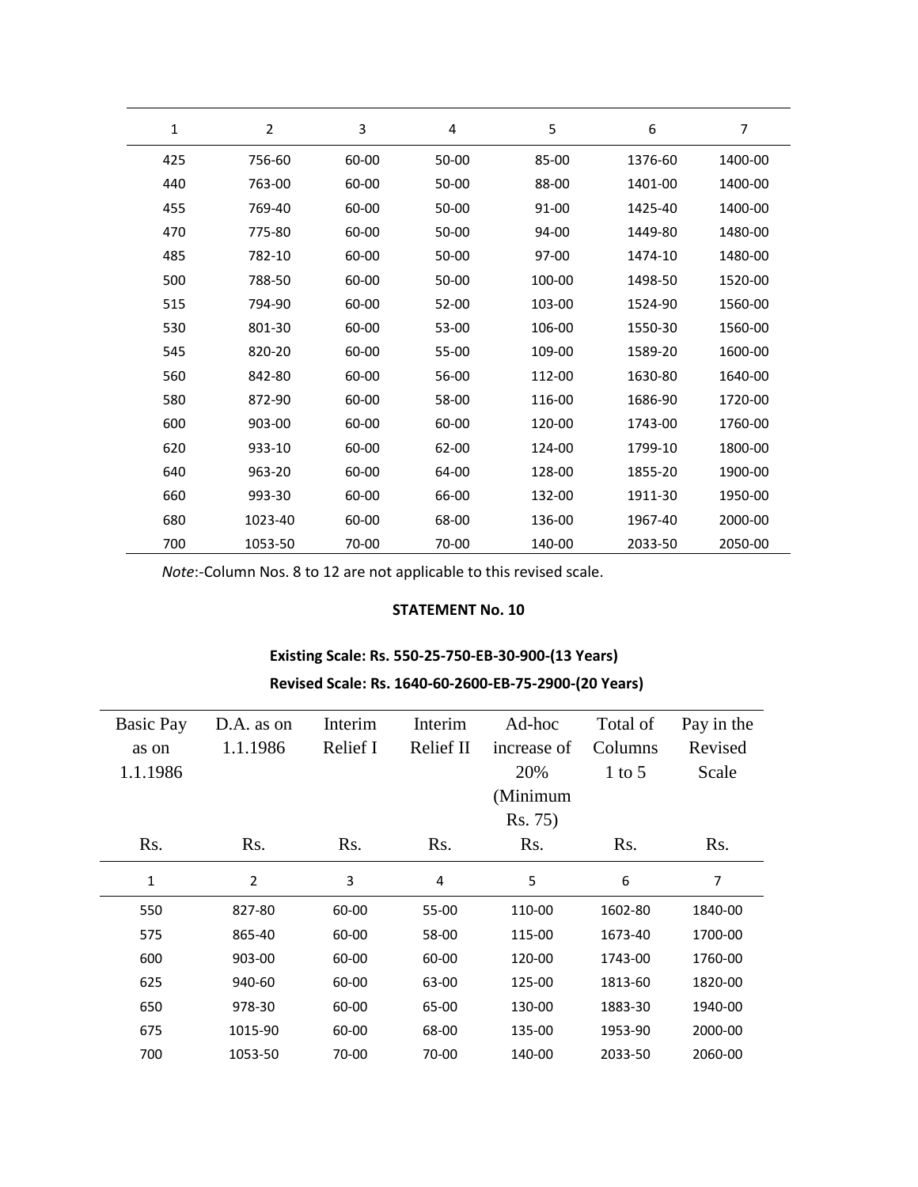| 1 | 2 | 3 | 4 | 5 | 6 | 7 |
|---|---|---|---|---|---|---|
| 425 | 756-60 | 60-00 | 50-00 | 85-00 | 1376-60 | 1400-00 |
| 440 | 763-00 | 60-00 | 50-00 | 88-00 | 1401-00 | 1400-00 |
| 455 | 769-40 | 60-00 | 50-00 | 91-00 | 1425-40 | 1400-00 |
| 470 | 775-80 | 60-00 | 50-00 | 94-00 | 1449-80 | 1480-00 |
| 485 | 782-10 | 60-00 | 50-00 | 97-00 | 1474-10 | 1480-00 |
| 500 | 788-50 | 60-00 | 50-00 | 100-00 | 1498-50 | 1520-00 |
| 515 | 794-90 | 60-00 | 52-00 | 103-00 | 1524-90 | 1560-00 |
| 530 | 801-30 | 60-00 | 53-00 | 106-00 | 1550-30 | 1560-00 |
| 545 | 820-20 | 60-00 | 55-00 | 109-00 | 1589-20 | 1600-00 |
| 560 | 842-80 | 60-00 | 56-00 | 112-00 | 1630-80 | 1640-00 |
| 580 | 872-90 | 60-00 | 58-00 | 116-00 | 1686-90 | 1720-00 |
| 600 | 903-00 | 60-00 | 60-00 | 120-00 | 1743-00 | 1760-00 |
| 620 | 933-10 | 60-00 | 62-00 | 124-00 | 1799-10 | 1800-00 |
| 640 | 963-20 | 60-00 | 64-00 | 128-00 | 1855-20 | 1900-00 |
| 660 | 993-30 | 60-00 | 66-00 | 132-00 | 1911-30 | 1950-00 |
| 680 | 1023-40 | 60-00 | 68-00 | 136-00 | 1967-40 | 2000-00 |
| 700 | 1053-50 | 70-00 | 70-00 | 140-00 | 2033-50 | 2050-00 |

*Note*:-Column Nos. 8 to 12 are not applicable to this revised scale.

**STATEMENT No. 10**

**Existing Scale: Rs. 550-25-750-EB-30-900-(13 Years)**

**Revised Scale: Rs. 1640-60-2600-EB-75-2900-(20 Years)**

| Basic Pay as on 1.1.1986 | D.A. as on 1.1.1986 | Interim Relief I | Interim Relief II | Ad-hoc increase of 20% (Minimum Rs. 75) | Total of Columns 1 to 5 | Pay in the Revised Scale |
|---|---|---|---|---|---|---|
| Rs. | Rs. | Rs. | Rs. | Rs. | Rs. | Rs. |
| 1 | 2 | 3 | 4 | 5 | 6 | 7 |
| 550 | 827-80 | 60-00 | 55-00 | 110-00 | 1602-80 | 1840-00 |
| 575 | 865-40 | 60-00 | 58-00 | 115-00 | 1673-40 | 1700-00 |
| 600 | 903-00 | 60-00 | 60-00 | 120-00 | 1743-00 | 1760-00 |
| 625 | 940-60 | 60-00 | 63-00 | 125-00 | 1813-60 | 1820-00 |
| 650 | 978-30 | 60-00 | 65-00 | 130-00 | 1883-30 | 1940-00 |
| 675 | 1015-90 | 60-00 | 68-00 | 135-00 | 1953-90 | 2000-00 |
| 700 | 1053-50 | 70-00 | 70-00 | 140-00 | 2033-50 | 2060-00 |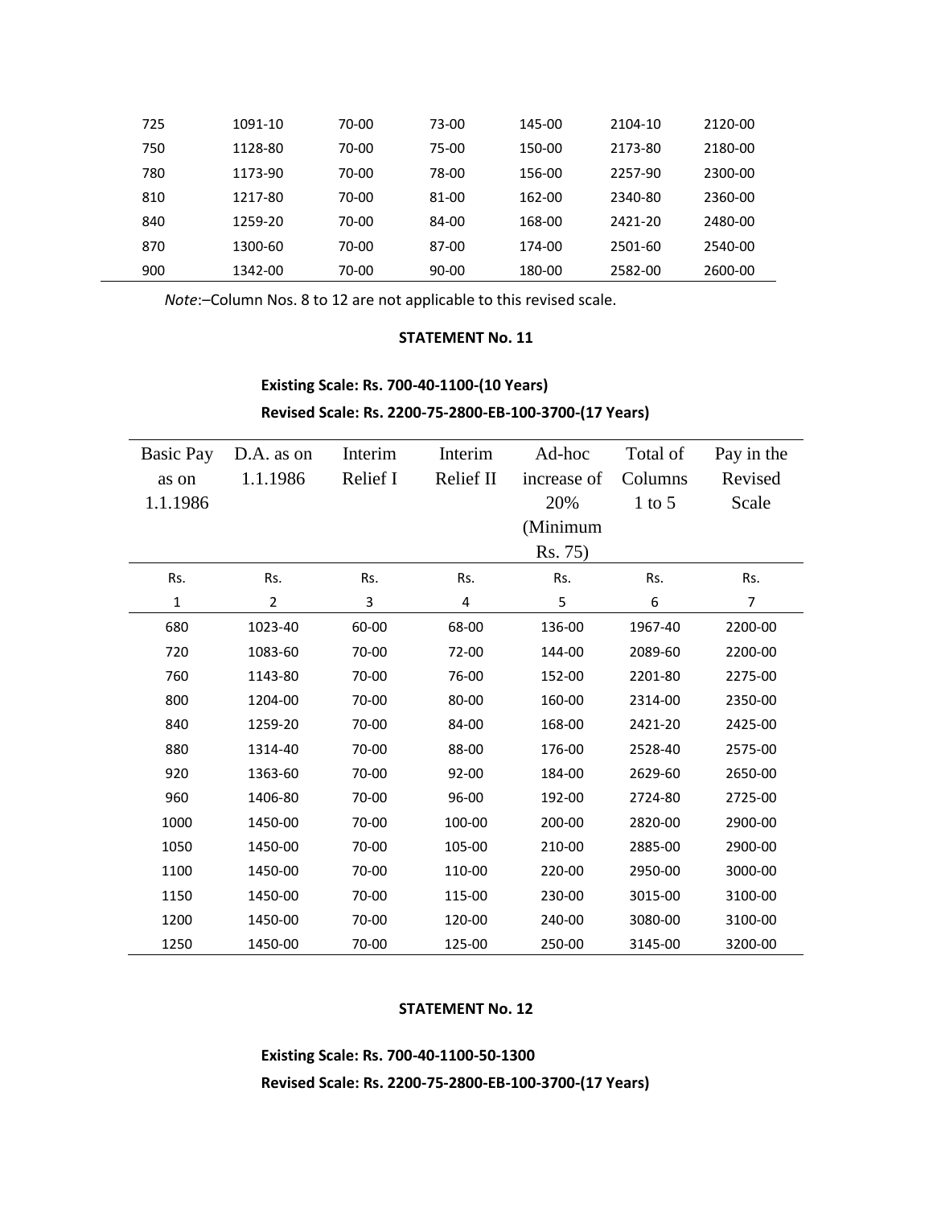| | | | | | | |
|---|---|---|---|---|---|---|
| 725 | 1091-10 | 70-00 | 73-00 | 145-00 | 2104-10 | 2120-00 |
| 750 | 1128-80 | 70-00 | 75-00 | 150-00 | 2173-80 | 2180-00 |
| 780 | 1173-90 | 70-00 | 78-00 | 156-00 | 2257-90 | 2300-00 |
| 810 | 1217-80 | 70-00 | 81-00 | 162-00 | 2340-80 | 2360-00 |
| 840 | 1259-20 | 70-00 | 84-00 | 168-00 | 2421-20 | 2480-00 |
| 870 | 1300-60 | 70-00 | 87-00 | 174-00 | 2501-60 | 2540-00 |
| 900 | 1342-00 | 70-00 | 90-00 | 180-00 | 2582-00 | 2600-00 |

*Note*:–Column Nos. 8 to 12 are not applicable to this revised scale.

**STATEMENT No. 11**

**Existing Scale: Rs. 700-40-1100-(10 Years)**

**Revised Scale: Rs. 2200-75-2800-EB-100-3700-(17 Years)**

| Basic Pay as on 1.1.1986 | D.A. as on 1.1.1986 | Interim Relief I | Interim Relief II | Ad-hoc increase of 20% (Minimum Rs. 75) | Total of Columns 1 to 5 | Pay in the Revised Scale |
|---|---|---|---|---|---|---|
| Rs. | Rs. | Rs. | Rs. | Rs. | Rs. | Rs. |
| 1 | 2 | 3 | 4 | 5 | 6 | 7 |
| 680 | 1023-40 | 60-00 | 68-00 | 136-00 | 1967-40 | 2200-00 |
| 720 | 1083-60 | 70-00 | 72-00 | 144-00 | 2089-60 | 2200-00 |
| 760 | 1143-80 | 70-00 | 76-00 | 152-00 | 2201-80 | 2275-00 |
| 800 | 1204-00 | 70-00 | 80-00 | 160-00 | 2314-00 | 2350-00 |
| 840 | 1259-20 | 70-00 | 84-00 | 168-00 | 2421-20 | 2425-00 |
| 880 | 1314-40 | 70-00 | 88-00 | 176-00 | 2528-40 | 2575-00 |
| 920 | 1363-60 | 70-00 | 92-00 | 184-00 | 2629-60 | 2650-00 |
| 960 | 1406-80 | 70-00 | 96-00 | 192-00 | 2724-80 | 2725-00 |
| 1000 | 1450-00 | 70-00 | 100-00 | 200-00 | 2820-00 | 2900-00 |
| 1050 | 1450-00 | 70-00 | 105-00 | 210-00 | 2885-00 | 2900-00 |
| 1100 | 1450-00 | 70-00 | 110-00 | 220-00 | 2950-00 | 3000-00 |
| 1150 | 1450-00 | 70-00 | 115-00 | 230-00 | 3015-00 | 3100-00 |
| 1200 | 1450-00 | 70-00 | 120-00 | 240-00 | 3080-00 | 3100-00 |
| 1250 | 1450-00 | 70-00 | 125-00 | 250-00 | 3145-00 | 3200-00 |

**STATEMENT No. 12**

**Existing Scale: Rs. 700-40-1100-50-1300**

**Revised Scale: Rs. 2200-75-2800-EB-100-3700-(17 Years)**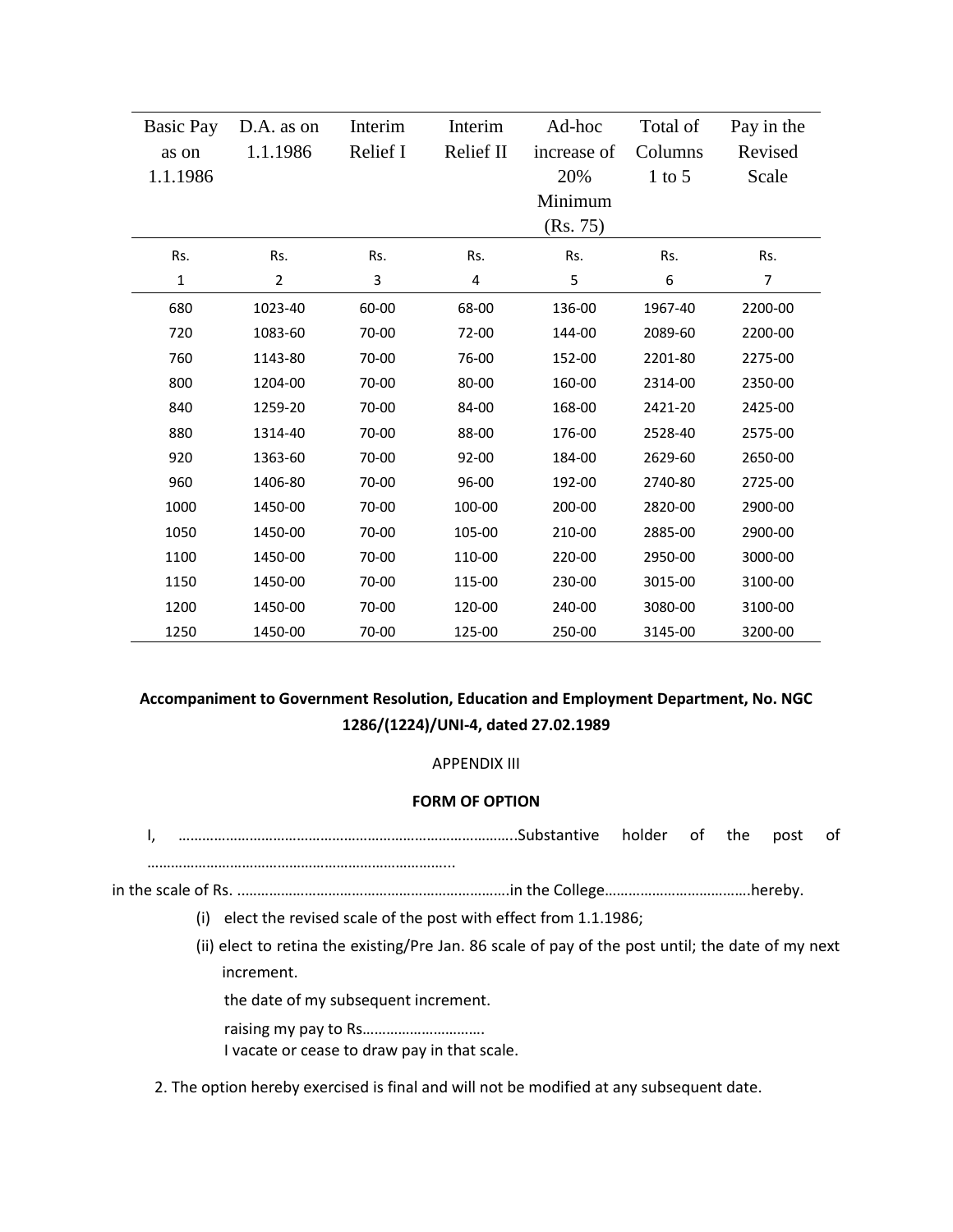| Basic Pay as on 1.1.1986 | D.A. as on 1.1.1986 | Interim Relief I | Interim Relief II | Ad-hoc increase of 20% Minimum (Rs. 75) | Total of Columns 1 to 5 | Pay in the Revised Scale |
|---|---|---|---|---|---|---|
| Rs. | Rs. | Rs. | Rs. | Rs. | Rs. | Rs. |
| 1 | 2 | 3 | 4 | 5 | 6 | 7 |
| 680 | 1023-40 | 60-00 | 68-00 | 136-00 | 1967-40 | 2200-00 |
| 720 | 1083-60 | 70-00 | 72-00 | 144-00 | 2089-60 | 2200-00 |
| 760 | 1143-80 | 70-00 | 76-00 | 152-00 | 2201-80 | 2275-00 |
| 800 | 1204-00 | 70-00 | 80-00 | 160-00 | 2314-00 | 2350-00 |
| 840 | 1259-20 | 70-00 | 84-00 | 168-00 | 2421-20 | 2425-00 |
| 880 | 1314-40 | 70-00 | 88-00 | 176-00 | 2528-40 | 2575-00 |
| 920 | 1363-60 | 70-00 | 92-00 | 184-00 | 2629-60 | 2650-00 |
| 960 | 1406-80 | 70-00 | 96-00 | 192-00 | 2740-80 | 2725-00 |
| 1000 | 1450-00 | 70-00 | 100-00 | 200-00 | 2820-00 | 2900-00 |
| 1050 | 1450-00 | 70-00 | 105-00 | 210-00 | 2885-00 | 2900-00 |
| 1100 | 1450-00 | 70-00 | 110-00 | 220-00 | 2950-00 | 3000-00 |
| 1150 | 1450-00 | 70-00 | 115-00 | 230-00 | 3015-00 | 3100-00 |
| 1200 | 1450-00 | 70-00 | 120-00 | 240-00 | 3080-00 | 3100-00 |
| 1250 | 1450-00 | 70-00 | 125-00 | 250-00 | 3145-00 | 3200-00 |

**Accompaniment to Government Resolution, Education and Employment Department, No. NGC 1286/(1224)/UNI-4, dated 27.02.1989**

APPENDIX III

**FORM OF OPTION**

I, ……………………………………………………………………………..Substantive holder of the post of …………………………………………………………………..

in the scale of Rs. …………………………………………………………….in the College………………………………hereby.

(i) elect the revised scale of the post with effect from 1.1.1986;

(ii) elect to retina the existing/Pre Jan. 86 scale of pay of the post until; the date of my next increment.

the date of my subsequent increment.

raising my pay to Rs………………………….

I vacate or cease to draw pay in that scale.

2. The option hereby exercised is final and will not be modified at any subsequent date.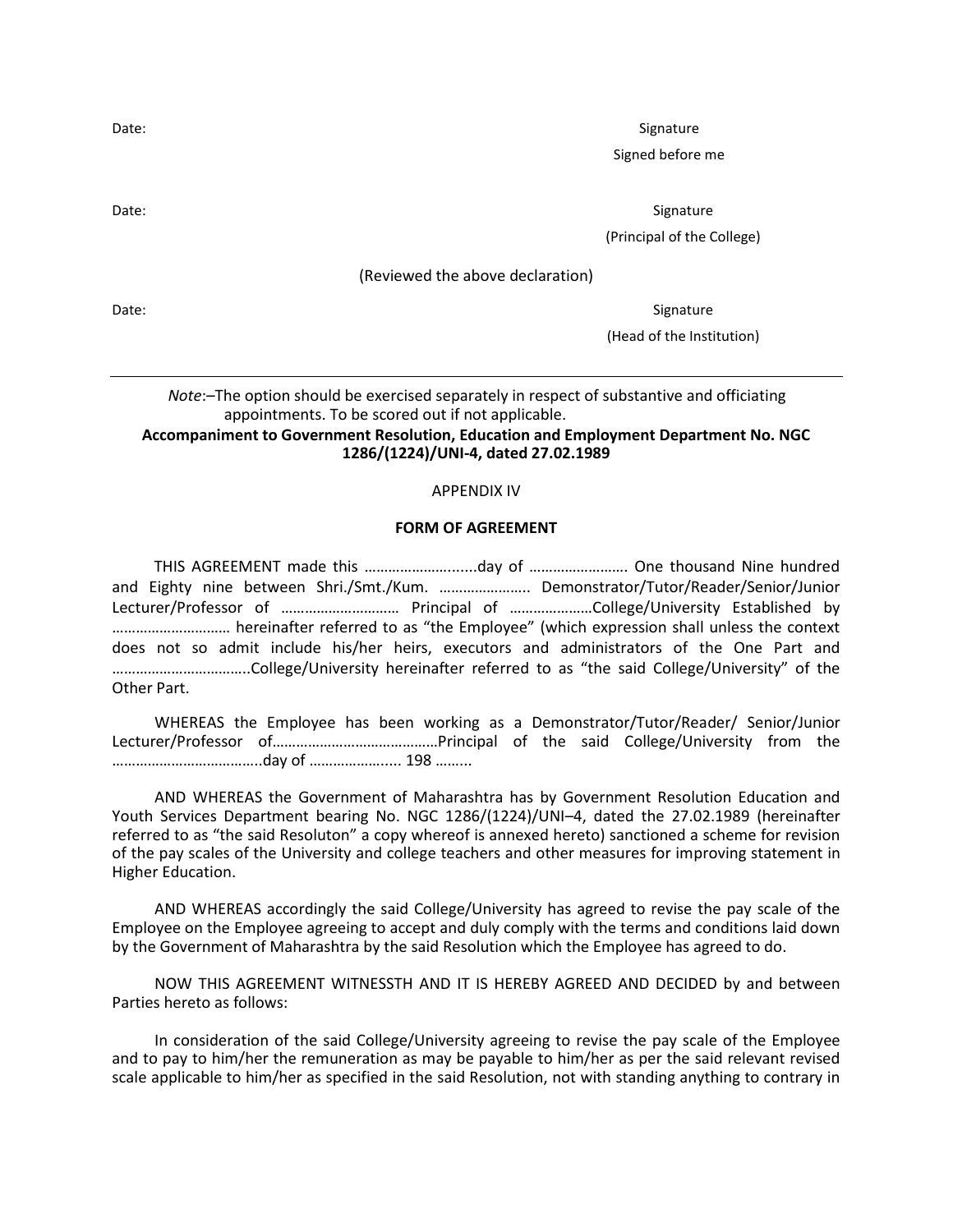Date: Signature

Signed before me

Date: Signature

(Principal of the College)

(Reviewed the above declaration)

Date: Signature

(Head of the Institution)

---

*Note*:–The option should be exercised separately in respect of substantive and officiating appointments. To be scored out if not applicable.

**Accompaniment to Government Resolution, Education and Employment Department No. NGC 1286/(1224)/UNI-4, dated 27.02.1989**

APPENDIX IV

**FORM OF AGREEMENT**

THIS AGREEMENT made this ……………………......day of ……………………. One thousand Nine hundred and Eighty nine between Shri./Smt./Kum. ………………….. Demonstrator/Tutor/Reader/Senior/Junior Lecturer/Professor of ……………………….. Principal of …………………College/University Established by ……………………….. hereinafter referred to as "the Employee" (which expression shall unless the context does not so admit include his/her heirs, executors and administrators of the One Part and …………………………….College/University hereinafter referred to as "the said College/University" of the Other Part.

WHEREAS the Employee has been working as a Demonstrator/Tutor/Reader/ Senior/Junior Lecturer/Professor of……………………………………Principal of the said College/University from the ………………………………..day of ………………... 198 ……...

AND WHEREAS the Government of Maharashtra has by Government Resolution Education and Youth Services Department bearing No. NGC 1286/(1224)/UNI–4, dated the 27.02.1989 (hereinafter referred to as "the said Resoluton" a copy whereof is annexed hereto) sanctioned a scheme for revision of the pay scales of the University and college teachers and other measures for improving statement in Higher Education.

AND WHEREAS accordingly the said College/University has agreed to revise the pay scale of the Employee on the Employee agreeing to accept and duly comply with the terms and conditions laid down by the Government of Maharashtra by the said Resolution which the Employee has agreed to do.

NOW THIS AGREEMENT WITNESSTH AND IT IS HEREBY AGREED AND DECIDED by and between Parties hereto as follows:

In consideration of the said College/University agreeing to revise the pay scale of the Employee and to pay to him/her the remuneration as may be payable to him/her as per the said relevant revised scale applicable to him/her as specified in the said Resolution, not with standing anything to contrary in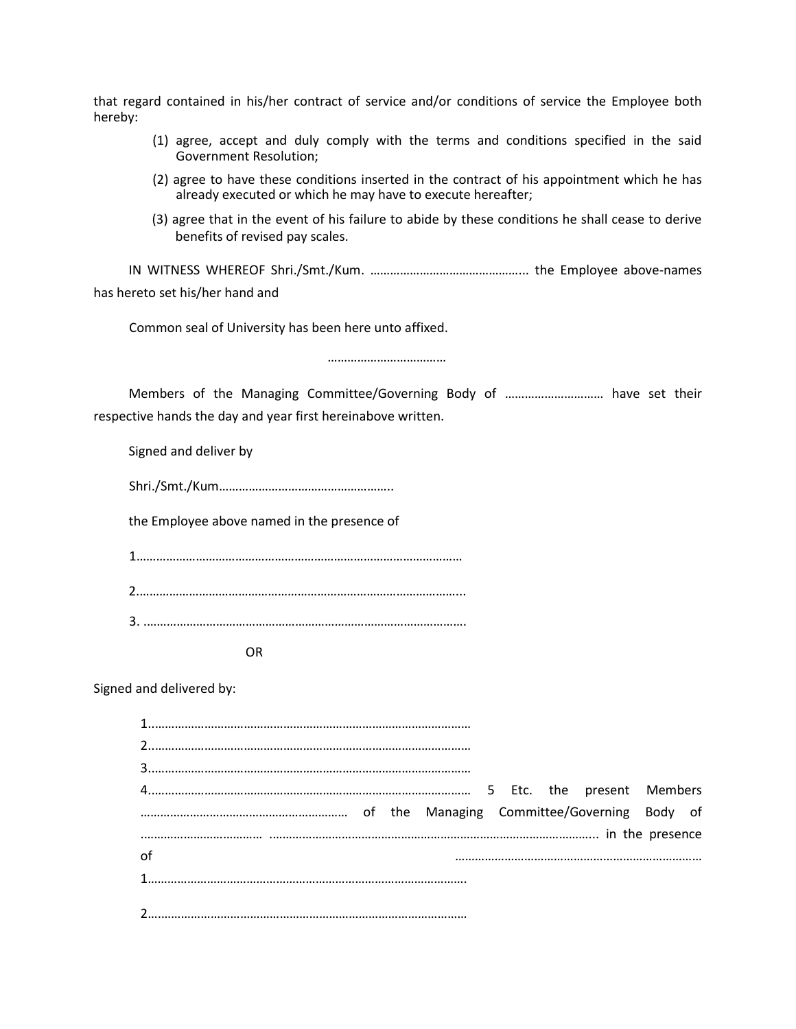that regard contained in his/her contract of service and/or conditions of service the Employee both hereby:

(1) agree, accept and duly comply with the terms and conditions specified in the said Government Resolution;

(2) agree to have these conditions inserted in the contract of his appointment which he has already executed or which he may have to execute hereafter;

(3) agree that in the event of his failure to abide by these conditions he shall cease to derive benefits of revised pay scales.

IN WITNESS WHEREOF Shri./Smt./Kum. ………………………………………... the Employee above-names has hereto set his/her hand and

Common seal of University has been here unto affixed.

………………………………

Members of the Managing Committee/Governing Body of ………………………… have set their respective hands the day and year first hereinabove written.

Signed and deliver by

Shri./Smt./Kum……………………………………………..

the Employee above named in the presence of

1………………………………………………………………………………………

2………………………………………………………………………………………..

3. ……………………………………………………………………………………..

OR

Signed and delivered by:

1………………………………………………………………………………………
2………………………………………………………………………………………
3………………………………………………………………………………………
4……………………………………………………………………………………… 5 Etc. the present Members ……………………………………………………… of the Managing Committee/Governing Body of ……………………………… ……………………………………………………………………………………….. in the presence of …………………………………………………………………
1……………………………………………………………………………………….

2……………………………………………………………………………………..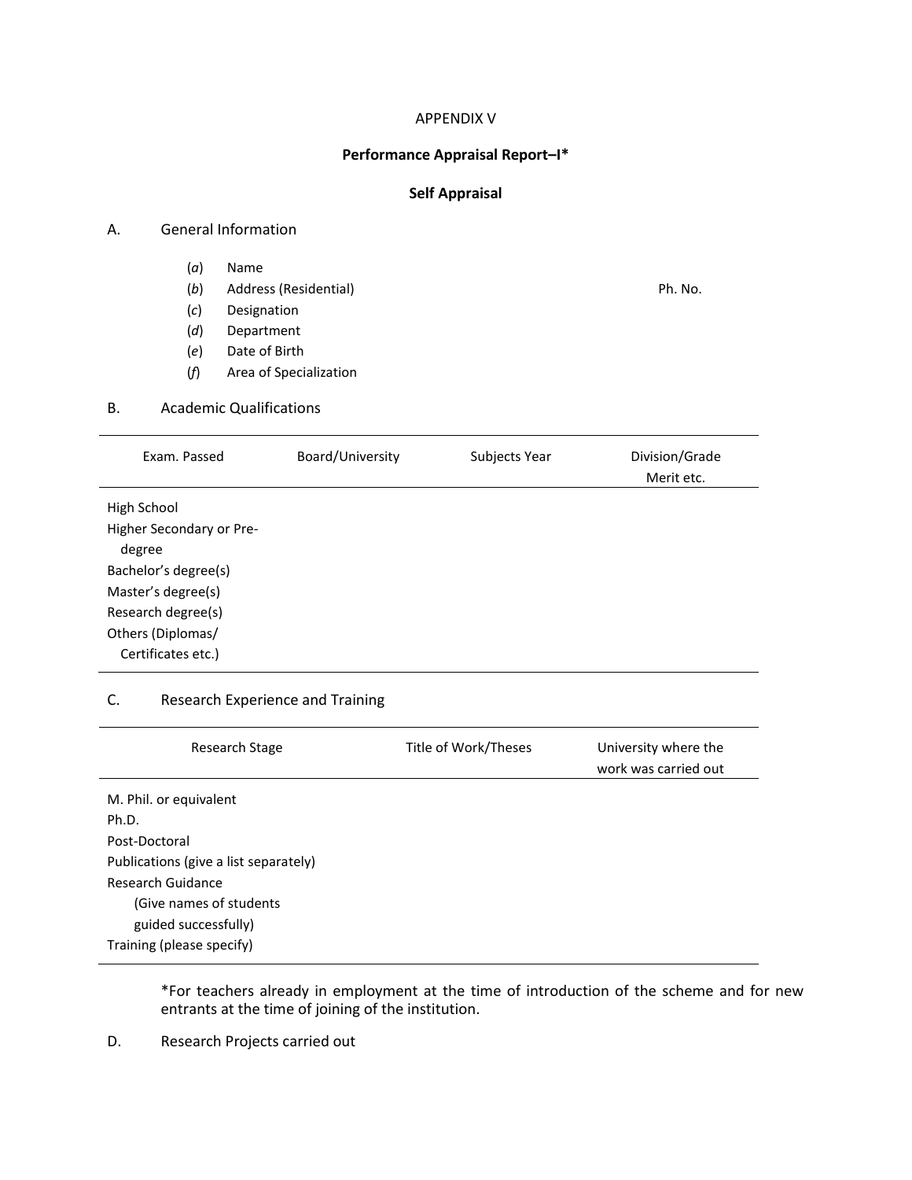APPENDIX V

## Performance Appraisal Report–I*

### Self Appraisal

A. General Information

(*a*) Name
(*b*) Address (Residential) Ph. No.
(*c*) Designation
(*d*) Department
(*e*) Date of Birth
(*f*) Area of Specialization

B. Academic Qualifications

| Exam. Passed | Board/University | Subjects Year | Division/Grade Merit etc. |
|---|---|---|---|
| High School | | | |
| Higher Secondary or Pre-degree | | | |
| Bachelor's degree(s) | | | |
| Master's degree(s) | | | |
| Research degree(s) | | | |
| Others (Diplomas/ Certificates etc.) | | | |

C. Research Experience and Training

| Research Stage | Title of Work/Theses | University where the work was carried out |
|---|---|---|
| M. Phil. or equivalent | | |
| Ph.D. | | |
| Post-Doctoral | | |
| Publications (give a list separately) | | |
| Research Guidance (Give names of students guided successfully) | | |
| Training (please specify) | | |

*For teachers already in employment at the time of introduction of the scheme and for new entrants at the time of joining of the institution.

D. Research Projects carried out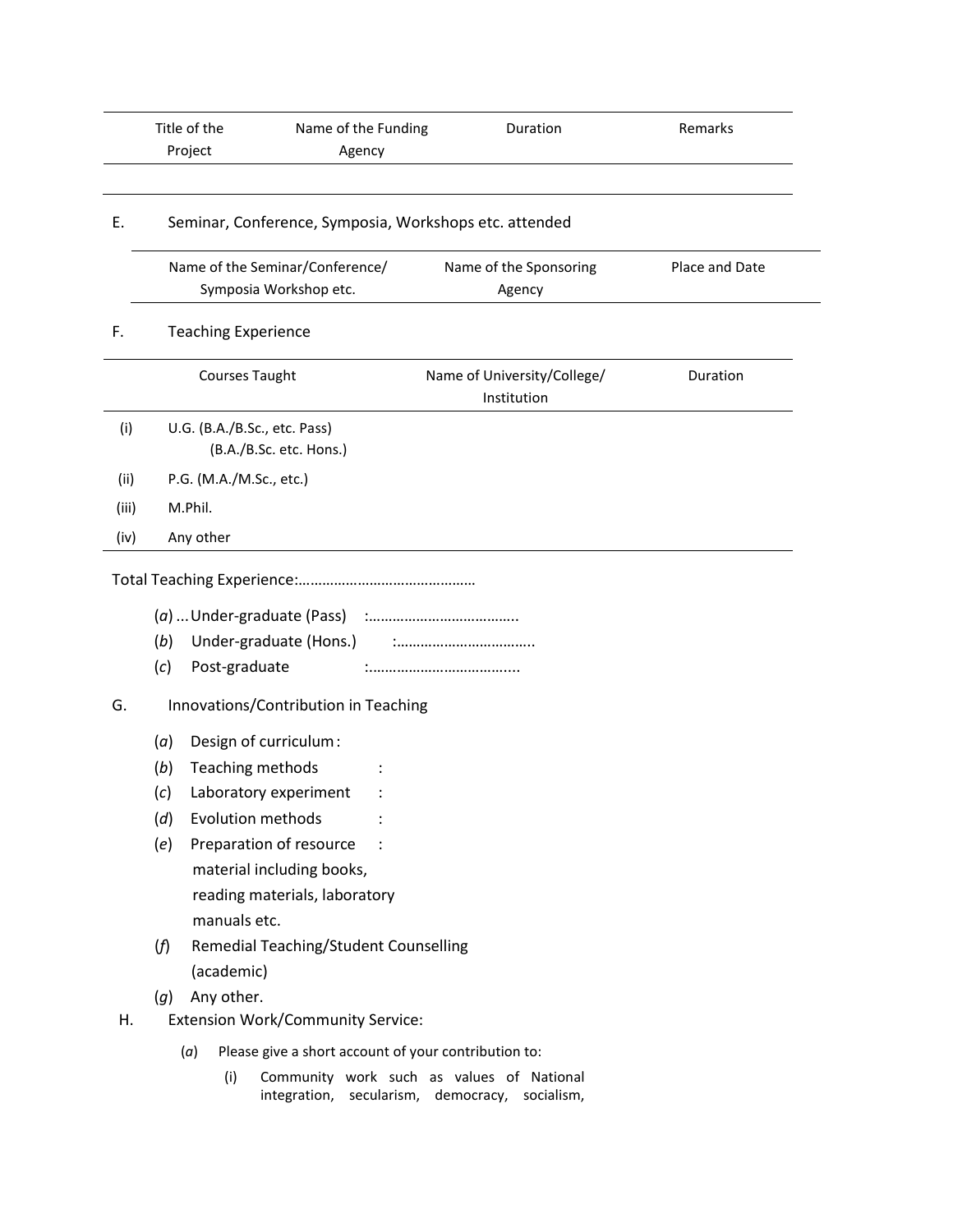| Title of the Project | Name of the Funding Agency | Duration | Remarks |
|---|---|---|---|
| | | | |

E. Seminar, Conference, Symposia, Workshops etc. attended

| Name of the Seminar/Conference/ Symposia Workshop etc. | Name of the Sponsoring Agency | Place and Date |
|---|---|---|

F. Teaching Experience

| | Courses Taught | Name of University/College/ Institution | Duration |
|---|---|---|---|
| (i) | U.G. (B.A./B.Sc., etc. Pass) (B.A./B.Sc. etc. Hons.) | | |
| (ii) | P.G. (M.A./M.Sc., etc.) | | |
| (iii) | M.Phil. | | |
| (iv) | Any other | | |

Total Teaching Experience:………………………………………

(*a*) ...Under-graduate (Pass) :………………………………..

(*b*) Under-graduate (Hons.) :……………………………..

(*c*) Post-graduate :………………………………..

G. Innovations/Contribution in Teaching

(*a*) Design of curriculum :

(*b*) Teaching methods :

(*c*) Laboratory experiment :

(*d*) Evolution methods :

(*e*) Preparation of resource material including books, reading materials, laboratory manuals etc. :

(*f*) Remedial Teaching/Student Counselling (academic)

(*g*) Any other.

H. Extension Work/Community Service:

(*a*) Please give a short account of your contribution to:

(i) Community work such as values of National integration, secularism, democracy, socialism,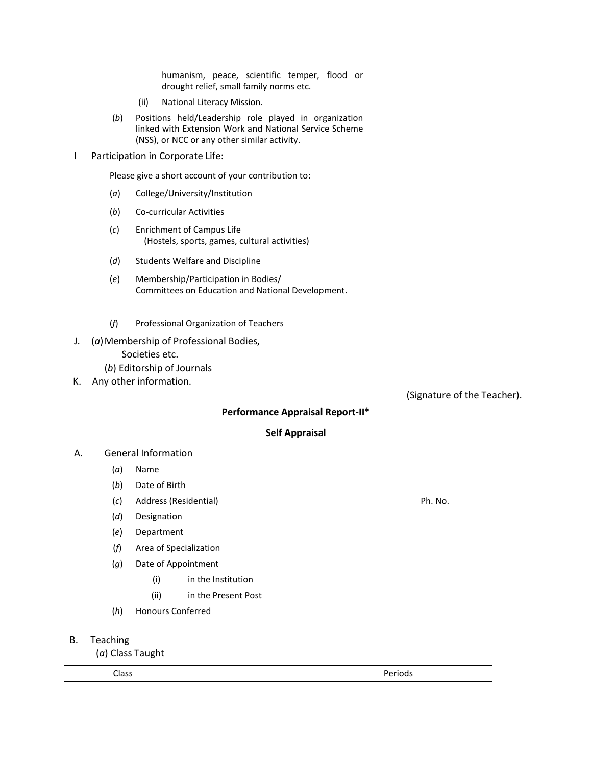humanism, peace, scientific temper, flood or drought relief, small family norms etc.

(ii) National Literacy Mission.

(*b*) Positions held/Leadership role played in organization linked with Extension Work and National Service Scheme (NSS), or NCC or any other similar activity.

I Participation in Corporate Life:

Please give a short account of your contribution to:

(*a*) College/University/Institution

(*b*) Co-curricular Activities

(*c*) Enrichment of Campus Life (Hostels, sports, games, cultural activities)

(*d*) Students Welfare and Discipline

(*e*) Membership/Participation in Bodies/ Committees on Education and National Development.

(*f*) Professional Organization of Teachers

J. (*a*) Membership of Professional Bodies, Societies etc.

(*b*) Editorship of Journals

K. Any other information.

(Signature of the Teacher).

**Performance Appraisal Report-II***

**Self Appraisal**

A. General Information

(*a*) Name

(*b*) Date of Birth

(*c*) Address (Residential) Ph. No.

(*d*) Designation

(*e*) Department

(*f*) Area of Specialization

(*g*) Date of Appointment

(i) in the Institution

(ii) in the Present Post

(*h*) Honours Conferred

B. Teaching

(*a*) Class Taught

| Class | Periods |
|---|---|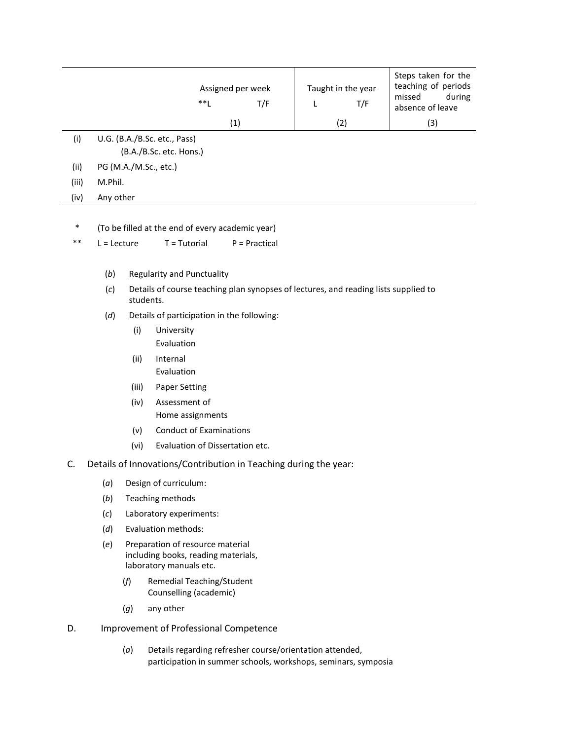| | Assigned per week | | Taught in the year | | Steps taken for the teaching of periods missed during absence of leave |
|---|---|---|---|---|---|
| | **L | T/F | L | T/F | |
| | (1) | | (2) | | (3) |
| (i) U.G. (B.A./B.Sc. etc., Pass) (B.A./B.Sc. etc. Hons.) | | | | | |
| (ii) PG (M.A./M.Sc., etc.) | | | | | |
| (iii) M.Phil. | | | | | |
| (iv) Any other | | | | | |

\* (To be filled at the end of every academic year)

** L = Lecture T = Tutorial P = Practical

(*b*) Regularity and Punctuality

(*c*) Details of course teaching plan synopses of lectures, and reading lists supplied to students.

(*d*) Details of participation in the following:

- (i) University Evaluation
- (ii) Internal Evaluation
- (iii) Paper Setting
- (iv) Assessment of Home assignments
- (v) Conduct of Examinations
- (vi) Evaluation of Dissertation etc.

C. Details of Innovations/Contribution in Teaching during the year:

(*a*) Design of curriculum:

(*b*) Teaching methods

(*c*) Laboratory experiments:

(*d*) Evaluation methods:

(*e*) Preparation of resource material including books, reading materials, laboratory manuals etc.

(*f*) Remedial Teaching/Student Counselling (academic)

(*g*) any other

D. Improvement of Professional Competence

(*a*) Details regarding refresher course/orientation attended, participation in summer schools, workshops, seminars, symposia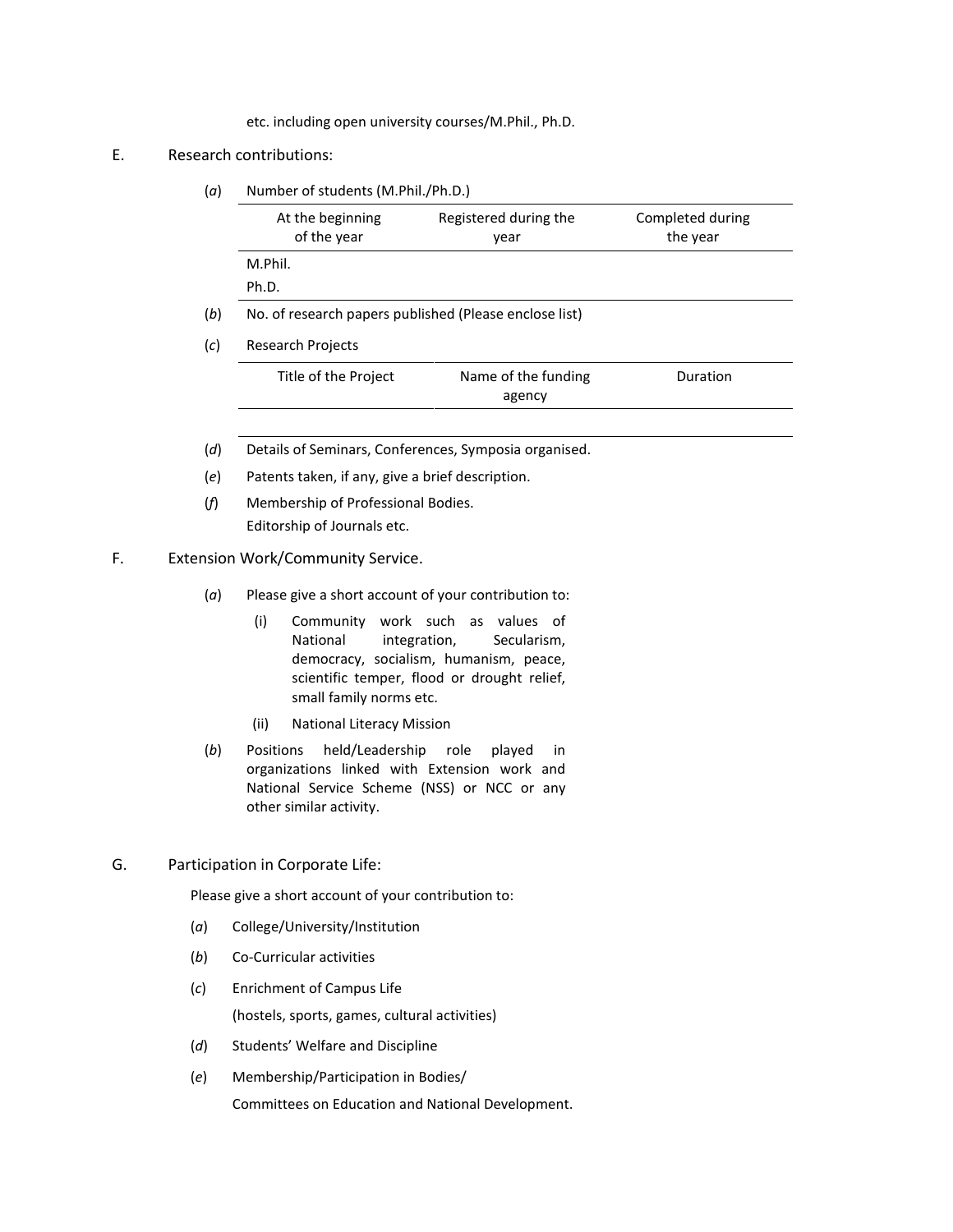etc. including open university courses/M.Phil., Ph.D.

E. Research contributions:

(*a*) Number of students (M.Phil./Ph.D.)

| | At the beginning of the year | Registered during the year | Completed during the year |
|---|---|---|---|
| M.Phil. | | | |
| Ph.D. | | | |

(*b*) No. of research papers published (Please enclose list)

(*c*) Research Projects

| Title of the Project | Name of the funding agency | Duration |
|---|---|---|
| | | |

(*d*) Details of Seminars, Conferences, Symposia organised.

(*e*) Patents taken, if any, give a brief description.

(*f*) Membership of Professional Bodies.
Editorship of Journals etc.

F. Extension Work/Community Service.

(*a*) Please give a short account of your contribution to:

(i) Community work such as values of National integration, Secularism, democracy, socialism, humanism, peace, scientific temper, flood or drought relief, small family norms etc.

(ii) National Literacy Mission

(*b*) Positions held/Leadership role played in organizations linked with Extension work and National Service Scheme (NSS) or NCC or any other similar activity.

G. Participation in Corporate Life:

Please give a short account of your contribution to:

(*a*) College/University/Institution

(*b*) Co-Curricular activities

(*c*) Enrichment of Campus Life
(hostels, sports, games, cultural activities)

(*d*) Students' Welfare and Discipline

(*e*) Membership/Participation in Bodies/
Committees on Education and National Development.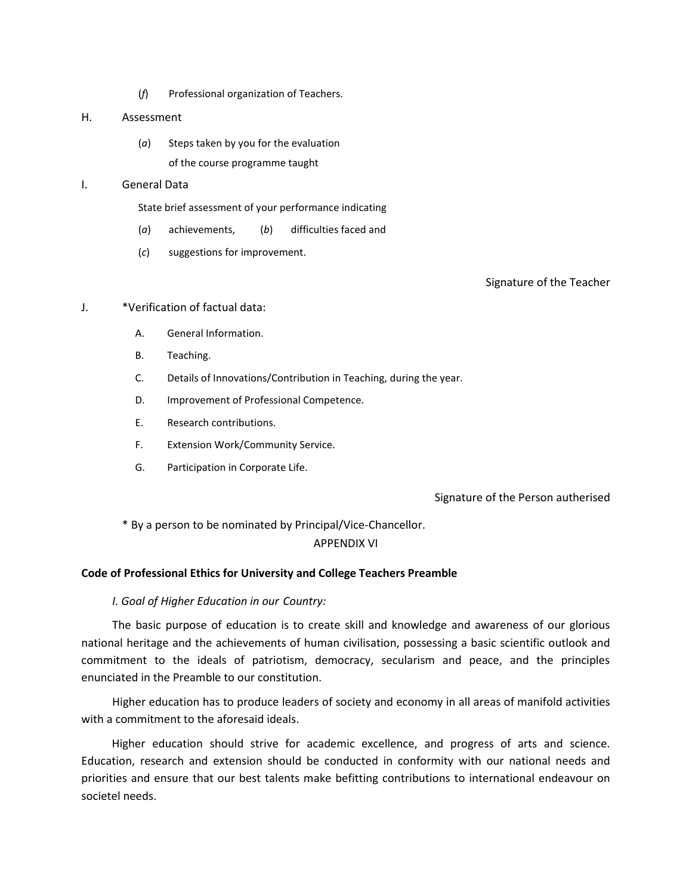(*f*) Professional organization of Teachers.

H. Assessment

(*a*) Steps taken by you for the evaluation of the course programme taught

I. General Data

State brief assessment of your performance indicating

(*a*) achievements, (*b*) difficulties faced and

(*c*) suggestions for improvement.

Signature of the Teacher

J. *Verification of factual data:

A. General Information.

B. Teaching.

C. Details of Innovations/Contribution in Teaching, during the year.

D. Improvement of Professional Competence.

E. Research contributions.

F. Extension Work/Community Service.

G. Participation in Corporate Life.

Signature of the Person autherised

* By a person to be nominated by Principal/Vice-Chancellor.

APPENDIX VI

**Code of Professional Ethics for University and College Teachers Preamble**

*I. Goal of Higher Education in our Country:*

The basic purpose of education is to create skill and knowledge and awareness of our glorious national heritage and the achievements of human civilisation, possessing a basic scientific outlook and commitment to the ideals of patriotism, democracy, secularism and peace, and the principles enunciated in the Preamble to our constitution.

Higher education has to produce leaders of society and economy in all areas of manifold activities with a commitment to the aforesaid ideals.

Higher education should strive for academic excellence, and progress of arts and science. Education, research and extension should be conducted in conformity with our national needs and priorities and ensure that our best talents make befitting contributions to international endeavour on societel needs.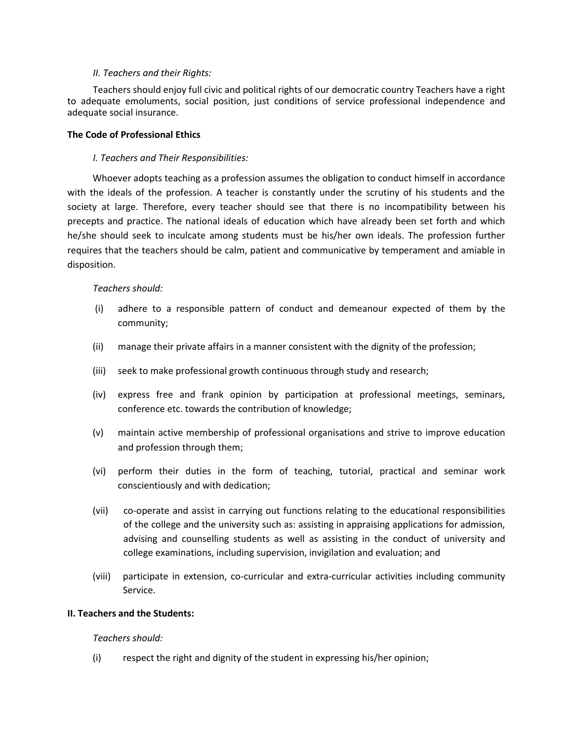*II. Teachers and their Rights:*

Teachers should enjoy full civic and political rights of our democratic country Teachers have a right to adequate emoluments, social position, just conditions of service professional independence and adequate social insurance.

**The Code of Professional Ethics**

*I. Teachers and Their Responsibilities:*

Whoever adopts teaching as a profession assumes the obligation to conduct himself in accordance with the ideals of the profession. A teacher is constantly under the scrutiny of his students and the society at large. Therefore, every teacher should see that there is no incompatibility between his precepts and practice. The national ideals of education which have already been set forth and which he/she should seek to inculcate among students must be his/her own ideals. The profession further requires that the teachers should be calm, patient and communicative by temperament and amiable in disposition.

*Teachers should:*

(i) adhere to a responsible pattern of conduct and demeanour expected of them by the community;

(ii) manage their private affairs in a manner consistent with the dignity of the profession;

(iii) seek to make professional growth continuous through study and research;

(iv) express free and frank opinion by participation at professional meetings, seminars, conference etc. towards the contribution of knowledge;

(v) maintain active membership of professional organisations and strive to improve education and profession through them;

(vi) perform their duties in the form of teaching, tutorial, practical and seminar work conscientiously and with dedication;

(vii) co-operate and assist in carrying out functions relating to the educational responsibilities of the college and the university such as: assisting in appraising applications for admission, advising and counselling students as well as assisting in the conduct of university and college examinations, including supervision, invigilation and evaluation; and

(viii) participate in extension, co-curricular and extra-curricular activities including community Service.

**II. Teachers and the Students:**

*Teachers should:*

(i) respect the right and dignity of the student in expressing his/her opinion;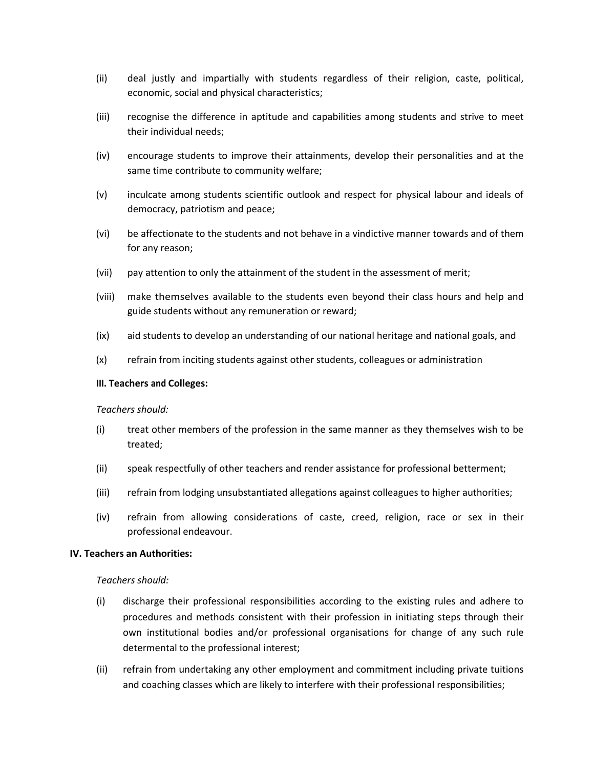(ii) deal justly and impartially with students regardless of their religion, caste, political, economic, social and physical characteristics;

(iii) recognise the difference in aptitude and capabilities among students and strive to meet their individual needs;

(iv) encourage students to improve their attainments, develop their personalities and at the same time contribute to community welfare;

(v) inculcate among students scientific outlook and respect for physical labour and ideals of democracy, patriotism and peace;

(vi) be affectionate to the students and not behave in a vindictive manner towards and of them for any reason;

(vii) pay attention to only the attainment of the student in the assessment of merit;

(viii) make themselves available to the students even beyond their class hours and help and guide students without any remuneration or reward;

(ix) aid students to develop an understanding of our national heritage and national goals, and

(x) refrain from inciting students against other students, colleagues or administration

**III. Teachers and Colleges:**

*Teachers should:*

(i) treat other members of the profession in the same manner as they themselves wish to be treated;

(ii) speak respectfully of other teachers and render assistance for professional betterment;

(iii) refrain from lodging unsubstantiated allegations against colleagues to higher authorities;

(iv) refrain from allowing considerations of caste, creed, religion, race or sex in their professional endeavour.

**IV. Teachers an Authorities:**

*Teachers should:*

(i) discharge their professional responsibilities according to the existing rules and adhere to procedures and methods consistent with their profession in initiating steps through their own institutional bodies and/or professional organisations for change of any such rule determental to the professional interest;

(ii) refrain from undertaking any other employment and commitment including private tuitions and coaching classes which are likely to interfere with their professional responsibilities;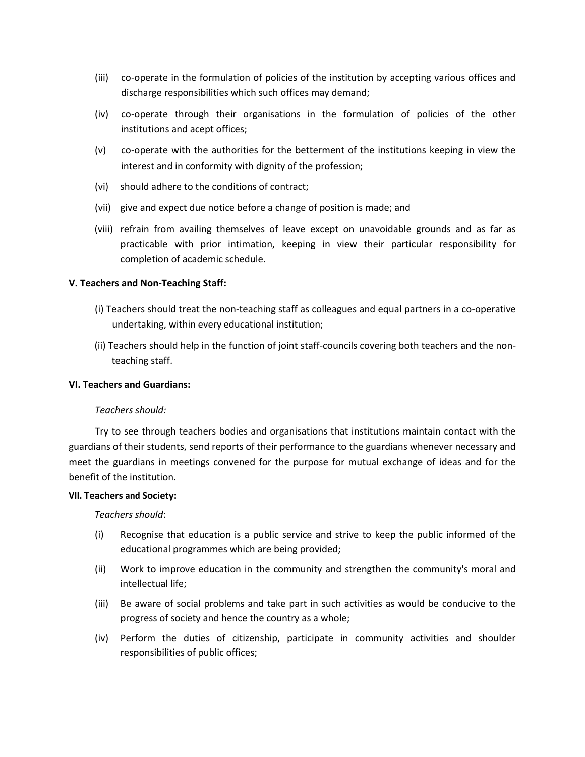(iii) co-operate in the formulation of policies of the institution by accepting various offices and discharge responsibilities which such offices may demand;

(iv) co-operate through their organisations in the formulation of policies of the other institutions and acept offices;

(v) co-operate with the authorities for the betterment of the institutions keeping in view the interest and in conformity with dignity of the profession;

(vi) should adhere to the conditions of contract;

(vii) give and expect due notice before a change of position is made; and

(viii) refrain from availing themselves of leave except on unavoidable grounds and as far as practicable with prior intimation, keeping in view their particular responsibility for completion of academic schedule.

**V. Teachers and Non-Teaching Staff:**

(i) Teachers should treat the non-teaching staff as colleagues and equal partners in a co-operative undertaking, within every educational institution;

(ii) Teachers should help in the function of joint staff-councils covering both teachers and the non-teaching staff.

**VI. Teachers and Guardians:**

*Teachers should:*

Try to see through teachers bodies and organisations that institutions maintain contact with the guardians of their students, send reports of their performance to the guardians whenever necessary and meet the guardians in meetings convened for the purpose for mutual exchange of ideas and for the benefit of the institution.

**VII. Teachers and Society:**

*Teachers should*:

(i) Recognise that education is a public service and strive to keep the public informed of the educational programmes which are being provided;

(ii) Work to improve education in the community and strengthen the community's moral and intellectual life;

(iii) Be aware of social problems and take part in such activities as would be conducive to the progress of society and hence the country as a whole;

(iv) Perform the duties of citizenship, participate in community activities and shoulder responsibilities of public offices;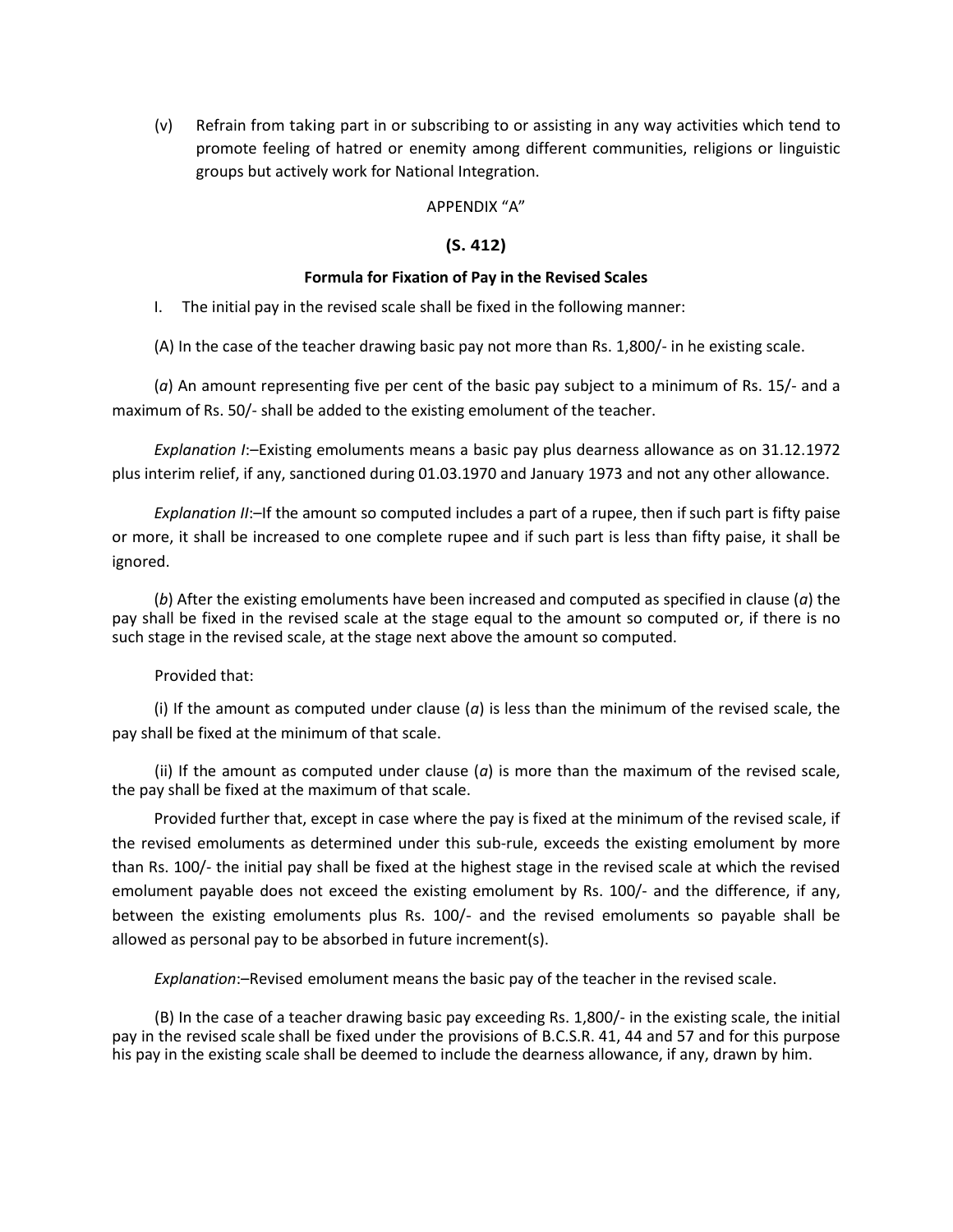(v) Refrain from taking part in or subscribing to or assisting in any way activities which tend to promote feeling of hatred or enemity among different communities, religions or linguistic groups but actively work for National Integration.

APPENDIX "A"

**(S. 412)**

**Formula for Fixation of Pay in the Revised Scales**

I. The initial pay in the revised scale shall be fixed in the following manner:

(A) In the case of the teacher drawing basic pay not more than Rs. 1,800/- in he existing scale.

(*a*) An amount representing five per cent of the basic pay subject to a minimum of Rs. 15/- and a maximum of Rs. 50/- shall be added to the existing emolument of the teacher.

*Explanation I*:–Existing emoluments means a basic pay plus dearness allowance as on 31.12.1972 plus interim relief, if any, sanctioned during 01.03.1970 and January 1973 and not any other allowance.

*Explanation II*:–If the amount so computed includes a part of a rupee, then if such part is fifty paise or more, it shall be increased to one complete rupee and if such part is less than fifty paise, it shall be ignored.

(*b*) After the existing emoluments have been increased and computed as specified in clause (*a*) the pay shall be fixed in the revised scale at the stage equal to the amount so computed or, if there is no such stage in the revised scale, at the stage next above the amount so computed.

Provided that:

(i) If the amount as computed under clause (*a*) is less than the minimum of the revised scale, the pay shall be fixed at the minimum of that scale.

(ii) If the amount as computed under clause (*a*) is more than the maximum of the revised scale, the pay shall be fixed at the maximum of that scale.

Provided further that, except in case where the pay is fixed at the minimum of the revised scale, if the revised emoluments as determined under this sub-rule, exceeds the existing emolument by more than Rs. 100/- the initial pay shall be fixed at the highest stage in the revised scale at which the revised emolument payable does not exceed the existing emolument by Rs. 100/- and the difference, if any, between the existing emoluments plus Rs. 100/- and the revised emoluments so payable shall be allowed as personal pay to be absorbed in future increment(s).

*Explanation*:–Revised emolument means the basic pay of the teacher in the revised scale.

(B) In the case of a teacher drawing basic pay exceeding Rs. 1,800/- in the existing scale, the initial pay in the revised scale shall be fixed under the provisions of B.C.S.R. 41, 44 and 57 and for this purpose his pay in the existing scale shall be deemed to include the dearness allowance, if any, drawn by him.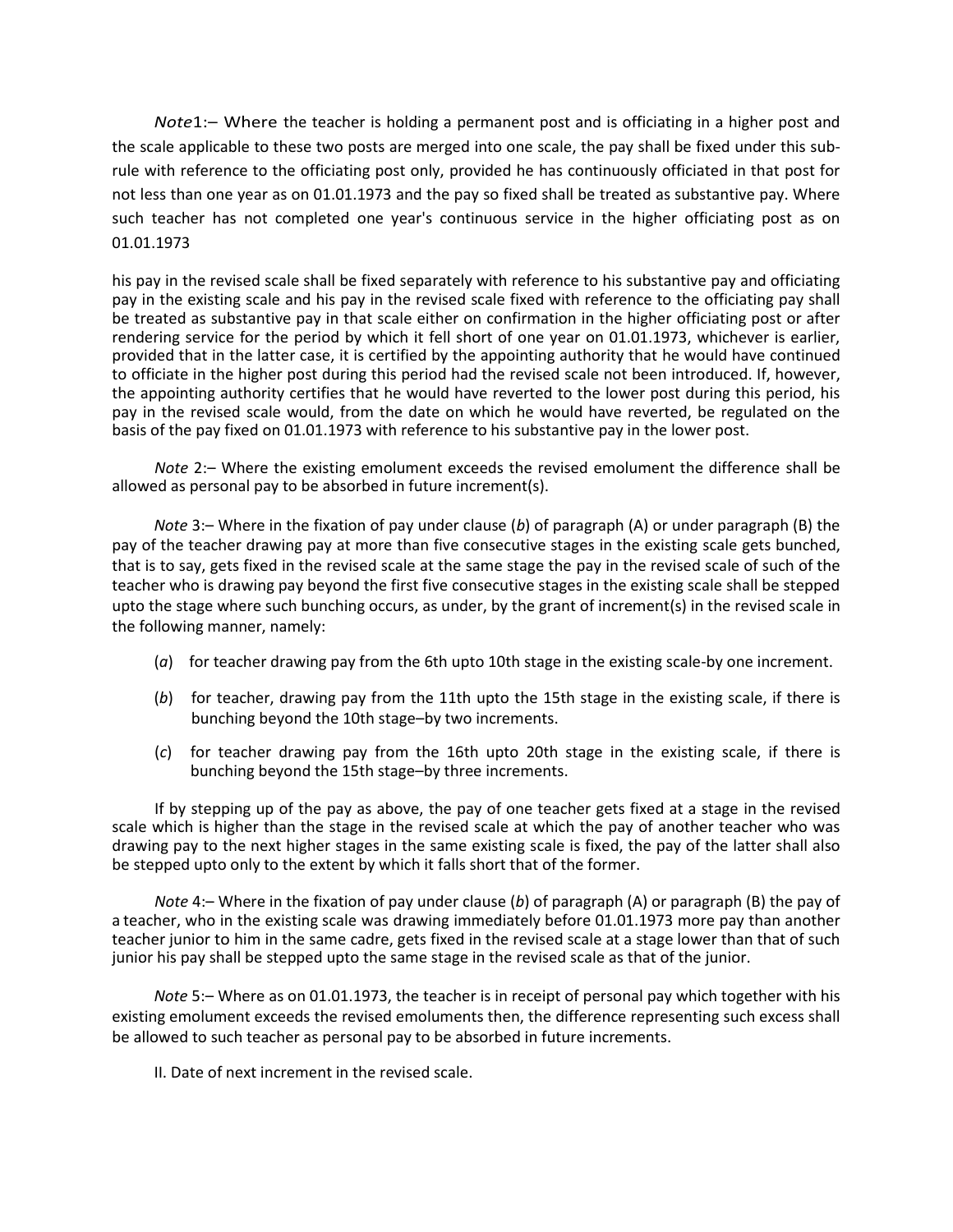*Note*1:– Where the teacher is holding a permanent post and is officiating in a higher post and the scale applicable to these two posts are merged into one scale, the pay shall be fixed under this sub-rule with reference to the officiating post only, provided he has continuously officiated in that post for not less than one year as on 01.01.1973 and the pay so fixed shall be treated as substantive pay. Where such teacher has not completed one year's continuous service in the higher officiating post as on 01.01.1973

his pay in the revised scale shall be fixed separately with reference to his substantive pay and officiating pay in the existing scale and his pay in the revised scale fixed with reference to the officiating pay shall be treated as substantive pay in that scale either on confirmation in the higher officiating post or after rendering service for the period by which it fell short of one year on 01.01.1973, whichever is earlier, provided that in the latter case, it is certified by the appointing authority that he would have continued to officiate in the higher post during this period had the revised scale not been introduced. If, however, the appointing authority certifies that he would have reverted to the lower post during this period, his pay in the revised scale would, from the date on which he would have reverted, be regulated on the basis of the pay fixed on 01.01.1973 with reference to his substantive pay in the lower post.

*Note* 2:– Where the existing emolument exceeds the revised emolument the difference shall be allowed as personal pay to be absorbed in future increment(s).

*Note* 3:– Where in the fixation of pay under clause (*b*) of paragraph (A) or under paragraph (B) the pay of the teacher drawing pay at more than five consecutive stages in the existing scale gets bunched, that is to say, gets fixed in the revised scale at the same stage the pay in the revised scale of such of the teacher who is drawing pay beyond the first five consecutive stages in the existing scale shall be stepped upto the stage where such bunching occurs, as under, by the grant of increment(s) in the revised scale in the following manner, namely:

(*a*) for teacher drawing pay from the 6th upto 10th stage in the existing scale-by one increment.

(*b*) for teacher, drawing pay from the 11th upto the 15th stage in the existing scale, if there is bunching beyond the 10th stage–by two increments.

(*c*) for teacher drawing pay from the 16th upto 20th stage in the existing scale, if there is bunching beyond the 15th stage–by three increments.

If by stepping up of the pay as above, the pay of one teacher gets fixed at a stage in the revised scale which is higher than the stage in the revised scale at which the pay of another teacher who was drawing pay to the next higher stages in the same existing scale is fixed, the pay of the latter shall also be stepped upto only to the extent by which it falls short that of the former.

*Note* 4:– Where in the fixation of pay under clause (*b*) of paragraph (A) or paragraph (B) the pay of a teacher, who in the existing scale was drawing immediately before 01.01.1973 more pay than another teacher junior to him in the same cadre, gets fixed in the revised scale at a stage lower than that of such junior his pay shall be stepped upto the same stage in the revised scale as that of the junior.

*Note* 5:– Where as on 01.01.1973, the teacher is in receipt of personal pay which together with his existing emolument exceeds the revised emoluments then, the difference representing such excess shall be allowed to such teacher as personal pay to be absorbed in future increments.

II. Date of next increment in the revised scale.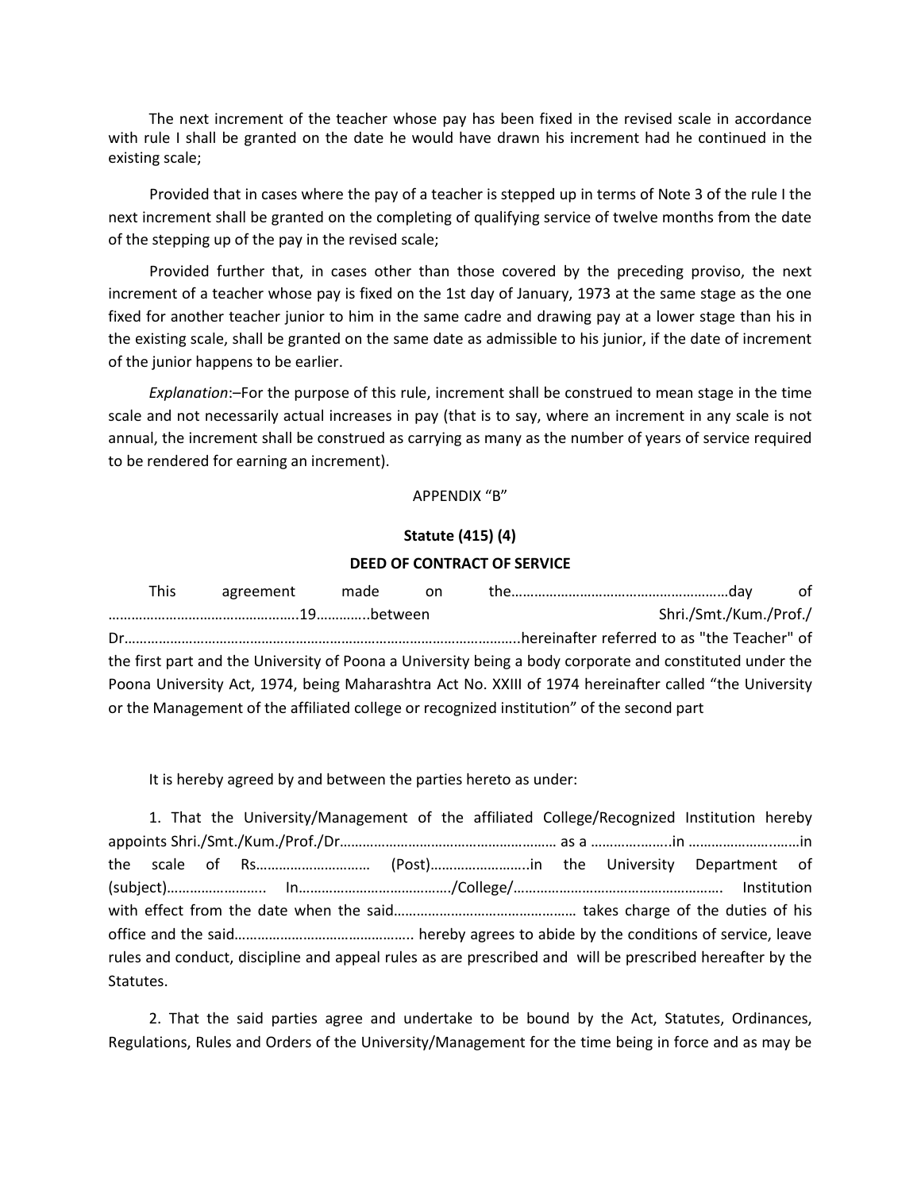The next increment of the teacher whose pay has been fixed in the revised scale in accordance with rule I shall be granted on the date he would have drawn his increment had he continued in the existing scale;

Provided that in cases where the pay of a teacher is stepped up in terms of Note 3 of the rule I the next increment shall be granted on the completing of qualifying service of twelve months from the date of the stepping up of the pay in the revised scale;

Provided further that, in cases other than those covered by the preceding proviso, the next increment of a teacher whose pay is fixed on the 1st day of January, 1973 at the same stage as the one fixed for another teacher junior to him in the same cadre and drawing pay at a lower stage than his in the existing scale, shall be granted on the same date as admissible to his junior, if the date of increment of the junior happens to be earlier.

*Explanation*:–For the purpose of this rule, increment shall be construed to mean stage in the time scale and not necessarily actual increases in pay (that is to say, where an increment in any scale is not annual, the increment shall be construed as carrying as many as the number of years of service required to be rendered for earning an increment).

APPENDIX "B"

**Statute (415) (4)**

**DEED OF CONTRACT OF SERVICE**

This agreement made on the…………………………………………………day of …………………………………………..19…………..between Shri./Smt./Kum./Prof./ Dr……………………………………………………………………………………..hereinafter referred to as "the Teacher" of the first part and the University of Poona a University being a body corporate and constituted under the Poona University Act, 1974, being Maharashtra Act No. XXIII of 1974 hereinafter called "the University or the Management of the affiliated college or recognized institution" of the second part

It is hereby agreed by and between the parties hereto as under:

1. That the University/Management of the affiliated College/Recognized Institution hereby appoints Shri./Smt./Kum./Prof./Dr………………………………………………… as a ………………..in ……………………..…in the scale of Rs………………………… (Post)……………………..in the University Department of (subject)…………………….. In…………………………………/College/………………………………………………. Institution with effect from the date when the said……………………………………….. takes charge of the duties of his office and the said……………………………………….. hereby agrees to abide by the conditions of service, leave rules and conduct, discipline and appeal rules as are prescribed and will be prescribed hereafter by the Statutes.

2. That the said parties agree and undertake to be bound by the Act, Statutes, Ordinances, Regulations, Rules and Orders of the University/Management for the time being in force and as may be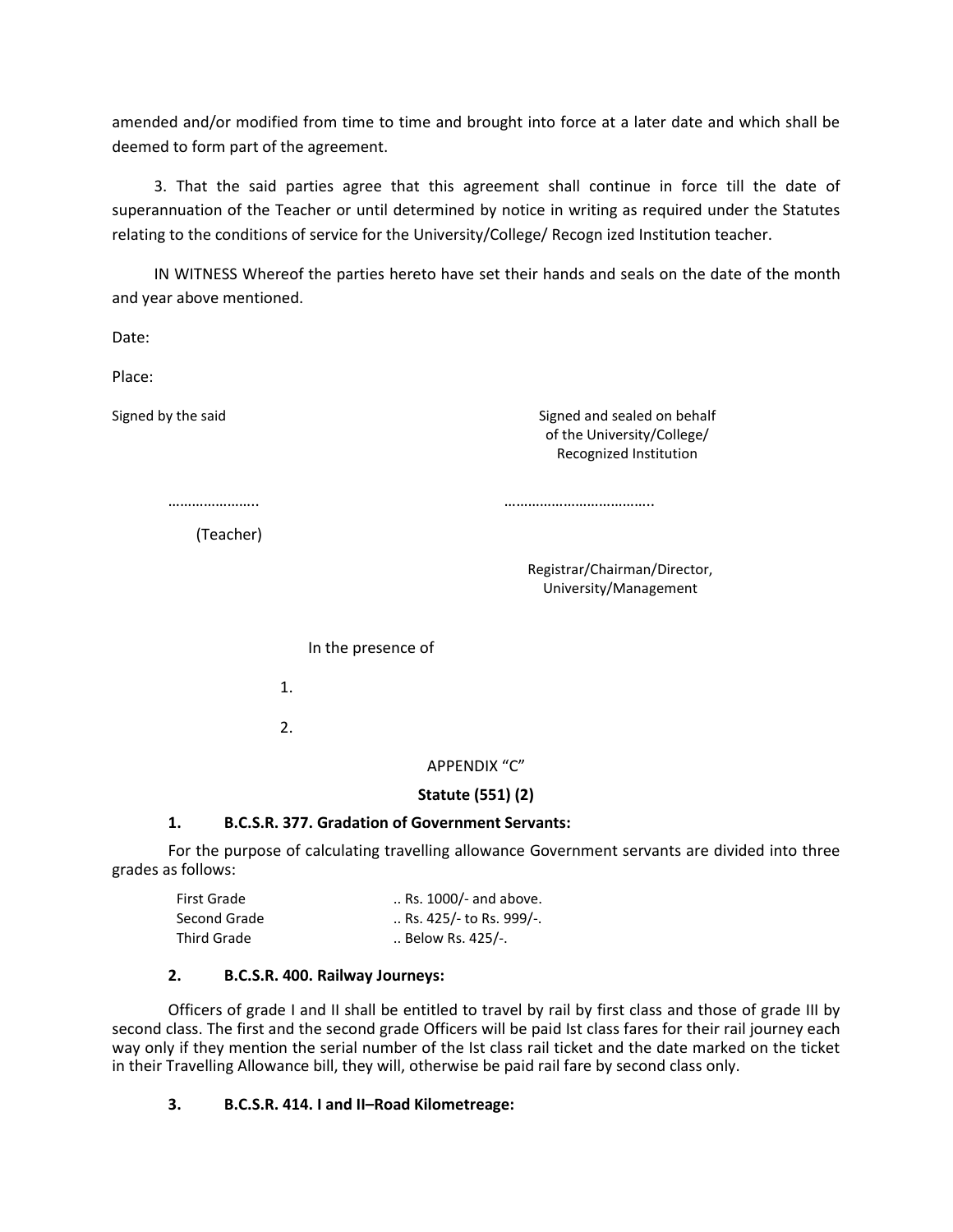amended and/or modified from time to time and brought into force at a later date and which shall be deemed to form part of the agreement.

3. That the said parties agree that this agreement shall continue in force till the date of superannuation of the Teacher or until determined by notice in writing as required under the Statutes relating to the conditions of service for the University/College/ Recogn ized Institution teacher.

IN WITNESS Whereof the parties hereto have set their hands and seals on the date of the month and year above mentioned.

Date:

Place:

Signed by the said

…………………..

(Teacher)

Signed and sealed on behalf of the University/College/ Recognized Institution

………………………………..

Registrar/Chairman/Director, University/Management

In the presence of

1.

2.

APPENDIX "C"

**Statute (551) (2)**

**1. B.C.S.R. 377. Gradation of Government Servants:**

For the purpose of calculating travelling allowance Government servants are divided into three grades as follows:

| | |
|---|---|
| First Grade | .. Rs. 1000/- and above. |
| Second Grade | .. Rs. 425/- to Rs. 999/-. |
| Third Grade | .. Below Rs. 425/-. |

**2. B.C.S.R. 400. Railway Journeys:**

Officers of grade I and II shall be entitled to travel by rail by first class and those of grade III by second class. The first and the second grade Officers will be paid Ist class fares for their rail journey each way only if they mention the serial number of the Ist class rail ticket and the date marked on the ticket in their Travelling Allowance bill, they will, otherwise be paid rail fare by second class only.

**3. B.C.S.R. 414. I and II–Road Kilometreage:**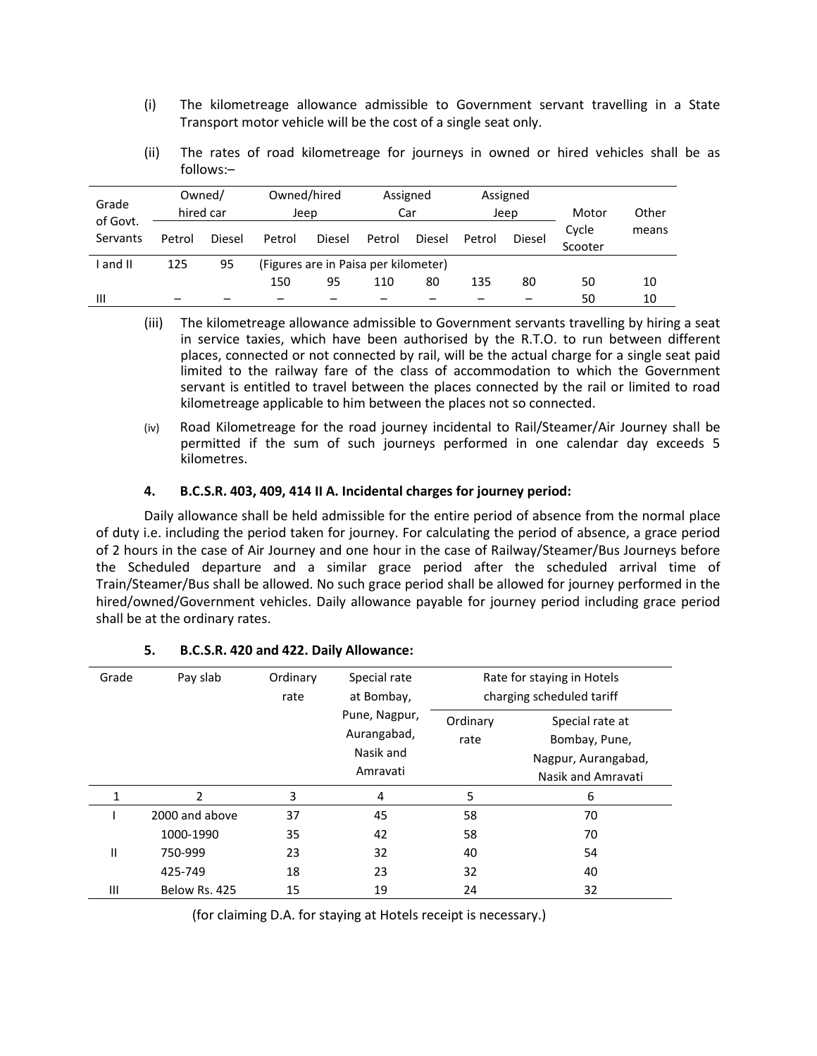(i) The kilometreage allowance admissible to Government servant travelling in a State Transport motor vehicle will be the cost of a single seat only.

(ii) The rates of road kilometreage for journeys in owned or hired vehicles shall be as follows:–

| Grade of Govt. Servants | Owned/ hired car | | Owned/hired Jeep | | Assigned Car | | Assigned Jeep | | Motor Cycle Scooter | Other means |
|---|---|---|---|---|---|---|---|---|---|---|
| | Petrol | Diesel | Petrol | Diesel | Petrol | Diesel | Petrol | Diesel | | |
| I and II | 125 | 95 | (Figures are in Paisa per kilometer) | | | | | | | |
| | | | 150 | 95 | 110 | 80 | 135 | 80 | 50 | 10 |
| III | – | – | – | – | – | – | – | – | 50 | 10 |

(iii) The kilometreage allowance admissible to Government servants travelling by hiring a seat in service taxies, which have been authorised by the R.T.O. to run between different places, connected or not connected by rail, will be the actual charge for a single seat paid limited to the railway fare of the class of accommodation to which the Government servant is entitled to travel between the places connected by the rail or limited to road kilometreage applicable to him between the places not so connected.

(iv) Road Kilometreage for the road journey incidental to Rail/Steamer/Air Journey shall be permitted if the sum of such journeys performed in one calendar day exceeds 5 kilometres.

**4. B.C.S.R. 403, 409, 414 II A. Incidental charges for journey period:**

Daily allowance shall be held admissible for the entire period of absence from the normal place of duty i.e. including the period taken for journey. For calculating the period of absence, a grace period of 2 hours in the case of Air Journey and one hour in the case of Railway/Steamer/Bus Journeys before the Scheduled departure and a similar grace period after the scheduled arrival time of Train/Steamer/Bus shall be allowed. No such grace period shall be allowed for journey performed in the hired/owned/Government vehicles. Daily allowance payable for journey period including grace period shall be at the ordinary rates.

**5. B.C.S.R. 420 and 422. Daily Allowance:**

| Grade | Pay slab | Ordinary rate | Special rate at Bombay, Pune, Nagpur, Aurangabad, Nasik and Amravati | Rate for staying in Hotels charging scheduled tariff | |
|---|---|---|---|---|---|
| | | | | Ordinary rate | Special rate at Bombay, Pune, Nagpur, Aurangabad, Nasik and Amravati |
| 1 | 2 | 3 | 4 | 5 | 6 |
| I | 2000 and above | 37 | 45 | 58 | 70 |
| | 1000-1990 | 35 | 42 | 58 | 70 |
| II | 750-999 | 23 | 32 | 40 | 54 |
| | 425-749 | 18 | 23 | 32 | 40 |
| III | Below Rs. 425 | 15 | 19 | 24 | 32 |

(for claiming D.A. for staying at Hotels receipt is necessary.)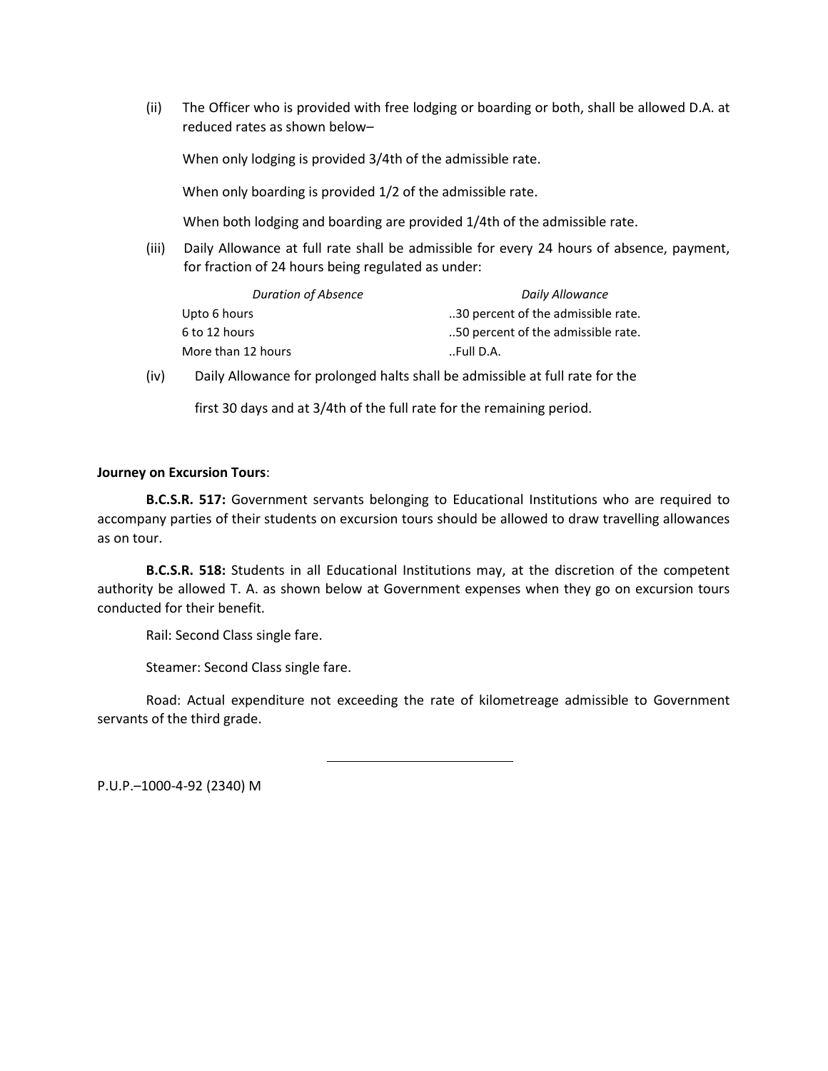(ii) The Officer who is provided with free lodging or boarding or both, shall be allowed D.A. at reduced rates as shown below–

When only lodging is provided 3/4th of the admissible rate.

When only boarding is provided 1/2 of the admissible rate.

When both lodging and boarding are provided 1/4th of the admissible rate.

(iii) Daily Allowance at full rate shall be admissible for every 24 hours of absence, payment, for fraction of 24 hours being regulated as under:

| *Duration of Absence* | *Daily Allowance* |
|---|---|
| Upto 6 hours | ..30 percent of the admissible rate. |
| 6 to 12 hours | ..50 percent of the admissible rate. |
| More than 12 hours | ..Full D.A. |

(iv) Daily Allowance for prolonged halts shall be admissible at full rate for the first 30 days and at 3/4th of the full rate for the remaining period.

**Journey on Excursion Tours**:

**B.C.S.R. 517:** Government servants belonging to Educational Institutions who are required to accompany parties of their students on excursion tours should be allowed to draw travelling allowances as on tour.

**B.C.S.R. 518:** Students in all Educational Institutions may, at the discretion of the competent authority be allowed T. A. as shown below at Government expenses when they go on excursion tours conducted for their benefit.

Rail: Second Class single fare.

Steamer: Second Class single fare.

Road: Actual expenditure not exceeding the rate of kilometreage admissible to Government servants of the third grade.

---

P.U.P.–1000-4-92 (2340) M